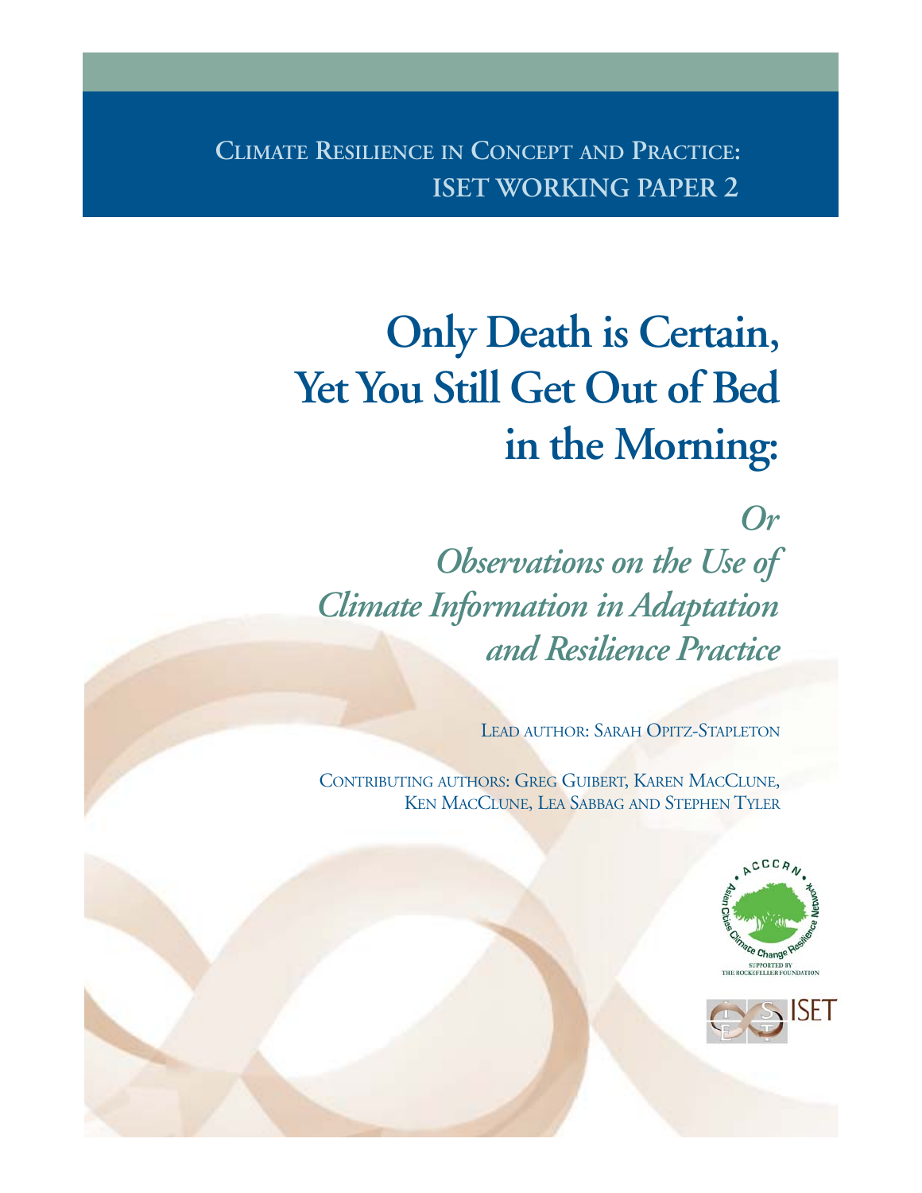Climate Resilience in Concept and Practice:
**ISET WORKING PAPER 2**

# Only Death is Certain, Yet You Still Get Out of Bed in the Morning:

## *Or Observations on the Use of Climate Information in Adaptation and Resilience Practice*

Lead author: Sarah Opitz-Stapleton

Contributing authors: Greg Guibert, Karen MacClune, Ken MacClune, Lea Sabbag and Stephen Tyler

ACCCRN • Asian Cities Climate Change Resilience Network •
SUPPORTED BY THE ROCKEFELLER FOUNDATION

ISET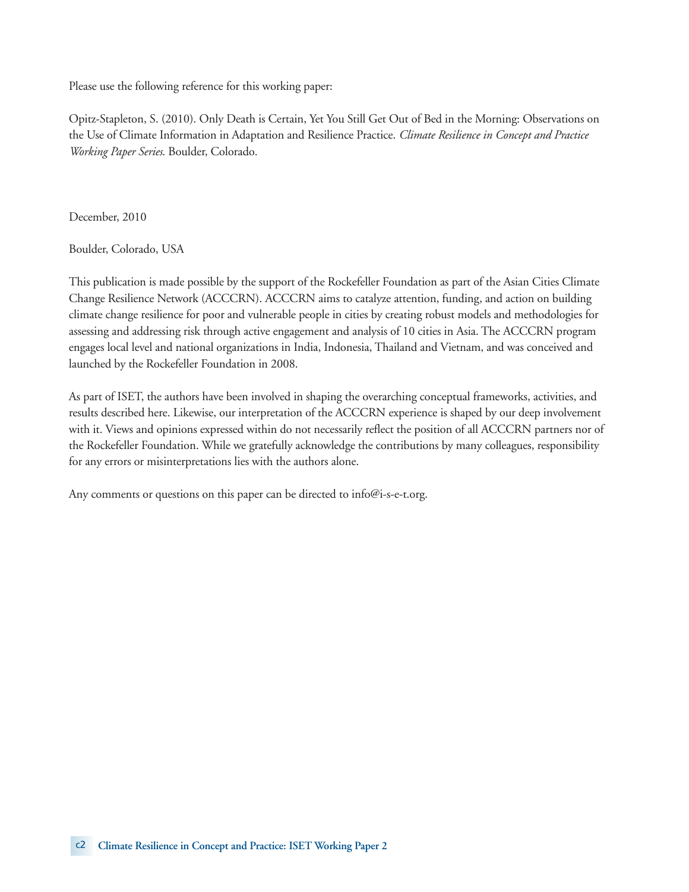Please use the following reference for this working paper:

Opitz-Stapleton, S. (2010). Only Death is Certain, Yet You Still Get Out of Bed in the Morning: Observations on the Use of Climate Information in Adaptation and Resilience Practice. *Climate Resilience in Concept and Practice Working Paper Series*. Boulder, Colorado.

December, 2010

Boulder, Colorado, USA

This publication is made possible by the support of the Rockefeller Foundation as part of the Asian Cities Climate Change Resilience Network (ACCCRN). ACCCRN aims to catalyze attention, funding, and action on building climate change resilience for poor and vulnerable people in cities by creating robust models and methodologies for assessing and addressing risk through active engagement and analysis of 10 cities in Asia. The ACCCRN program engages local level and national organizations in India, Indonesia, Thailand and Vietnam, and was conceived and launched by the Rockefeller Foundation in 2008.

As part of ISET, the authors have been involved in shaping the overarching conceptual frameworks, activities, and results described here. Likewise, our interpretation of the ACCCRN experience is shaped by our deep involvement with it. Views and opinions expressed within do not necessarily reflect the position of all ACCCRN partners nor of the Rockefeller Foundation. While we gratefully acknowledge the contributions by many colleagues, responsibility for any errors or misinterpretations lies with the authors alone.

Any comments or questions on this paper can be directed to info@i-s-e-t.org.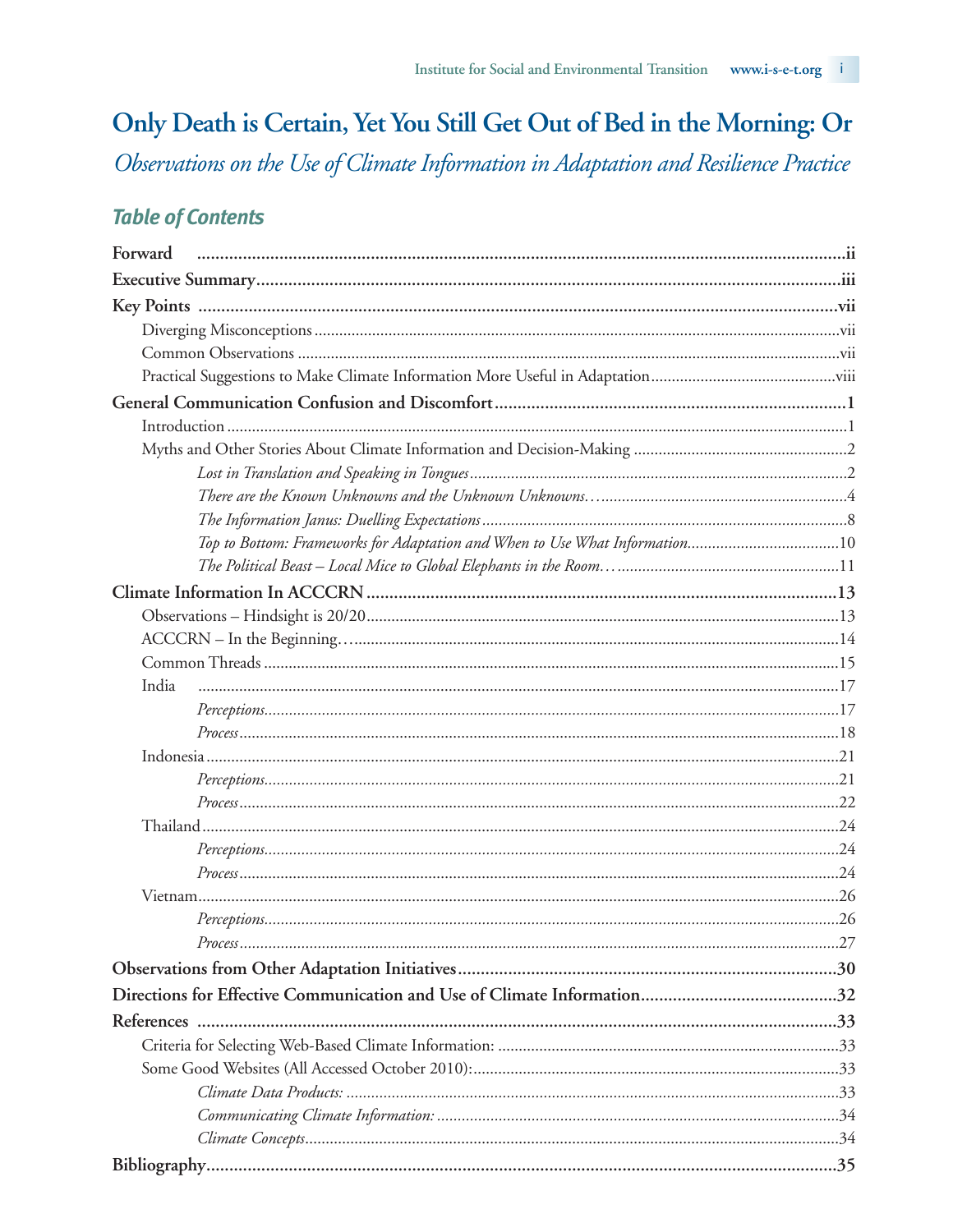# Only Death is Certain, Yet You Still Get Out of Bed in the Morning: Or

*Observations on the Use of Climate Information in Adaptation and Resilience Practice*

## *Table of Contents*

**Forward** .......... ii

**Executive Summary** .......... iii

**Key Points** .......... vii

- Diverging Misconceptions .......... vii
- Common Observations .......... vii
- Practical Suggestions to Make Climate Information More Useful in Adaptation .......... viii

**General Communication Confusion and Discomfort** .......... 1

- Introduction .......... 1
- Myths and Other Stories About Climate Information and Decision-Making .......... 2
  - *Lost in Translation and Speaking in Tongues* .......... 2
  - *There are the Known Unknowns and the Unknown Unknowns…* .......... 4
  - *The Information Janus: Duelling Expectations* .......... 8
  - *Top to Bottom: Frameworks for Adaptation and When to Use What Information* .......... 10
  - *The Political Beast – Local Mice to Global Elephants in the Room…* .......... 11

**Climate Information In ACCCRN** .......... 13

- Observations – Hindsight is 20/20 .......... 13
- ACCCRN – In the Beginning… .......... 14
- Common Threads .......... 15
- India .......... 17
  - *Perceptions* .......... 17
  - *Process* .......... 18
- Indonesia .......... 21
  - *Perceptions* .......... 21
  - *Process* .......... 22
- Thailand .......... 24
  - *Perceptions* .......... 24
  - *Process* .......... 24
- Vietnam .......... 26
  - *Perceptions* .......... 26
  - *Process* .......... 27

**Observations from Other Adaptation Initiatives** .......... 30

**Directions for Effective Communication and Use of Climate Information** .......... 32

**References** .......... 33

- Criteria for Selecting Web-Based Climate Information: .......... 33
- Some Good Websites (All Accessed October 2010): .......... 33
  - *Climate Data Products:* .......... 33
  - *Communicating Climate Information:* .......... 34
  - *Climate Concepts* .......... 34

**Bibliography** .......... 35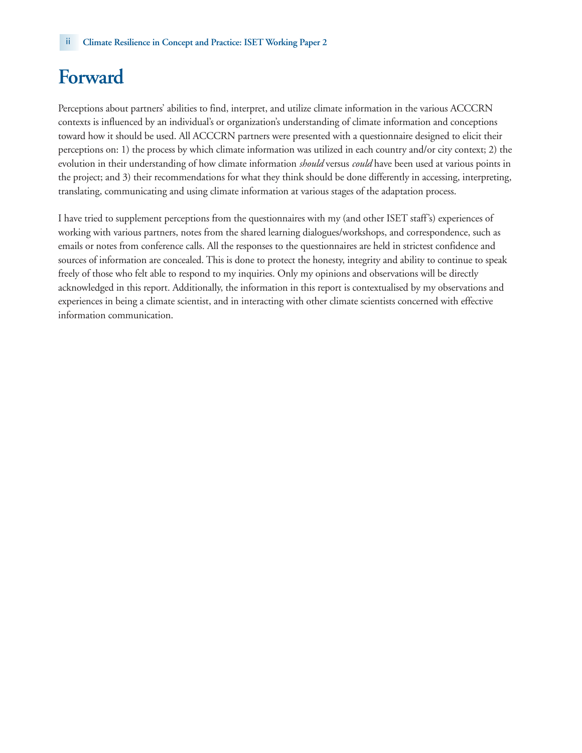# Forward

Perceptions about partners' abilities to find, interpret, and utilize climate information in the various ACCCRN contexts is influenced by an individual's or organization's understanding of climate information and conceptions toward how it should be used. All ACCCRN partners were presented with a questionnaire designed to elicit their perceptions on: 1) the process by which climate information was utilized in each country and/or city context; 2) the evolution in their understanding of how climate information *should* versus *could* have been used at various points in the project; and 3) their recommendations for what they think should be done differently in accessing, interpreting, translating, communicating and using climate information at various stages of the adaptation process.

I have tried to supplement perceptions from the questionnaires with my (and other ISET staff's) experiences of working with various partners, notes from the shared learning dialogues/workshops, and correspondence, such as emails or notes from conference calls. All the responses to the questionnaires are held in strictest confidence and sources of information are concealed. This is done to protect the honesty, integrity and ability to continue to speak freely of those who felt able to respond to my inquiries. Only my opinions and observations will be directly acknowledged in this report. Additionally, the information in this report is contextualised by my observations and experiences in being a climate scientist, and in interacting with other climate scientists concerned with effective information communication.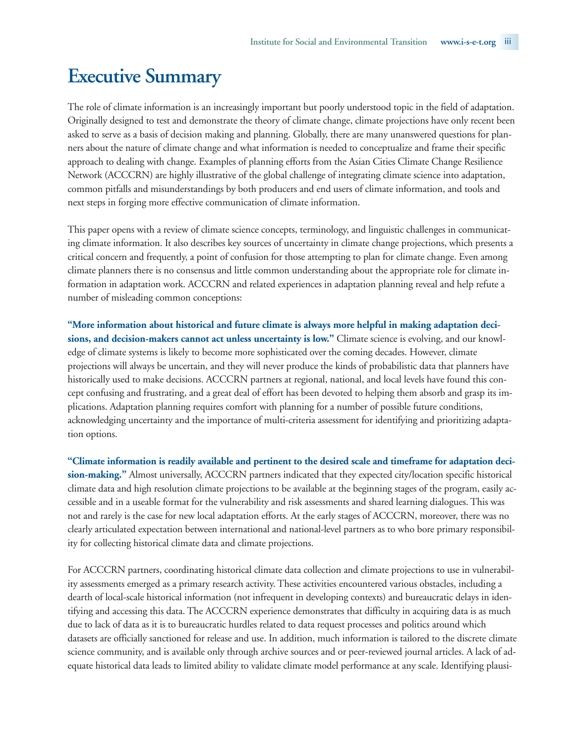# Executive Summary

The role of climate information is an increasingly important but poorly understood topic in the field of adaptation. Originally designed to test and demonstrate the theory of climate change, climate projections have only recent been asked to serve as a basis of decision making and planning. Globally, there are many unanswered questions for planners about the nature of climate change and what information is needed to conceptualize and frame their specific approach to dealing with change. Examples of planning efforts from the Asian Cities Climate Change Resilience Network (ACCCRN) are highly illustrative of the global challenge of integrating climate science into adaptation, common pitfalls and misunderstandings by both producers and end users of climate information, and tools and next steps in forging more effective communication of climate information.

This paper opens with a review of climate science concepts, terminology, and linguistic challenges in communicating climate information. It also describes key sources of uncertainty in climate change projections, which presents a critical concern and frequently, a point of confusion for those attempting to plan for climate change. Even among climate planners there is no consensus and little common understanding about the appropriate role for climate information in adaptation work. ACCCRN and related experiences in adaptation planning reveal and help refute a number of misleading common conceptions:

**"More information about historical and future climate is always more helpful in making adaptation decisions, and decision-makers cannot act unless uncertainty is low."** Climate science is evolving, and our knowledge of climate systems is likely to become more sophisticated over the coming decades. However, climate projections will always be uncertain, and they will never produce the kinds of probabilistic data that planners have historically used to make decisions. ACCCRN partners at regional, national, and local levels have found this concept confusing and frustrating, and a great deal of effort has been devoted to helping them absorb and grasp its implications. Adaptation planning requires comfort with planning for a number of possible future conditions, acknowledging uncertainty and the importance of multi-criteria assessment for identifying and prioritizing adaptation options.

**"Climate information is readily available and pertinent to the desired scale and timeframe for adaptation decision-making."** Almost universally, ACCCRN partners indicated that they expected city/location specific historical climate data and high resolution climate projections to be available at the beginning stages of the program, easily accessible and in a useable format for the vulnerability and risk assessments and shared learning dialogues. This was not and rarely is the case for new local adaptation efforts. At the early stages of ACCCRN, moreover, there was no clearly articulated expectation between international and national-level partners as to who bore primary responsibility for collecting historical climate data and climate projections.

For ACCCRN partners, coordinating historical climate data collection and climate projections to use in vulnerability assessments emerged as a primary research activity. These activities encountered various obstacles, including a dearth of local-scale historical information (not infrequent in developing contexts) and bureaucratic delays in identifying and accessing this data. The ACCCRN experience demonstrates that difficulty in acquiring data is as much due to lack of data as it is to bureaucratic hurdles related to data request processes and politics around which datasets are officially sanctioned for release and use. In addition, much information is tailored to the discrete climate science community, and is available only through archive sources and or peer-reviewed journal articles. A lack of adequate historical data leads to limited ability to validate climate model performance at any scale. Identifying plausi-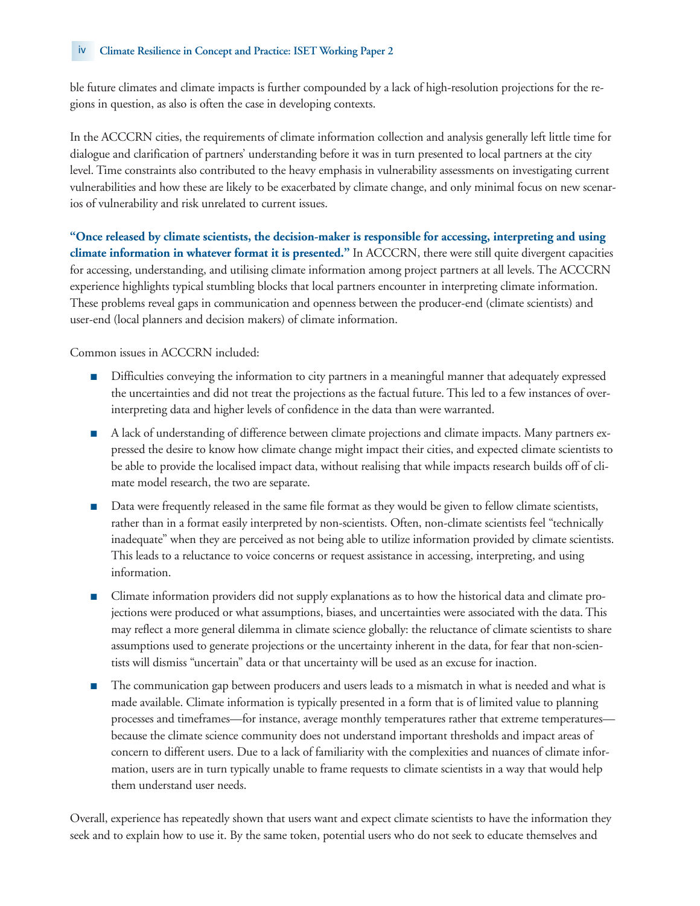ble future climates and climate impacts is further compounded by a lack of high-resolution projections for the regions in question, as also is often the case in developing contexts.

In the ACCCRN cities, the requirements of climate information collection and analysis generally left little time for dialogue and clarification of partners' understanding before it was in turn presented to local partners at the city level. Time constraints also contributed to the heavy emphasis in vulnerability assessments on investigating current vulnerabilities and how these are likely to be exacerbated by climate change, and only minimal focus on new scenarios of vulnerability and risk unrelated to current issues.

**"Once released by climate scientists, the decision-maker is responsible for accessing, interpreting and using climate information in whatever format it is presented."** In ACCCRN, there were still quite divergent capacities for accessing, understanding, and utilising climate information among project partners at all levels. The ACCCRN experience highlights typical stumbling blocks that local partners encounter in interpreting climate information. These problems reveal gaps in communication and openness between the producer-end (climate scientists) and user-end (local planners and decision makers) of climate information.

Common issues in ACCCRN included:

- Difficulties conveying the information to city partners in a meaningful manner that adequately expressed the uncertainties and did not treat the projections as the factual future. This led to a few instances of over-interpreting data and higher levels of confidence in the data than were warranted.
- A lack of understanding of difference between climate projections and climate impacts. Many partners expressed the desire to know how climate change might impact their cities, and expected climate scientists to be able to provide the localised impact data, without realising that while impacts research builds off of climate model research, the two are separate.
- Data were frequently released in the same file format as they would be given to fellow climate scientists, rather than in a format easily interpreted by non-scientists. Often, non-climate scientists feel "technically inadequate" when they are perceived as not being able to utilize information provided by climate scientists. This leads to a reluctance to voice concerns or request assistance in accessing, interpreting, and using information.
- Climate information providers did not supply explanations as to how the historical data and climate projections were produced or what assumptions, biases, and uncertainties were associated with the data. This may reflect a more general dilemma in climate science globally: the reluctance of climate scientists to share assumptions used to generate projections or the uncertainty inherent in the data, for fear that non-scientists will dismiss "uncertain" data or that uncertainty will be used as an excuse for inaction.
- The communication gap between producers and users leads to a mismatch in what is needed and what is made available. Climate information is typically presented in a form that is of limited value to planning processes and timeframes—for instance, average monthly temperatures rather that extreme temperatures—because the climate science community does not understand important thresholds and impact areas of concern to different users. Due to a lack of familiarity with the complexities and nuances of climate information, users are in turn typically unable to frame requests to climate scientists in a way that would help them understand user needs.

Overall, experience has repeatedly shown that users want and expect climate scientists to have the information they seek and to explain how to use it. By the same token, potential users who do not seek to educate themselves and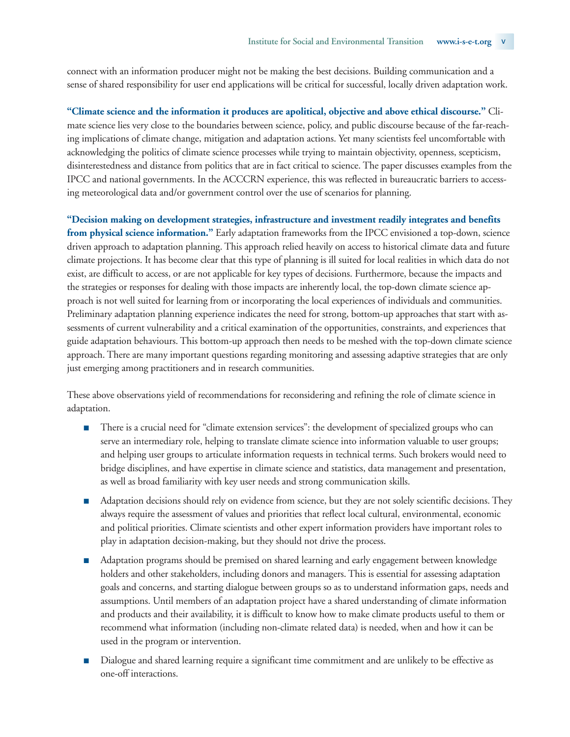connect with an information producer might not be making the best decisions. Building communication and a sense of shared responsibility for user end applications will be critical for successful, locally driven adaptation work.

**"Climate science and the information it produces are apolitical, objective and above ethical discourse."** Climate science lies very close to the boundaries between science, policy, and public discourse because of the far-reaching implications of climate change, mitigation and adaptation actions. Yet many scientists feel uncomfortable with acknowledging the politics of climate science processes while trying to maintain objectivity, openness, scepticism, disinterestedness and distance from politics that are in fact critical to science. The paper discusses examples from the IPCC and national governments. In the ACCCRN experience, this was reflected in bureaucratic barriers to accessing meteorological data and/or government control over the use of scenarios for planning.

**"Decision making on development strategies, infrastructure and investment readily integrates and benefits from physical science information."** Early adaptation frameworks from the IPCC envisioned a top-down, science driven approach to adaptation planning. This approach relied heavily on access to historical climate data and future climate projections. It has become clear that this type of planning is ill suited for local realities in which data do not exist, are difficult to access, or are not applicable for key types of decisions. Furthermore, because the impacts and the strategies or responses for dealing with those impacts are inherently local, the top-down climate science approach is not well suited for learning from or incorporating the local experiences of individuals and communities. Preliminary adaptation planning experience indicates the need for strong, bottom-up approaches that start with assessments of current vulnerability and a critical examination of the opportunities, constraints, and experiences that guide adaptation behaviours. This bottom-up approach then needs to be meshed with the top-down climate science approach. There are many important questions regarding monitoring and assessing adaptive strategies that are only just emerging among practitioners and in research communities.

These above observations yield of recommendations for reconsidering and refining the role of climate science in adaptation.

- There is a crucial need for "climate extension services": the development of specialized groups who can serve an intermediary role, helping to translate climate science into information valuable to user groups; and helping user groups to articulate information requests in technical terms. Such brokers would need to bridge disciplines, and have expertise in climate science and statistics, data management and presentation, as well as broad familiarity with key user needs and strong communication skills.
- Adaptation decisions should rely on evidence from science, but they are not solely scientific decisions. They always require the assessment of values and priorities that reflect local cultural, environmental, economic and political priorities. Climate scientists and other expert information providers have important roles to play in adaptation decision-making, but they should not drive the process.
- Adaptation programs should be premised on shared learning and early engagement between knowledge holders and other stakeholders, including donors and managers. This is essential for assessing adaptation goals and concerns, and starting dialogue between groups so as to understand information gaps, needs and assumptions. Until members of an adaptation project have a shared understanding of climate information and products and their availability, it is difficult to know how to make climate products useful to them or recommend what information (including non-climate related data) is needed, when and how it can be used in the program or intervention.
- Dialogue and shared learning require a significant time commitment and are unlikely to be effective as one-off interactions.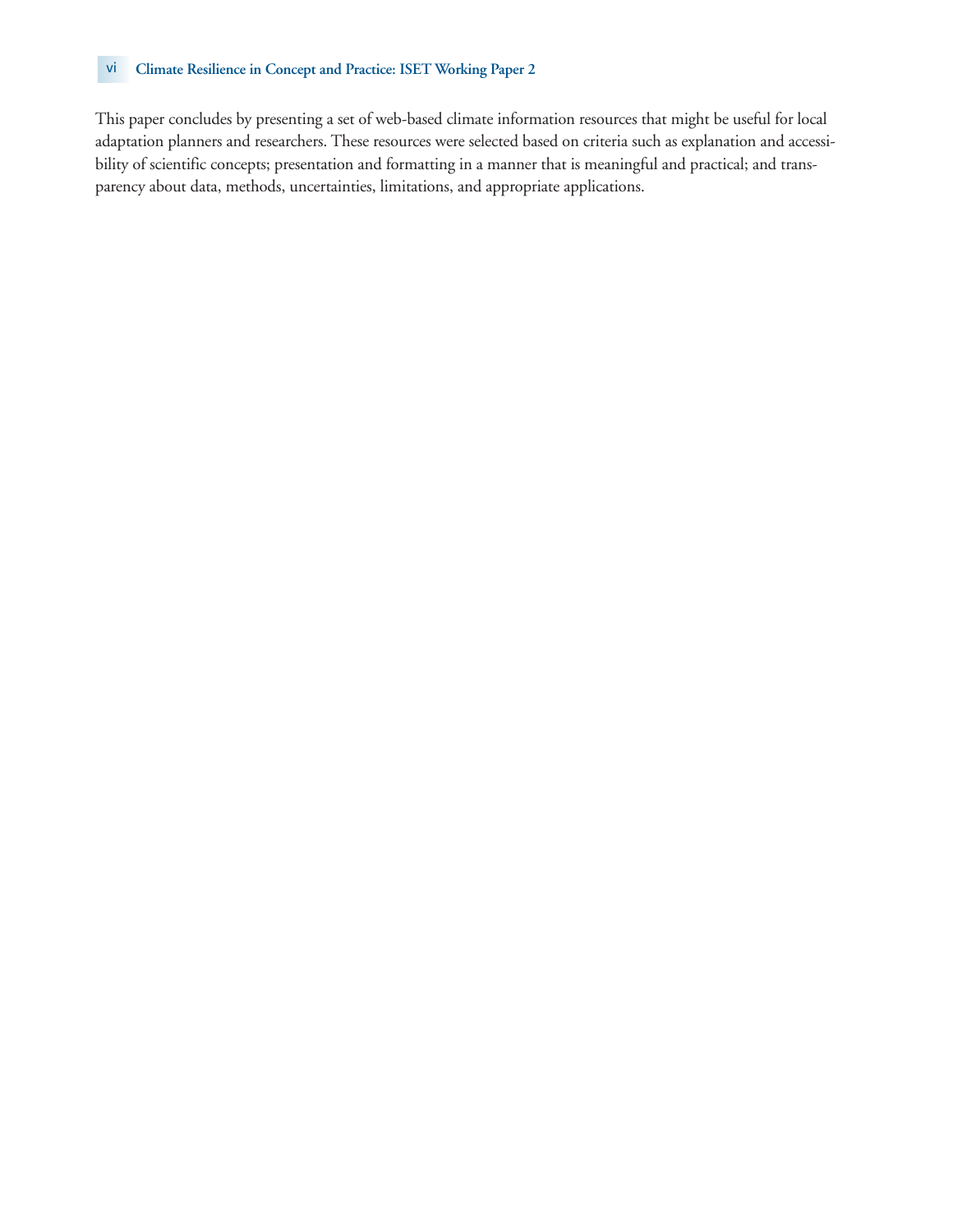This paper concludes by presenting a set of web-based climate information resources that might be useful for local adaptation planners and researchers. These resources were selected based on criteria such as explanation and accessibility of scientific concepts; presentation and formatting in a manner that is meaningful and practical; and transparency about data, methods, uncertainties, limitations, and appropriate applications.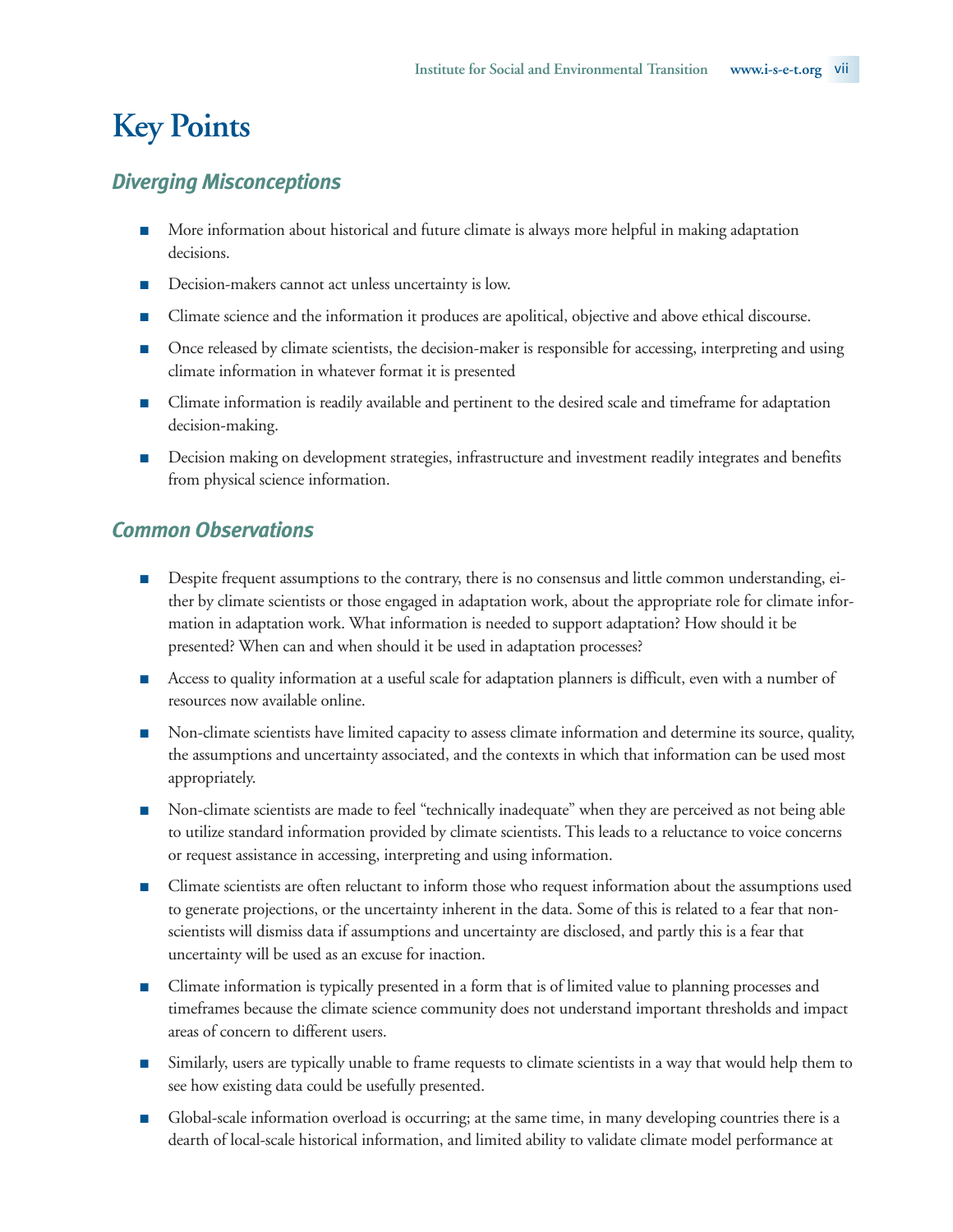# Key Points

## *Diverging Misconceptions*

- More information about historical and future climate is always more helpful in making adaptation decisions.
- Decision-makers cannot act unless uncertainty is low.
- Climate science and the information it produces are apolitical, objective and above ethical discourse.
- Once released by climate scientists, the decision-maker is responsible for accessing, interpreting and using climate information in whatever format it is presented
- Climate information is readily available and pertinent to the desired scale and timeframe for adaptation decision-making.
- Decision making on development strategies, infrastructure and investment readily integrates and benefits from physical science information.

## *Common Observations*

- Despite frequent assumptions to the contrary, there is no consensus and little common understanding, either by climate scientists or those engaged in adaptation work, about the appropriate role for climate information in adaptation work. What information is needed to support adaptation? How should it be presented? When can and when should it be used in adaptation processes?
- Access to quality information at a useful scale for adaptation planners is difficult, even with a number of resources now available online.
- Non-climate scientists have limited capacity to assess climate information and determine its source, quality, the assumptions and uncertainty associated, and the contexts in which that information can be used most appropriately.
- Non-climate scientists are made to feel "technically inadequate" when they are perceived as not being able to utilize standard information provided by climate scientists. This leads to a reluctance to voice concerns or request assistance in accessing, interpreting and using information.
- Climate scientists are often reluctant to inform those who request information about the assumptions used to generate projections, or the uncertainty inherent in the data. Some of this is related to a fear that non-scientists will dismiss data if assumptions and uncertainty are disclosed, and partly this is a fear that uncertainty will be used as an excuse for inaction.
- Climate information is typically presented in a form that is of limited value to planning processes and timeframes because the climate science community does not understand important thresholds and impact areas of concern to different users.
- Similarly, users are typically unable to frame requests to climate scientists in a way that would help them to see how existing data could be usefully presented.
- Global-scale information overload is occurring; at the same time, in many developing countries there is a dearth of local-scale historical information, and limited ability to validate climate model performance at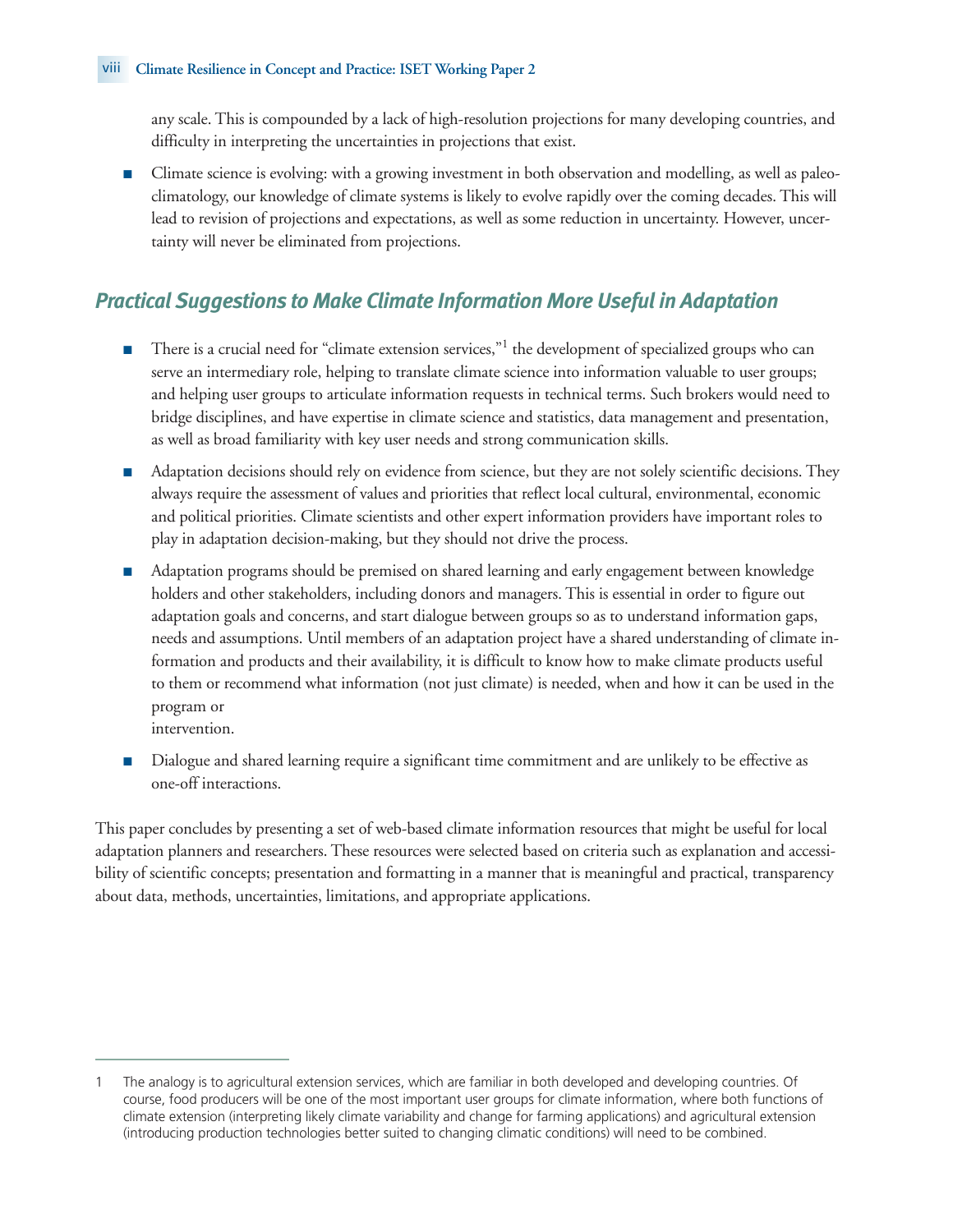any scale. This is compounded by a lack of high-resolution projections for many developing countries, and difficulty in interpreting the uncertainties in projections that exist.

- Climate science is evolving: with a growing investment in both observation and modelling, as well as paleo-climatology, our knowledge of climate systems is likely to evolve rapidly over the coming decades. This will lead to revision of projections and expectations, as well as some reduction in uncertainty. However, uncertainty will never be eliminated from projections.

## *Practical Suggestions to Make Climate Information More Useful in Adaptation*

- There is a crucial need for "climate extension services,"[1] the development of specialized groups who can serve an intermediary role, helping to translate climate science into information valuable to user groups; and helping user groups to articulate information requests in technical terms. Such brokers would need to bridge disciplines, and have expertise in climate science and statistics, data management and presentation, as well as broad familiarity with key user needs and strong communication skills.

- Adaptation decisions should rely on evidence from science, but they are not solely scientific decisions. They always require the assessment of values and priorities that reflect local cultural, environmental, economic and political priorities. Climate scientists and other expert information providers have important roles to play in adaptation decision-making, but they should not drive the process.

- Adaptation programs should be premised on shared learning and early engagement between knowledge holders and other stakeholders, including donors and managers. This is essential in order to figure out adaptation goals and concerns, and start dialogue between groups so as to understand information gaps, needs and assumptions. Until members of an adaptation project have a shared understanding of climate information and products and their availability, it is difficult to know how to make climate products useful to them or recommend what information (not just climate) is needed, when and how it can be used in the program or intervention.

- Dialogue and shared learning require a significant time commitment and are unlikely to be effective as one-off interactions.

This paper concludes by presenting a set of web-based climate information resources that might be useful for local adaptation planners and researchers. These resources were selected based on criteria such as explanation and accessibility of scientific concepts; presentation and formatting in a manner that is meaningful and practical, transparency about data, methods, uncertainties, limitations, and appropriate applications.

---

1 The analogy is to agricultural extension services, which are familiar in both developed and developing countries. Of course, food producers will be one of the most important user groups for climate information, where both functions of climate extension (interpreting likely climate variability and change for farming applications) and agricultural extension (introducing production technologies better suited to changing climatic conditions) will need to be combined.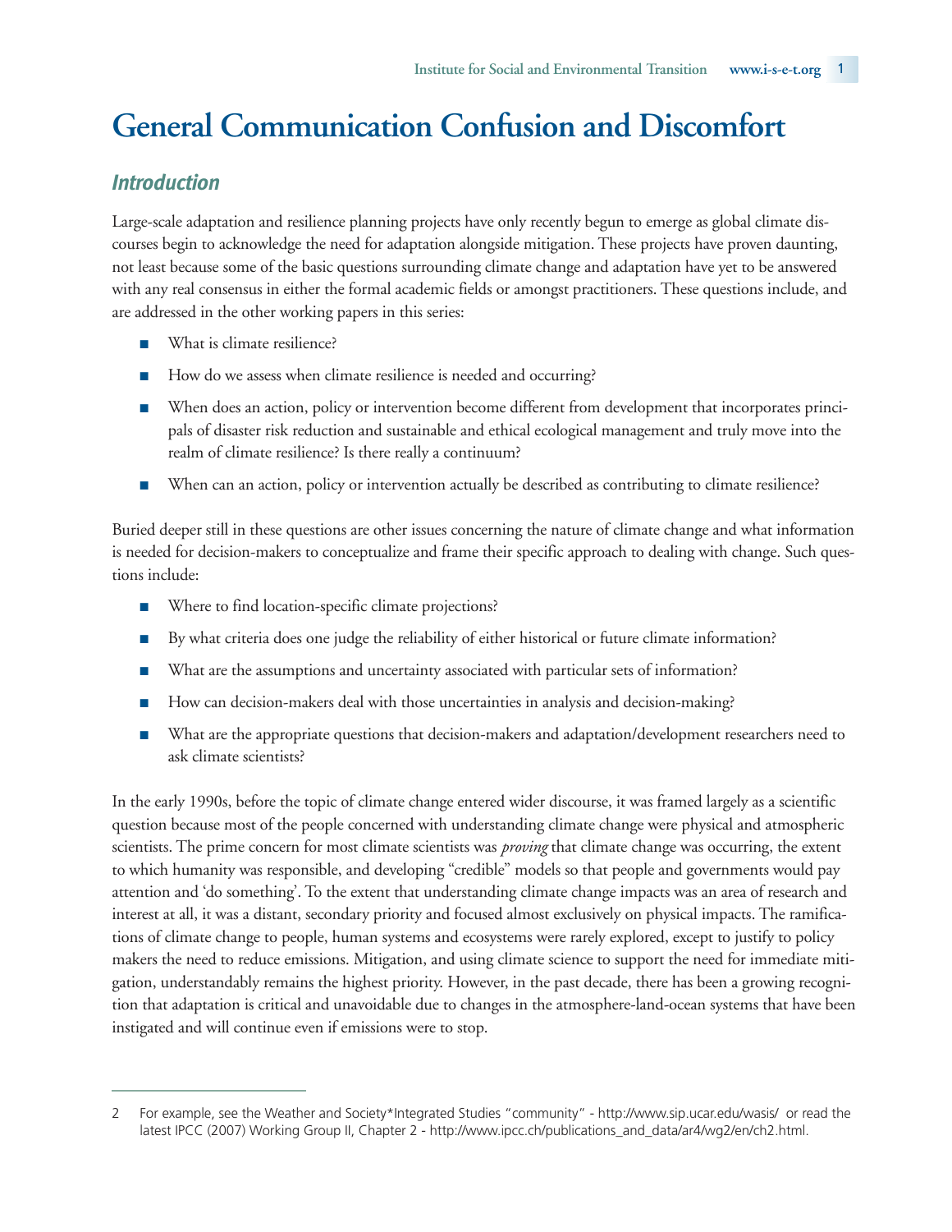# General Communication Confusion and Discomfort

## *Introduction*

Large-scale adaptation and resilience planning projects have only recently begun to emerge as global climate discourses begin to acknowledge the need for adaptation alongside mitigation. These projects have proven daunting, not least because some of the basic questions surrounding climate change and adaptation have yet to be answered with any real consensus in either the formal academic fields or amongst practitioners. These questions include, and are addressed in the other working papers in this series:

- What is climate resilience?
- How do we assess when climate resilience is needed and occurring?
- When does an action, policy or intervention become different from development that incorporates principals of disaster risk reduction and sustainable and ethical ecological management and truly move into the realm of climate resilience? Is there really a continuum?
- When can an action, policy or intervention actually be described as contributing to climate resilience?

Buried deeper still in these questions are other issues concerning the nature of climate change and what information is needed for decision-makers to conceptualize and frame their specific approach to dealing with change. Such questions include:

- Where to find location-specific climate projections?
- By what criteria does one judge the reliability of either historical or future climate information?
- What are the assumptions and uncertainty associated with particular sets of information?
- How can decision-makers deal with those uncertainties in analysis and decision-making?
- What are the appropriate questions that decision-makers and adaptation/development researchers need to ask climate scientists?

In the early 1990s, before the topic of climate change entered wider discourse, it was framed largely as a scientific question because most of the people concerned with understanding climate change were physical and atmospheric scientists. The prime concern for most climate scientists was *proving* that climate change was occurring, the extent to which humanity was responsible, and developing "credible" models so that people and governments would pay attention and 'do something'. To the extent that understanding climate change impacts was an area of research and interest at all, it was a distant, secondary priority and focused almost exclusively on physical impacts. The ramifications of climate change to people, human systems and ecosystems were rarely explored, except to justify to policy makers the need to reduce emissions. Mitigation, and using climate science to support the need for immediate mitigation, understandably remains the highest priority. However, in the past decade, there has been a growing recognition that adaptation is critical and unavoidable due to changes in the atmosphere-land-ocean systems that have been instigated and will continue even if emissions were to stop.

---

2 For example, see the Weather and Society*Integrated Studies "community" - http://www.sip.ucar.edu/wasis/ or read the latest IPCC (2007) Working Group II, Chapter 2 - http://www.ipcc.ch/publications_and_data/ar4/wg2/en/ch2.html.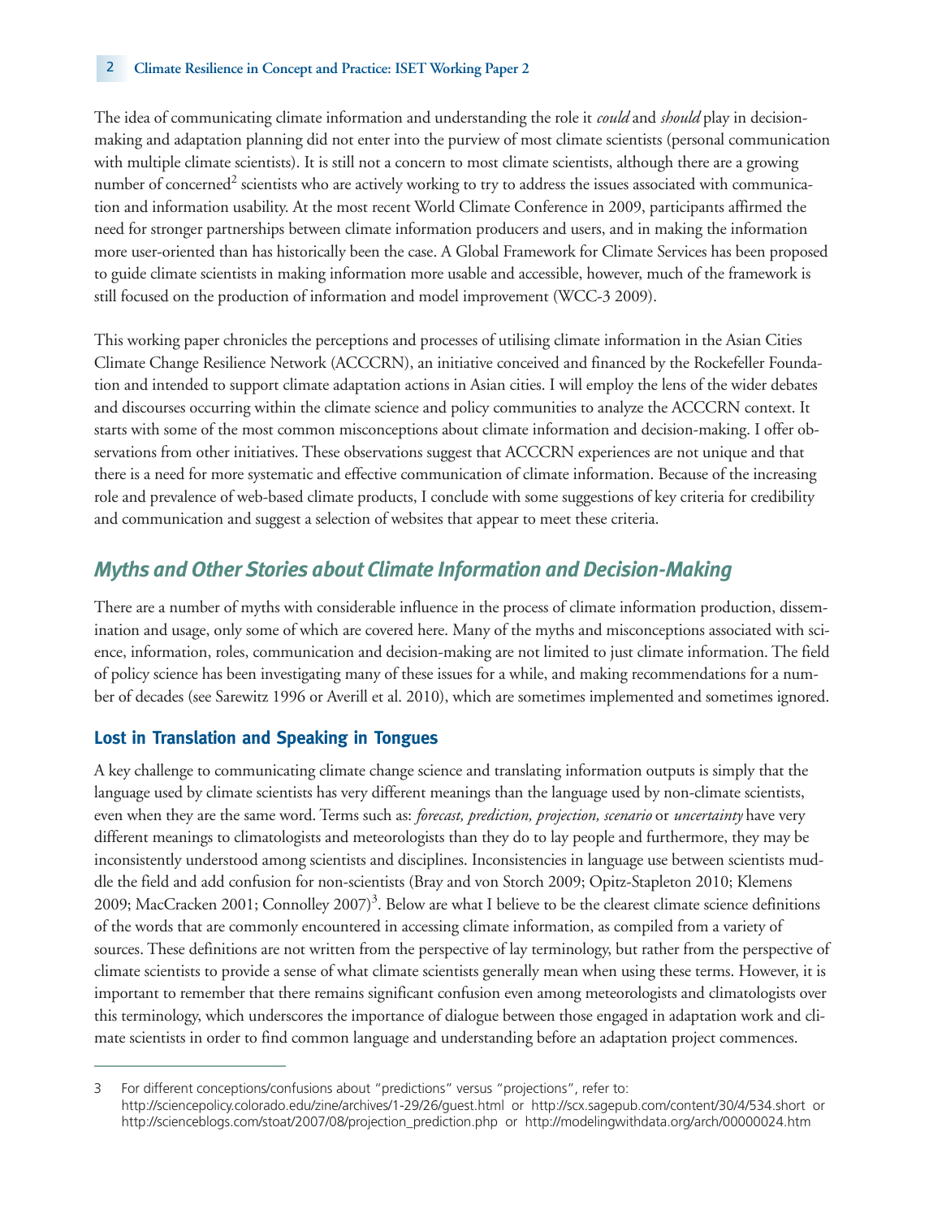The idea of communicating climate information and understanding the role it *could* and *should* play in decision-making and adaptation planning did not enter into the purview of most climate scientists (personal communication with multiple climate scientists). It is still not a concern to most climate scientists, although there are a growing number of concerned[2] scientists who are actively working to try to address the issues associated with communication and information usability. At the most recent World Climate Conference in 2009, participants affirmed the need for stronger partnerships between climate information producers and users, and in making the information more user-oriented than has historically been the case. A Global Framework for Climate Services has been proposed to guide climate scientists in making information more usable and accessible, however, much of the framework is still focused on the production of information and model improvement (WCC-3 2009).

This working paper chronicles the perceptions and processes of utilising climate information in the Asian Cities Climate Change Resilience Network (ACCCRN), an initiative conceived and financed by the Rockefeller Foundation and intended to support climate adaptation actions in Asian cities. I will employ the lens of the wider debates and discourses occurring within the climate science and policy communities to analyze the ACCCRN context. It starts with some of the most common misconceptions about climate information and decision-making. I offer observations from other initiatives. These observations suggest that ACCCRN experiences are not unique and that there is a need for more systematic and effective communication of climate information. Because of the increasing role and prevalence of web-based climate products, I conclude with some suggestions of key criteria for credibility and communication and suggest a selection of websites that appear to meet these criteria.

## Myths and Other Stories about Climate Information and Decision-Making

There are a number of myths with considerable influence in the process of climate information production, dissemination and usage, only some of which are covered here. Many of the myths and misconceptions associated with science, information, roles, communication and decision-making are not limited to just climate information. The field of policy science has been investigating many of these issues for a while, and making recommendations for a number of decades (see Sarewitz 1996 or Averill et al. 2010), which are sometimes implemented and sometimes ignored.

### Lost in Translation and Speaking in Tongues

A key challenge to communicating climate change science and translating information outputs is simply that the language used by climate scientists has very different meanings than the language used by non-climate scientists, even when they are the same word. Terms such as: *forecast, prediction, projection, scenario* or *uncertainty* have very different meanings to climatologists and meteorologists than they do to lay people and furthermore, they may be inconsistently understood among scientists and disciplines. Inconsistencies in language use between scientists muddle the field and add confusion for non-scientists (Bray and von Storch 2009; Opitz-Stapleton 2010; Klemens 2009; MacCracken 2001; Connolley 2007)[3]. Below are what I believe to be the clearest climate science definitions of the words that are commonly encountered in accessing climate information, as compiled from a variety of sources. These definitions are not written from the perspective of lay terminology, but rather from the perspective of climate scientists to provide a sense of what climate scientists generally mean when using these terms. However, it is important to remember that there remains significant confusion even among meteorologists and climatologists over this terminology, which underscores the importance of dialogue between those engaged in adaptation work and climate scientists in order to find common language and understanding before an adaptation project commences.

---

3 For different conceptions/confusions about "predictions" versus "projections", refer to: http://sciencepolicy.colorado.edu/zine/archives/1-29/26/guest.html or http://scx.sagepub.com/content/30/4/534.short or http://scienceblogs.com/stoat/2007/08/projection_prediction.php or http://modelingwithdata.org/arch/00000024.htm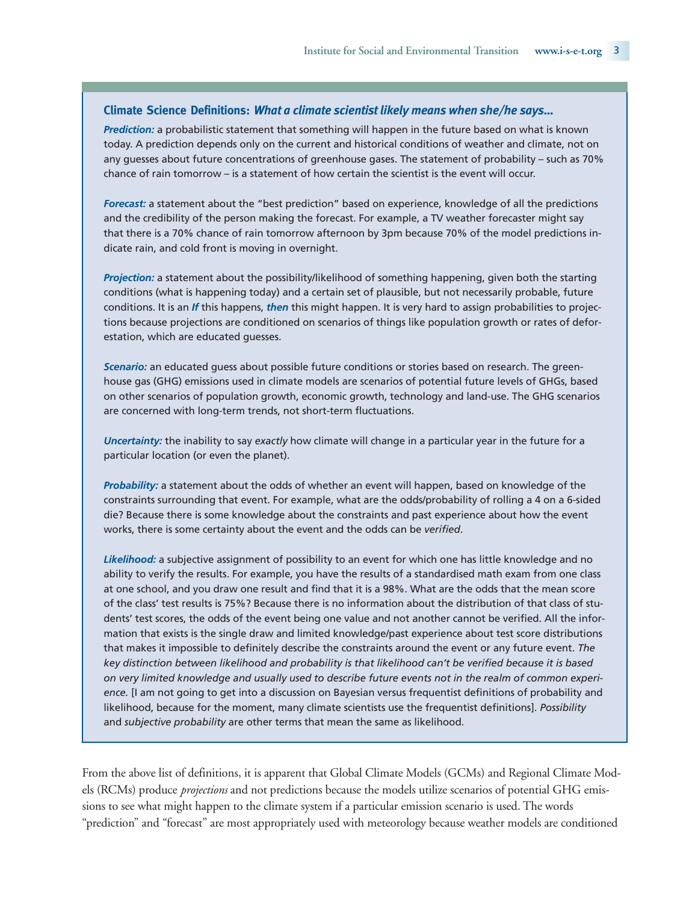### Climate Science Definitions: *What a climate scientist likely means when she/he says…*

***Prediction:*** a probabilistic statement that something will happen in the future based on what is known today. A prediction depends only on the current and historical conditions of weather and climate, not on any guesses about future concentrations of greenhouse gases. The statement of probability – such as 70% chance of rain tomorrow – is a statement of how certain the scientist is the event will occur.

***Forecast:*** a statement about the "best prediction" based on experience, knowledge of all the predictions and the credibility of the person making the forecast. For example, a TV weather forecaster might say that there is a 70% chance of rain tomorrow afternoon by 3pm because 70% of the model predictions indicate rain, and cold front is moving in overnight.

***Projection:*** a statement about the possibility/likelihood of something happening, given both the starting conditions (what is happening today) and a certain set of plausible, but not necessarily probable, future conditions. It is an ***If*** this happens, ***then*** this might happen. It is very hard to assign probabilities to projections because projections are conditioned on scenarios of things like population growth or rates of deforestation, which are educated guesses.

***Scenario:*** an educated guess about possible future conditions or stories based on research. The greenhouse gas (GHG) emissions used in climate models are scenarios of potential future levels of GHGs, based on other scenarios of population growth, economic growth, technology and land-use. The GHG scenarios are concerned with long-term trends, not short-term fluctuations.

***Uncertainty:*** the inability to say *exactly* how climate will change in a particular year in the future for a particular location (or even the planet).

***Probability:*** a statement about the odds of whether an event will happen, based on knowledge of the constraints surrounding that event. For example, what are the odds/probability of rolling a 4 on a 6-sided die? Because there is some knowledge about the constraints and past experience about how the event works, there is some certainty about the event and the odds can be *verified*.

***Likelihood:*** a subjective assignment of possibility to an event for which one has little knowledge and no ability to verify the results. For example, you have the results of a standardised math exam from one class at one school, and you draw one result and find that it is a 98%. What are the odds that the mean score of the class' test results is 75%? Because there is no information about the distribution of that class of students' test scores, the odds of the event being one value and not another cannot be verified. All the information that exists is the single draw and limited knowledge/past experience about test score distributions that makes it impossible to definitely describe the constraints around the event or any future event. *The key distinction between likelihood and probability is that likelihood can't be verified because it is based on very limited knowledge and usually used to describe future events not in the realm of common experience.* [I am not going to get into a discussion on Bayesian versus frequentist definitions of probability and likelihood, because for the moment, many climate scientists use the frequentist definitions]. *Possibility* and *subjective probability* are other terms that mean the same as likelihood.

From the above list of definitions, it is apparent that Global Climate Models (GCMs) and Regional Climate Models (RCMs) produce *projections* and not predictions because the models utilize scenarios of potential GHG emissions to see what might happen to the climate system if a particular emission scenario is used. The words "prediction" and "forecast" are most appropriately used with meteorology because weather models are conditioned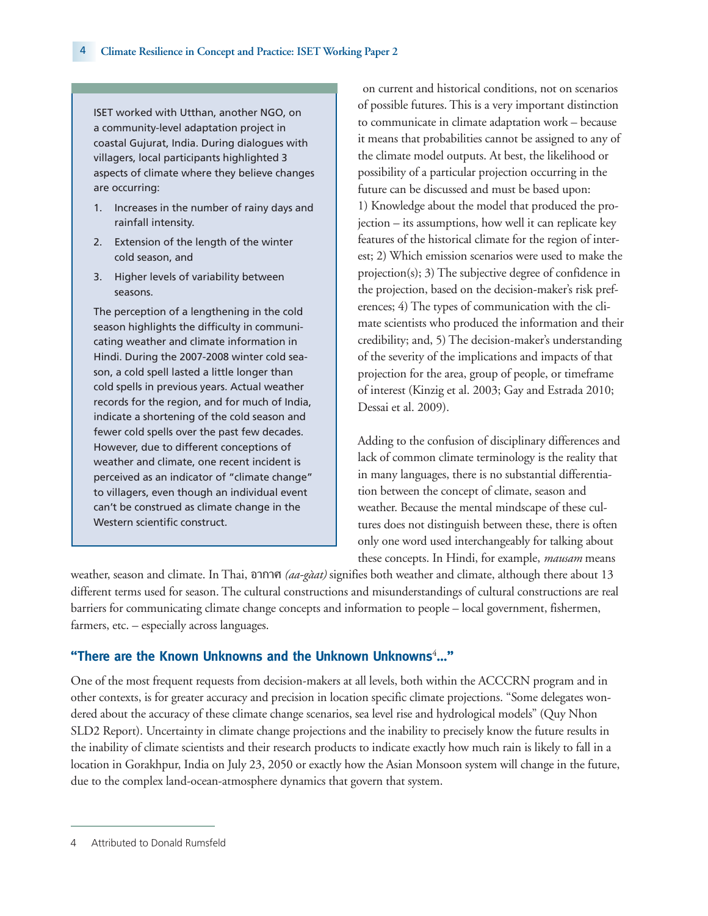> ISET worked with Utthan, another NGO, on a community-level adaptation project in coastal Gujurat, India. During dialogues with villagers, local participants highlighted 3 aspects of climate where they believe changes are occurring:
>
> 1. Increases in the number of rainy days and rainfall intensity.
> 2. Extension of the length of the winter cold season, and
> 3. Higher levels of variability between seasons.
>
> The perception of a lengthening in the cold season highlights the difficulty in communicating weather and climate information in Hindi. During the 2007-2008 winter cold season, a cold spell lasted a little longer than cold spells in previous years. Actual weather records for the region, and for much of India, indicate a shortening of the cold season and fewer cold spells over the past few decades. However, due to different conceptions of weather and climate, one recent incident is perceived as an indicator of "climate change" to villagers, even though an individual event can't be construed as climate change in the Western scientific construct.

on current and historical conditions, not on scenarios of possible futures. This is a very important distinction to communicate in climate adaptation work – because it means that probabilities cannot be assigned to any of the climate model outputs. At best, the likelihood or possibility of a particular projection occurring in the future can be discussed and must be based upon: 1) Knowledge about the model that produced the projection – its assumptions, how well it can replicate key features of the historical climate for the region of interest; 2) Which emission scenarios were used to make the projection(s); 3) The subjective degree of confidence in the projection, based on the decision-maker's risk preferences; 4) The types of communication with the climate scientists who produced the information and their credibility; and, 5) The decision-maker's understanding of the severity of the implications and impacts of that projection for the area, group of people, or timeframe of interest (Kinzig et al. 2003; Gay and Estrada 2010; Dessai et al. 2009).

Adding to the confusion of disciplinary differences and lack of common climate terminology is the reality that in many languages, there is no substantial differentiation between the concept of climate, season and weather. Because the mental mindscape of these cultures does not distinguish between these, there is often only one word used interchangeably for talking about these concepts. In Hindi, for example, *mausam* means weather, season and climate. In Thai, อากาศ *(aa-gàat)* signifies both weather and climate, although there about 13 different terms used for season. The cultural constructions and misunderstandings of cultural constructions are real barriers for communicating climate change concepts and information to people – local government, fishermen, farmers, etc. – especially across languages.

## "There are the Known Unknowns and the Unknown Unknowns[4]..."

One of the most frequent requests from decision-makers at all levels, both within the ACCCRN program and in other contexts, is for greater accuracy and precision in location specific climate projections. "Some delegates wondered about the accuracy of these climate change scenarios, sea level rise and hydrological models" (Quy Nhon SLD2 Report). Uncertainty in climate change projections and the inability to precisely know the future results in the inability of climate scientists and their research products to indicate exactly how much rain is likely to fall in a location in Gorakhpur, India on July 23, 2050 or exactly how the Asian Monsoon system will change in the future, due to the complex land-ocean-atmosphere dynamics that govern that system.

---

4 Attributed to Donald Rumsfeld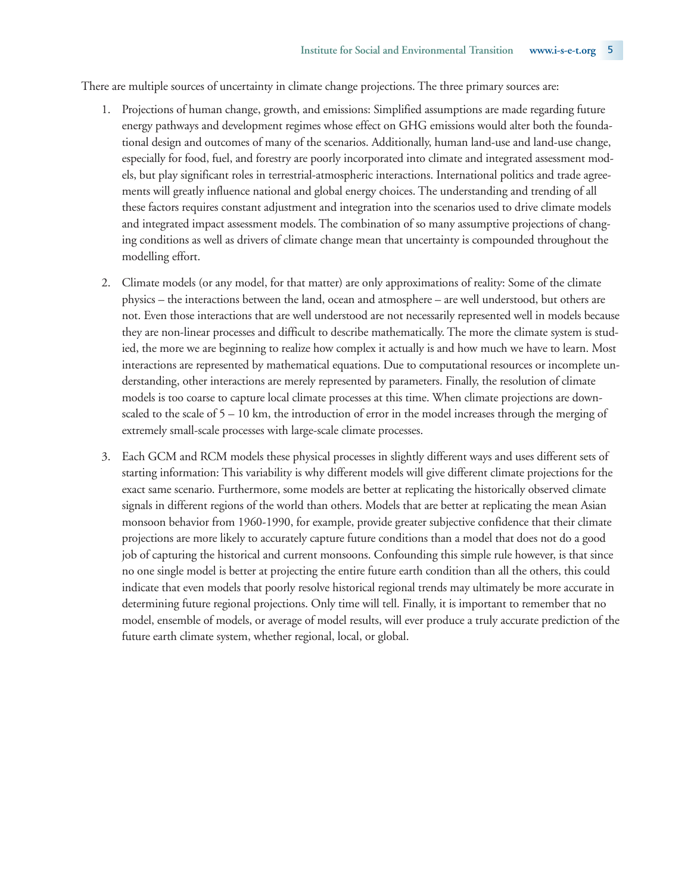There are multiple sources of uncertainty in climate change projections. The three primary sources are:

1. Projections of human change, growth, and emissions: Simplified assumptions are made regarding future energy pathways and development regimes whose effect on GHG emissions would alter both the foundational design and outcomes of many of the scenarios. Additionally, human land-use and land-use change, especially for food, fuel, and forestry are poorly incorporated into climate and integrated assessment models, but play significant roles in terrestrial-atmospheric interactions. International politics and trade agreements will greatly influence national and global energy choices. The understanding and trending of all these factors requires constant adjustment and integration into the scenarios used to drive climate models and integrated impact assessment models. The combination of so many assumptive projections of changing conditions as well as drivers of climate change mean that uncertainty is compounded throughout the modelling effort.

2. Climate models (or any model, for that matter) are only approximations of reality: Some of the climate physics – the interactions between the land, ocean and atmosphere – are well understood, but others are not. Even those interactions that are well understood are not necessarily represented well in models because they are non-linear processes and difficult to describe mathematically. The more the climate system is studied, the more we are beginning to realize how complex it actually is and how much we have to learn. Most interactions are represented by mathematical equations. Due to computational resources or incomplete understanding, other interactions are merely represented by parameters. Finally, the resolution of climate models is too coarse to capture local climate processes at this time. When climate projections are downscaled to the scale of 5 – 10 km, the introduction of error in the model increases through the merging of extremely small-scale processes with large-scale climate processes.

3. Each GCM and RCM models these physical processes in slightly different ways and uses different sets of starting information: This variability is why different models will give different climate projections for the exact same scenario. Furthermore, some models are better at replicating the historically observed climate signals in different regions of the world than others. Models that are better at replicating the mean Asian monsoon behavior from 1960-1990, for example, provide greater subjective confidence that their climate projections are more likely to accurately capture future conditions than a model that does not do a good job of capturing the historical and current monsoons. Confounding this simple rule however, is that since no one single model is better at projecting the entire future earth condition than all the others, this could indicate that even models that poorly resolve historical regional trends may ultimately be more accurate in determining future regional projections. Only time will tell. Finally, it is important to remember that no model, ensemble of models, or average of model results, will ever produce a truly accurate prediction of the future earth climate system, whether regional, local, or global.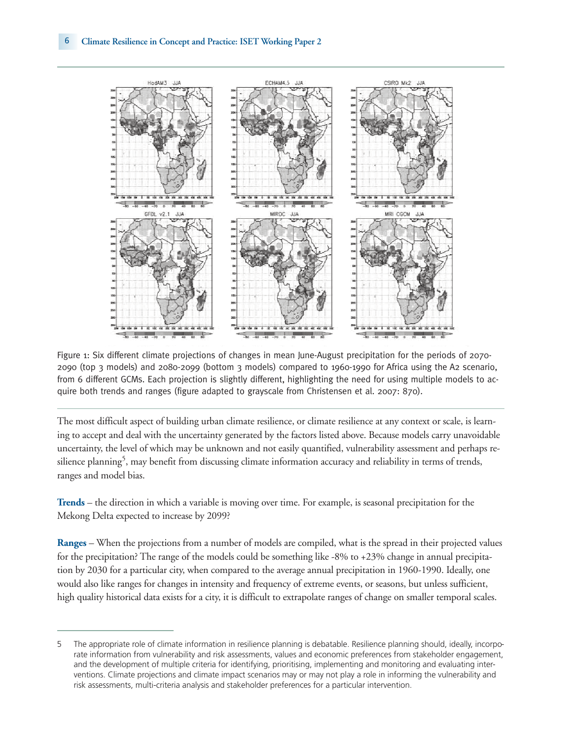Figure 1: Six different climate projections of changes in mean June-August precipitation for the periods of 2070-2090 (top 3 models) and 2080-2099 (bottom 3 models) compared to 1960-1990 for Africa using the A2 scenario, from 6 different GCMs. Each projection is slightly different, highlighting the need for using multiple models to acquire both trends and ranges (figure adapted to grayscale from Christensen et al. 2007: 870).

The most difficult aspect of building urban climate resilience, or climate resilience at any context or scale, is learning to accept and deal with the uncertainty generated by the factors listed above. Because models carry unavoidable uncertainty, the level of which may be unknown and not easily quantified, vulnerability assessment and perhaps resilience planning[5], may benefit from discussing climate information accuracy and reliability in terms of trends, ranges and model bias.

**Trends** – the direction in which a variable is moving over time. For example, is seasonal precipitation for the Mekong Delta expected to increase by 2099?

**Ranges** – When the projections from a number of models are compiled, what is the spread in their projected values for the precipitation? The range of the models could be something like -8% to +23% change in annual precipitation by 2030 for a particular city, when compared to the average annual precipitation in 1960-1990. Ideally, one would also like ranges for changes in intensity and frequency of extreme events, or seasons, but unless sufficient, high quality historical data exists for a city, it is difficult to extrapolate ranges of change on smaller temporal scales.

---

5 The appropriate role of climate information in resilience planning is debatable. Resilience planning should, ideally, incorporate information from vulnerability and risk assessments, values and economic preferences from stakeholder engagement, and the development of multiple criteria for identifying, prioritising, implementing and monitoring and evaluating interventions. Climate projections and climate impact scenarios may or may not play a role in informing the vulnerability and risk assessments, multi-criteria analysis and stakeholder preferences for a particular intervention.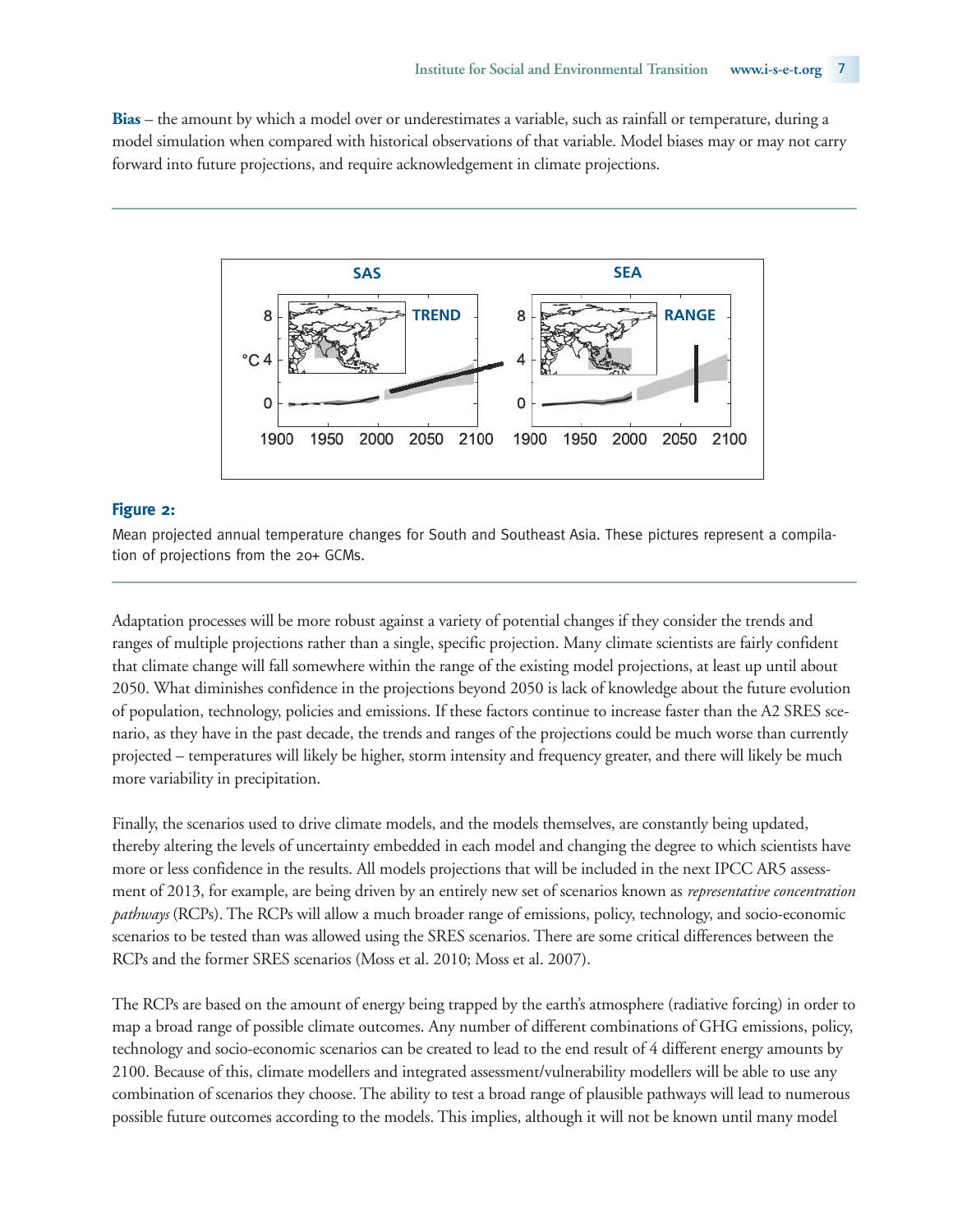**Bias** – the amount by which a model over or underestimates a variable, such as rainfall or temperature, during a model simulation when compared with historical observations of that variable. Model biases may or may not carry forward into future projections, and require acknowledgement in climate projections.

**Figure 2:**

Mean projected annual temperature changes for South and Southeast Asia. These pictures represent a compilation of projections from the 20+ GCMs.

Adaptation processes will be more robust against a variety of potential changes if they consider the trends and ranges of multiple projections rather than a single, specific projection. Many climate scientists are fairly confident that climate change will fall somewhere within the range of the existing model projections, at least up until about 2050. What diminishes confidence in the projections beyond 2050 is lack of knowledge about the future evolution of population, technology, policies and emissions. If these factors continue to increase faster than the A2 SRES scenario, as they have in the past decade, the trends and ranges of the projections could be much worse than currently projected – temperatures will likely be higher, storm intensity and frequency greater, and there will likely be much more variability in precipitation.

Finally, the scenarios used to drive climate models, and the models themselves, are constantly being updated, thereby altering the levels of uncertainty embedded in each model and changing the degree to which scientists have more or less confidence in the results. All models projections that will be included in the next IPCC AR5 assessment of 2013, for example, are being driven by an entirely new set of scenarios known as *representative concentration pathways* (RCPs). The RCPs will allow a much broader range of emissions, policy, technology, and socio-economic scenarios to be tested than was allowed using the SRES scenarios. There are some critical differences between the RCPs and the former SRES scenarios (Moss et al. 2010; Moss et al. 2007).

The RCPs are based on the amount of energy being trapped by the earth's atmosphere (radiative forcing) in order to map a broad range of possible climate outcomes. Any number of different combinations of GHG emissions, policy, technology and socio-economic scenarios can be created to lead to the end result of 4 different energy amounts by 2100. Because of this, climate modellers and integrated assessment/vulnerability modellers will be able to use any combination of scenarios they choose. The ability to test a broad range of plausible pathways will lead to numerous possible future outcomes according to the models. This implies, although it will not be known until many model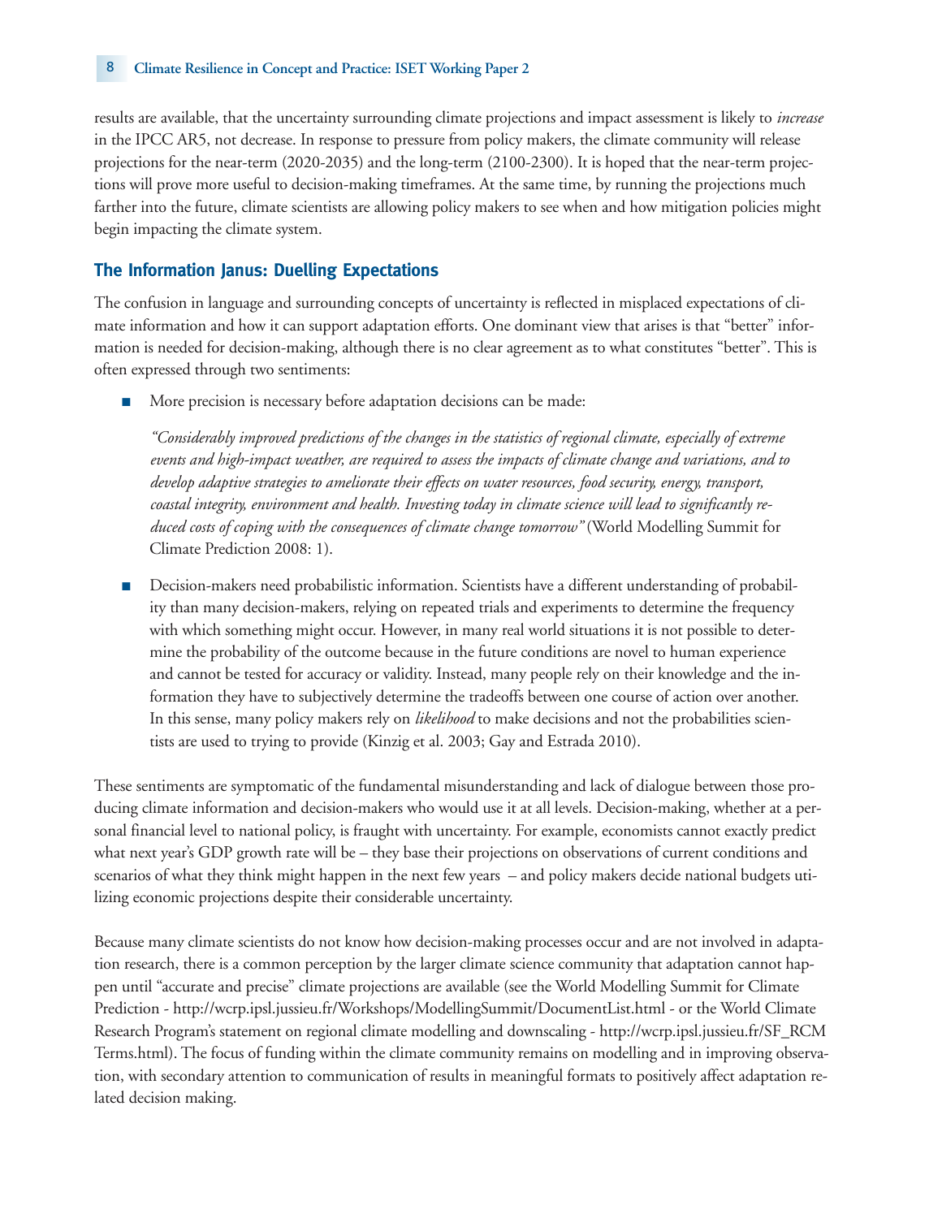results are available, that the uncertainty surrounding climate projections and impact assessment is likely to *increase* in the IPCC AR5, not decrease. In response to pressure from policy makers, the climate community will release projections for the near-term (2020-2035) and the long-term (2100-2300). It is hoped that the near-term projections will prove more useful to decision-making timeframes. At the same time, by running the projections much farther into the future, climate scientists are allowing policy makers to see when and how mitigation policies might begin impacting the climate system.

## The Information Janus: Duelling Expectations

The confusion in language and surrounding concepts of uncertainty is reflected in misplaced expectations of climate information and how it can support adaptation efforts. One dominant view that arises is that "better" information is needed for decision-making, although there is no clear agreement as to what constitutes "better". This is often expressed through two sentiments:

- More precision is necessary before adaptation decisions can be made:

  *"Considerably improved predictions of the changes in the statistics of regional climate, especially of extreme events and high-impact weather, are required to assess the impacts of climate change and variations, and to develop adaptive strategies to ameliorate their effects on water resources, food security, energy, transport, coastal integrity, environment and health. Investing today in climate science will lead to significantly reduced costs of coping with the consequences of climate change tomorrow"* (World Modelling Summit for Climate Prediction 2008: 1).

- Decision-makers need probabilistic information. Scientists have a different understanding of probability than many decision-makers, relying on repeated trials and experiments to determine the frequency with which something might occur. However, in many real world situations it is not possible to determine the probability of the outcome because in the future conditions are novel to human experience and cannot be tested for accuracy or validity. Instead, many people rely on their knowledge and the information they have to subjectively determine the tradeoffs between one course of action over another. In this sense, many policy makers rely on *likelihood* to make decisions and not the probabilities scientists are used to trying to provide (Kinzig et al. 2003; Gay and Estrada 2010).

These sentiments are symptomatic of the fundamental misunderstanding and lack of dialogue between those producing climate information and decision-makers who would use it at all levels. Decision-making, whether at a personal financial level to national policy, is fraught with uncertainty. For example, economists cannot exactly predict what next year's GDP growth rate will be – they base their projections on observations of current conditions and scenarios of what they think might happen in the next few years – and policy makers decide national budgets utilizing economic projections despite their considerable uncertainty.

Because many climate scientists do not know how decision-making processes occur and are not involved in adaptation research, there is a common perception by the larger climate science community that adaptation cannot happen until "accurate and precise" climate projections are available (see the World Modelling Summit for Climate Prediction - http://wcrp.ipsl.jussieu.fr/Workshops/ModellingSummit/DocumentList.html - or the World Climate Research Program's statement on regional climate modelling and downscaling - http://wcrp.ipsl.jussieu.fr/SF_RCM Terms.html). The focus of funding within the climate community remains on modelling and in improving observation, with secondary attention to communication of results in meaningful formats to positively affect adaptation related decision making.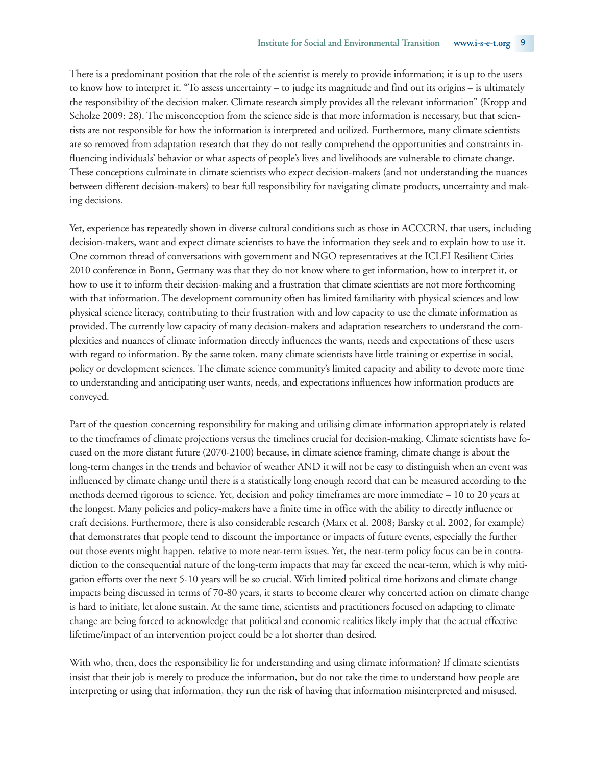There is a predominant position that the role of the scientist is merely to provide information; it is up to the users to know how to interpret it. "To assess uncertainty – to judge its magnitude and find out its origins – is ultimately the responsibility of the decision maker. Climate research simply provides all the relevant information" (Kropp and Scholze 2009: 28). The misconception from the science side is that more information is necessary, but that scientists are not responsible for how the information is interpreted and utilized. Furthermore, many climate scientists are so removed from adaptation research that they do not really comprehend the opportunities and constraints influencing individuals' behavior or what aspects of people's lives and livelihoods are vulnerable to climate change. These conceptions culminate in climate scientists who expect decision-makers (and not understanding the nuances between different decision-makers) to bear full responsibility for navigating climate products, uncertainty and making decisions.

Yet, experience has repeatedly shown in diverse cultural conditions such as those in ACCCRN, that users, including decision-makers, want and expect climate scientists to have the information they seek and to explain how to use it. One common thread of conversations with government and NGO representatives at the ICLEI Resilient Cities 2010 conference in Bonn, Germany was that they do not know where to get information, how to interpret it, or how to use it to inform their decision-making and a frustration that climate scientists are not more forthcoming with that information. The development community often has limited familiarity with physical sciences and low physical science literacy, contributing to their frustration with and low capacity to use the climate information as provided. The currently low capacity of many decision-makers and adaptation researchers to understand the complexities and nuances of climate information directly influences the wants, needs and expectations of these users with regard to information. By the same token, many climate scientists have little training or expertise in social, policy or development sciences. The climate science community's limited capacity and ability to devote more time to understanding and anticipating user wants, needs, and expectations influences how information products are conveyed.

Part of the question concerning responsibility for making and utilising climate information appropriately is related to the timeframes of climate projections versus the timelines crucial for decision-making. Climate scientists have focused on the more distant future (2070-2100) because, in climate science framing, climate change is about the long-term changes in the trends and behavior of weather AND it will not be easy to distinguish when an event was influenced by climate change until there is a statistically long enough record that can be measured according to the methods deemed rigorous to science. Yet, decision and policy timeframes are more immediate – 10 to 20 years at the longest. Many policies and policy-makers have a finite time in office with the ability to directly influence or craft decisions. Furthermore, there is also considerable research (Marx et al. 2008; Barsky et al. 2002, for example) that demonstrates that people tend to discount the importance or impacts of future events, especially the further out those events might happen, relative to more near-term issues. Yet, the near-term policy focus can be in contradiction to the consequential nature of the long-term impacts that may far exceed the near-term, which is why mitigation efforts over the next 5-10 years will be so crucial. With limited political time horizons and climate change impacts being discussed in terms of 70-80 years, it starts to become clearer why concerted action on climate change is hard to initiate, let alone sustain. At the same time, scientists and practitioners focused on adapting to climate change are being forced to acknowledge that political and economic realities likely imply that the actual effective lifetime/impact of an intervention project could be a lot shorter than desired.

With who, then, does the responsibility lie for understanding and using climate information? If climate scientists insist that their job is merely to produce the information, but do not take the time to understand how people are interpreting or using that information, they run the risk of having that information misinterpreted and misused.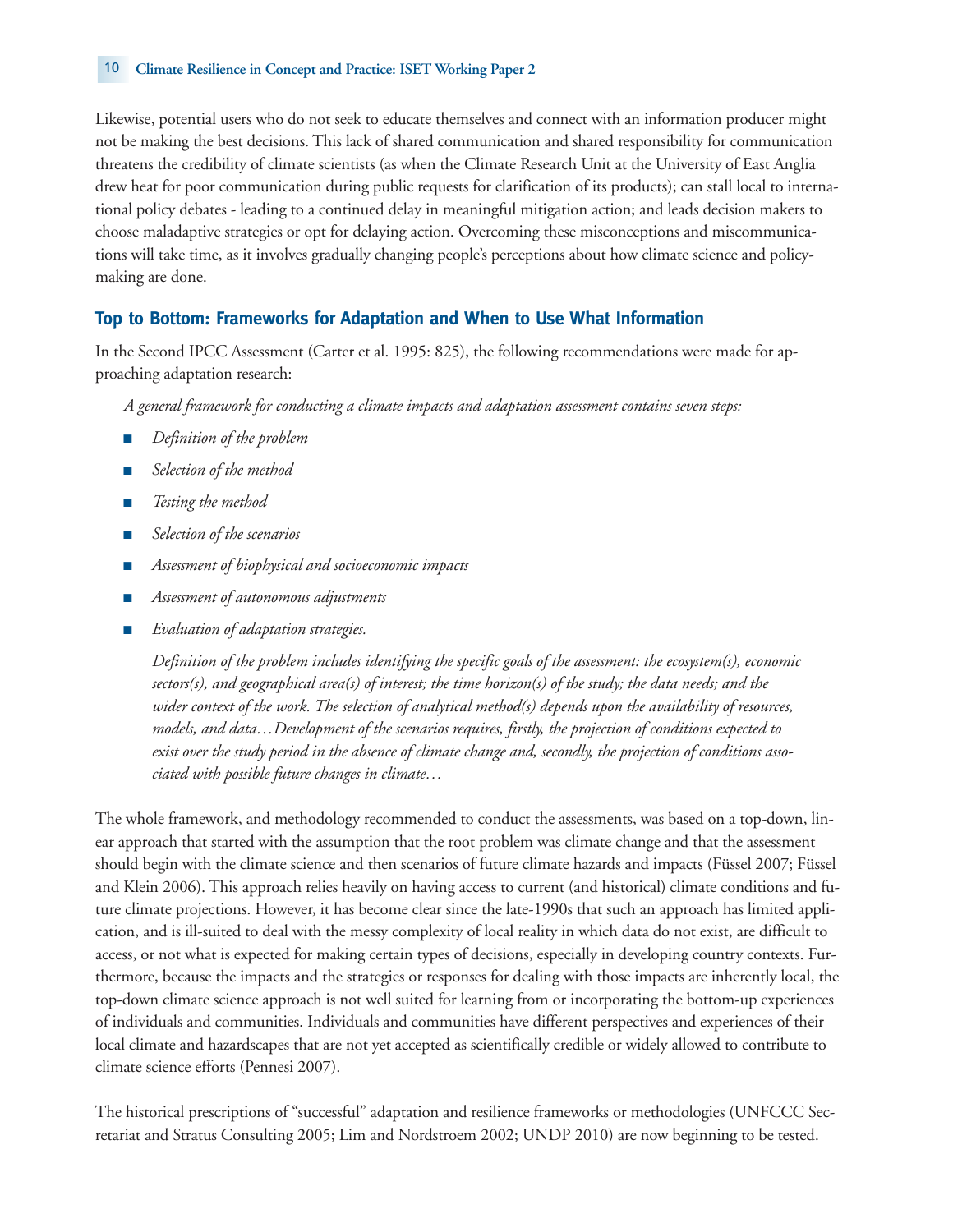Likewise, potential users who do not seek to educate themselves and connect with an information producer might not be making the best decisions. This lack of shared communication and shared responsibility for communication threatens the credibility of climate scientists (as when the Climate Research Unit at the University of East Anglia drew heat for poor communication during public requests for clarification of its products); can stall local to international policy debates - leading to a continued delay in meaningful mitigation action; and leads decision makers to choose maladaptive strategies or opt for delaying action. Overcoming these misconceptions and miscommunications will take time, as it involves gradually changing people's perceptions about how climate science and policy-making are done.

## Top to Bottom: Frameworks for Adaptation and When to Use What Information

In the Second IPCC Assessment (Carter et al. 1995: 825), the following recommendations were made for approaching adaptation research:

> *A general framework for conducting a climate impacts and adaptation assessment contains seven steps:*
>
> - *Definition of the problem*
> - *Selection of the method*
> - *Testing the method*
> - *Selection of the scenarios*
> - *Assessment of biophysical and socioeconomic impacts*
> - *Assessment of autonomous adjustments*
> - *Evaluation of adaptation strategies.*
>
> *Definition of the problem includes identifying the specific goals of the assessment: the ecosystem(s), economic sectors(s), and geographical area(s) of interest; the time horizon(s) of the study; the data needs; and the wider context of the work. The selection of analytical method(s) depends upon the availability of resources, models, and data…Development of the scenarios requires, firstly, the projection of conditions expected to exist over the study period in the absence of climate change and, secondly, the projection of conditions associated with possible future changes in climate…*

The whole framework, and methodology recommended to conduct the assessments, was based on a top-down, linear approach that started with the assumption that the root problem was climate change and that the assessment should begin with the climate science and then scenarios of future climate hazards and impacts (Füssel 2007; Füssel and Klein 2006). This approach relies heavily on having access to current (and historical) climate conditions and future climate projections. However, it has become clear since the late-1990s that such an approach has limited application, and is ill-suited to deal with the messy complexity of local reality in which data do not exist, are difficult to access, or not what is expected for making certain types of decisions, especially in developing country contexts. Furthermore, because the impacts and the strategies or responses for dealing with those impacts are inherently local, the top-down climate science approach is not well suited for learning from or incorporating the bottom-up experiences of individuals and communities. Individuals and communities have different perspectives and experiences of their local climate and hazardscapes that are not yet accepted as scientifically credible or widely allowed to contribute to climate science efforts (Pennesi 2007).

The historical prescriptions of "successful" adaptation and resilience frameworks or methodologies (UNFCCC Secretariat and Stratus Consulting 2005; Lim and Nordstroem 2002; UNDP 2010) are now beginning to be tested.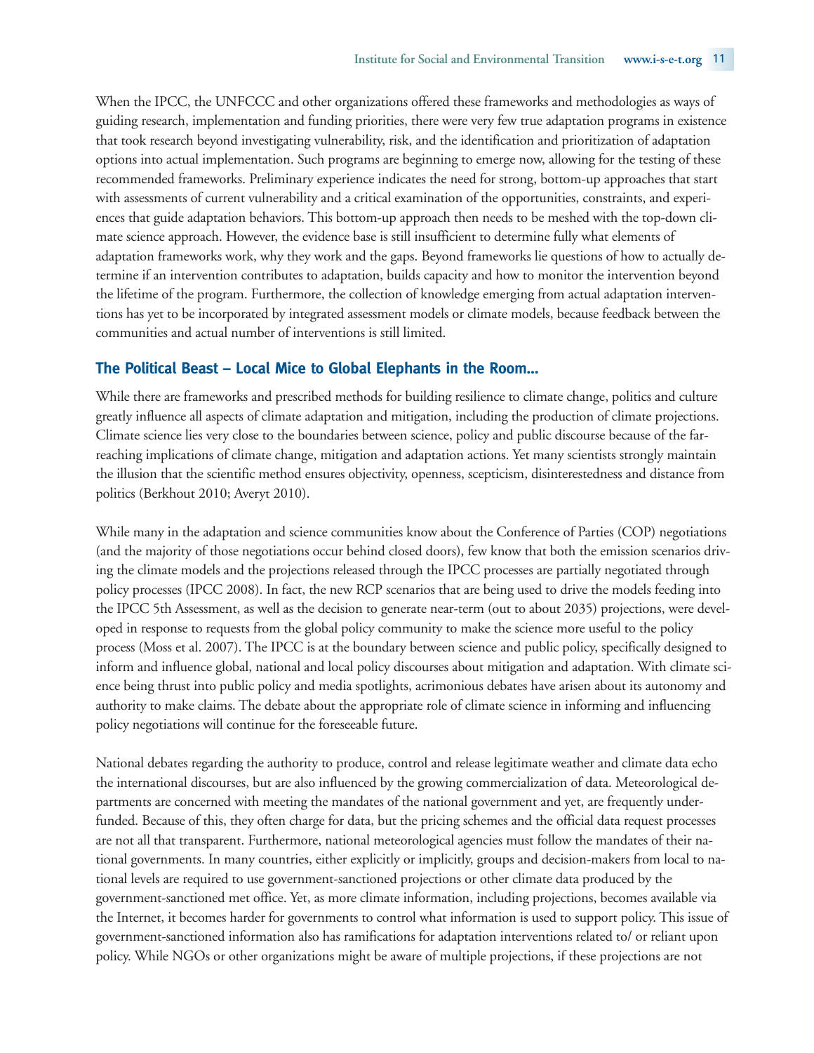When the IPCC, the UNFCCC and other organizations offered these frameworks and methodologies as ways of guiding research, implementation and funding priorities, there were very few true adaptation programs in existence that took research beyond investigating vulnerability, risk, and the identification and prioritization of adaptation options into actual implementation. Such programs are beginning to emerge now, allowing for the testing of these recommended frameworks. Preliminary experience indicates the need for strong, bottom-up approaches that start with assessments of current vulnerability and a critical examination of the opportunities, constraints, and experiences that guide adaptation behaviors. This bottom-up approach then needs to be meshed with the top-down climate science approach. However, the evidence base is still insufficient to determine fully what elements of adaptation frameworks work, why they work and the gaps. Beyond frameworks lie questions of how to actually determine if an intervention contributes to adaptation, builds capacity and how to monitor the intervention beyond the lifetime of the program. Furthermore, the collection of knowledge emerging from actual adaptation interventions has yet to be incorporated by integrated assessment models or climate models, because feedback between the communities and actual number of interventions is still limited.

### The Political Beast – Local Mice to Global Elephants in the Room...

While there are frameworks and prescribed methods for building resilience to climate change, politics and culture greatly influence all aspects of climate adaptation and mitigation, including the production of climate projections. Climate science lies very close to the boundaries between science, policy and public discourse because of the far-reaching implications of climate change, mitigation and adaptation actions. Yet many scientists strongly maintain the illusion that the scientific method ensures objectivity, openness, scepticism, disinterestedness and distance from politics (Berkhout 2010; Averyt 2010).

While many in the adaptation and science communities know about the Conference of Parties (COP) negotiations (and the majority of those negotiations occur behind closed doors), few know that both the emission scenarios driving the climate models and the projections released through the IPCC processes are partially negotiated through policy processes (IPCC 2008). In fact, the new RCP scenarios that are being used to drive the models feeding into the IPCC 5th Assessment, as well as the decision to generate near-term (out to about 2035) projections, were developed in response to requests from the global policy community to make the science more useful to the policy process (Moss et al. 2007). The IPCC is at the boundary between science and public policy, specifically designed to inform and influence global, national and local policy discourses about mitigation and adaptation. With climate science being thrust into public policy and media spotlights, acrimonious debates have arisen about its autonomy and authority to make claims. The debate about the appropriate role of climate science in informing and influencing policy negotiations will continue for the foreseeable future.

National debates regarding the authority to produce, control and release legitimate weather and climate data echo the international discourses, but are also influenced by the growing commercialization of data. Meteorological departments are concerned with meeting the mandates of the national government and yet, are frequently underfunded. Because of this, they often charge for data, but the pricing schemes and the official data request processes are not all that transparent. Furthermore, national meteorological agencies must follow the mandates of their national governments. In many countries, either explicitly or implicitly, groups and decision-makers from local to national levels are required to use government-sanctioned projections or other climate data produced by the government-sanctioned met office. Yet, as more climate information, including projections, becomes available via the Internet, it becomes harder for governments to control what information is used to support policy. This issue of government-sanctioned information also has ramifications for adaptation interventions related to/ or reliant upon policy. While NGOs or other organizations might be aware of multiple projections, if these projections are not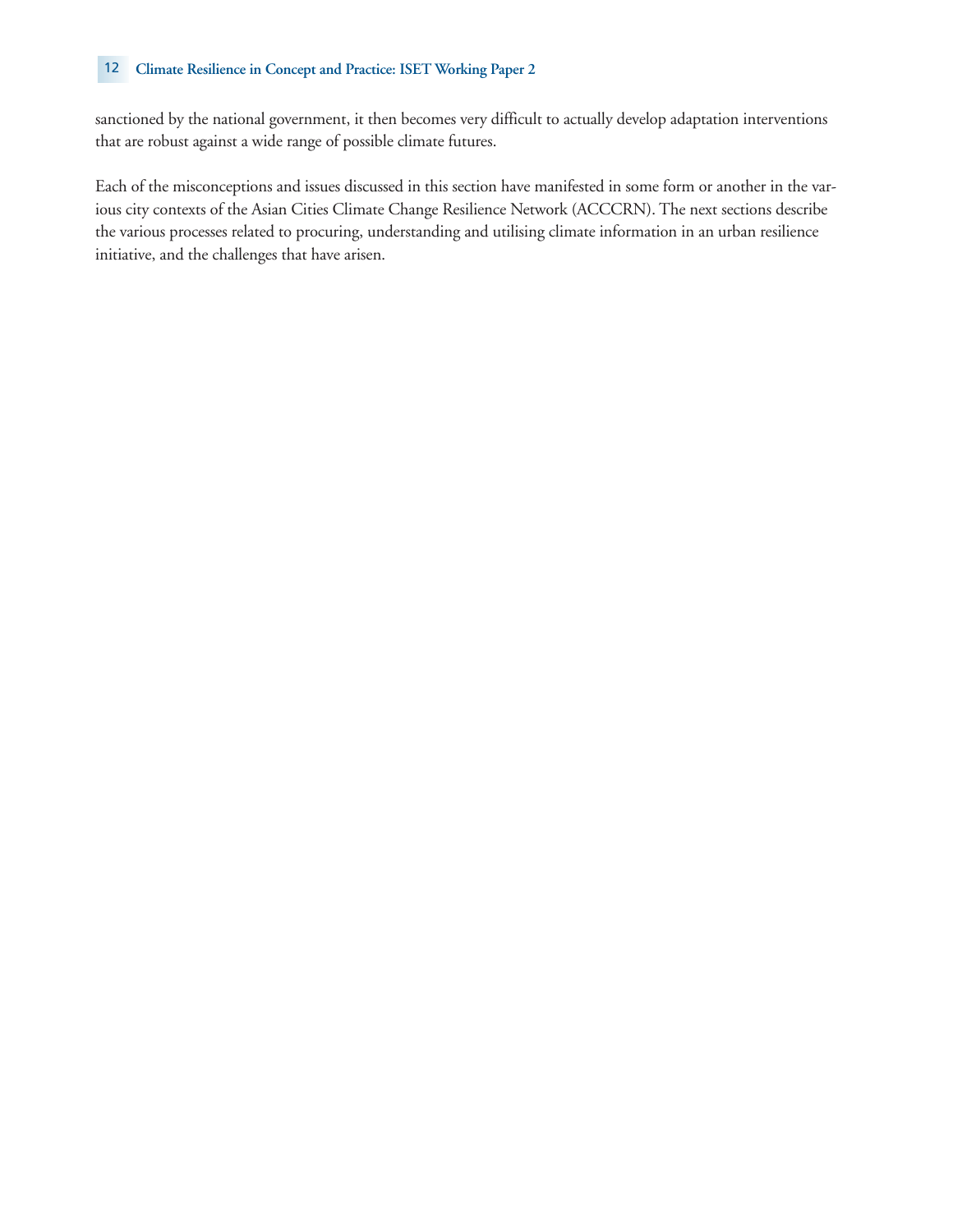sanctioned by the national government, it then becomes very difficult to actually develop adaptation interventions that are robust against a wide range of possible climate futures.

Each of the misconceptions and issues discussed in this section have manifested in some form or another in the various city contexts of the Asian Cities Climate Change Resilience Network (ACCCRN). The next sections describe the various processes related to procuring, understanding and utilising climate information in an urban resilience initiative, and the challenges that have arisen.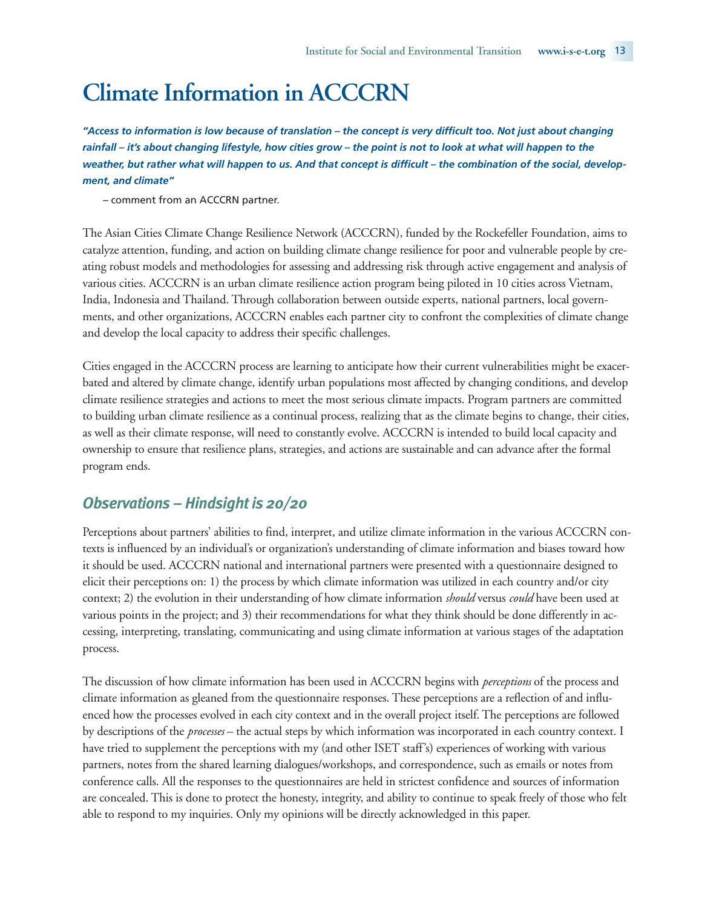# Climate Information in ACCCRN

***"Access to information is low because of translation – the concept is very difficult too. Not just about changing rainfall – it's about changing lifestyle, how cities grow – the point is not to look at what will happen to the weather, but rather what will happen to us. And that concept is difficult – the combination of the social, development, and climate"***

– comment from an ACCCRN partner.

The Asian Cities Climate Change Resilience Network (ACCCRN), funded by the Rockefeller Foundation, aims to catalyze attention, funding, and action on building climate change resilience for poor and vulnerable people by creating robust models and methodologies for assessing and addressing risk through active engagement and analysis of various cities. ACCCRN is an urban climate resilience action program being piloted in 10 cities across Vietnam, India, Indonesia and Thailand. Through collaboration between outside experts, national partners, local governments, and other organizations, ACCCRN enables each partner city to confront the complexities of climate change and develop the local capacity to address their specific challenges.

Cities engaged in the ACCCRN process are learning to anticipate how their current vulnerabilities might be exacerbated and altered by climate change, identify urban populations most affected by changing conditions, and develop climate resilience strategies and actions to meet the most serious climate impacts. Program partners are committed to building urban climate resilience as a continual process, realizing that as the climate begins to change, their cities, as well as their climate response, will need to constantly evolve. ACCCRN is intended to build local capacity and ownership to ensure that resilience plans, strategies, and actions are sustainable and can advance after the formal program ends.

## *Observations – Hindsight is 20/20*

Perceptions about partners' abilities to find, interpret, and utilize climate information in the various ACCCRN contexts is influenced by an individual's or organization's understanding of climate information and biases toward how it should be used. ACCCRN national and international partners were presented with a questionnaire designed to elicit their perceptions on: 1) the process by which climate information was utilized in each country and/or city context; 2) the evolution in their understanding of how climate information *should* versus *could* have been used at various points in the project; and 3) their recommendations for what they think should be done differently in accessing, interpreting, translating, communicating and using climate information at various stages of the adaptation process.

The discussion of how climate information has been used in ACCCRN begins with *perceptions* of the process and climate information as gleaned from the questionnaire responses. These perceptions are a reflection of and influenced how the processes evolved in each city context and in the overall project itself. The perceptions are followed by descriptions of the *processes* – the actual steps by which information was incorporated in each country context. I have tried to supplement the perceptions with my (and other ISET staff's) experiences of working with various partners, notes from the shared learning dialogues/workshops, and correspondence, such as emails or notes from conference calls. All the responses to the questionnaires are held in strictest confidence and sources of information are concealed. This is done to protect the honesty, integrity, and ability to continue to speak freely of those who felt able to respond to my inquiries. Only my opinions will be directly acknowledged in this paper.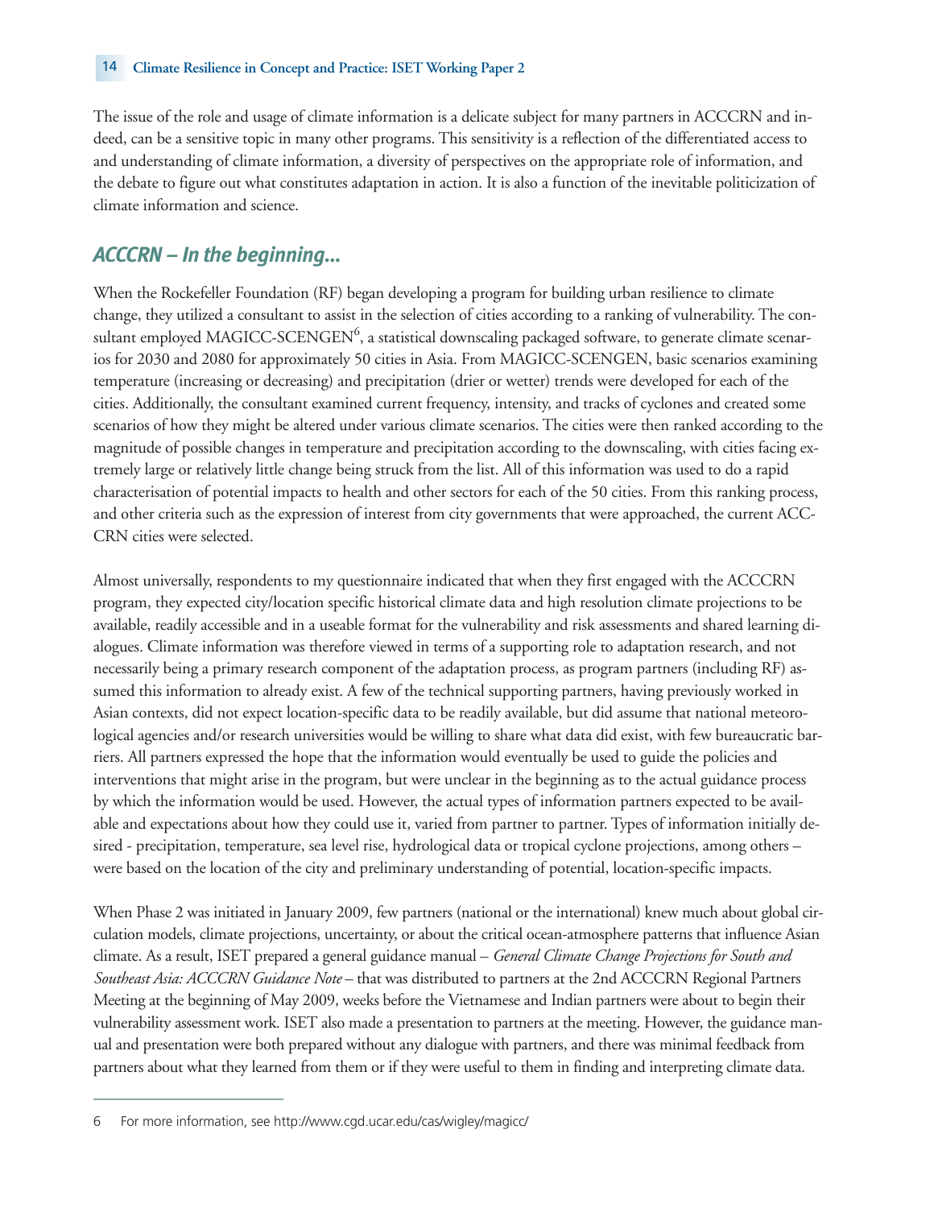The issue of the role and usage of climate information is a delicate subject for many partners in ACCCRN and indeed, can be a sensitive topic in many other programs. This sensitivity is a reflection of the differentiated access to and understanding of climate information, a diversity of perspectives on the appropriate role of information, and the debate to figure out what constitutes adaptation in action. It is also a function of the inevitable politicization of climate information and science.

## *ACCCRN – In the beginning...*

When the Rockefeller Foundation (RF) began developing a program for building urban resilience to climate change, they utilized a consultant to assist in the selection of cities according to a ranking of vulnerability. The consultant employed MAGICC-SCENGEN[6], a statistical downscaling packaged software, to generate climate scenarios for 2030 and 2080 for approximately 50 cities in Asia. From MAGICC-SCENGEN, basic scenarios examining temperature (increasing or decreasing) and precipitation (drier or wetter) trends were developed for each of the cities. Additionally, the consultant examined current frequency, intensity, and tracks of cyclones and created some scenarios of how they might be altered under various climate scenarios. The cities were then ranked according to the magnitude of possible changes in temperature and precipitation according to the downscaling, with cities facing extremely large or relatively little change being struck from the list. All of this information was used to do a rapid characterisation of potential impacts to health and other sectors for each of the 50 cities. From this ranking process, and other criteria such as the expression of interest from city governments that were approached, the current ACCCRN cities were selected.

Almost universally, respondents to my questionnaire indicated that when they first engaged with the ACCCRN program, they expected city/location specific historical climate data and high resolution climate projections to be available, readily accessible and in a useable format for the vulnerability and risk assessments and shared learning dialogues. Climate information was therefore viewed in terms of a supporting role to adaptation research, and not necessarily being a primary research component of the adaptation process, as program partners (including RF) assumed this information to already exist. A few of the technical supporting partners, having previously worked in Asian contexts, did not expect location-specific data to be readily available, but did assume that national meteorological agencies and/or research universities would be willing to share what data did exist, with few bureaucratic barriers. All partners expressed the hope that the information would eventually be used to guide the policies and interventions that might arise in the program, but were unclear in the beginning as to the actual guidance process by which the information would be used. However, the actual types of information partners expected to be available and expectations about how they could use it, varied from partner to partner. Types of information initially desired - precipitation, temperature, sea level rise, hydrological data or tropical cyclone projections, among others – were based on the location of the city and preliminary understanding of potential, location-specific impacts.

When Phase 2 was initiated in January 2009, few partners (national or the international) knew much about global circulation models, climate projections, uncertainty, or about the critical ocean-atmosphere patterns that influence Asian climate. As a result, ISET prepared a general guidance manual – *General Climate Change Projections for South and Southeast Asia: ACCCRN Guidance Note* – that was distributed to partners at the 2nd ACCCRN Regional Partners Meeting at the beginning of May 2009, weeks before the Vietnamese and Indian partners were about to begin their vulnerability assessment work. ISET also made a presentation to partners at the meeting. However, the guidance manual and presentation were both prepared without any dialogue with partners, and there was minimal feedback from partners about what they learned from them or if they were useful to them in finding and interpreting climate data.

---

6 For more information, see http://www.cgd.ucar.edu/cas/wigley/magicc/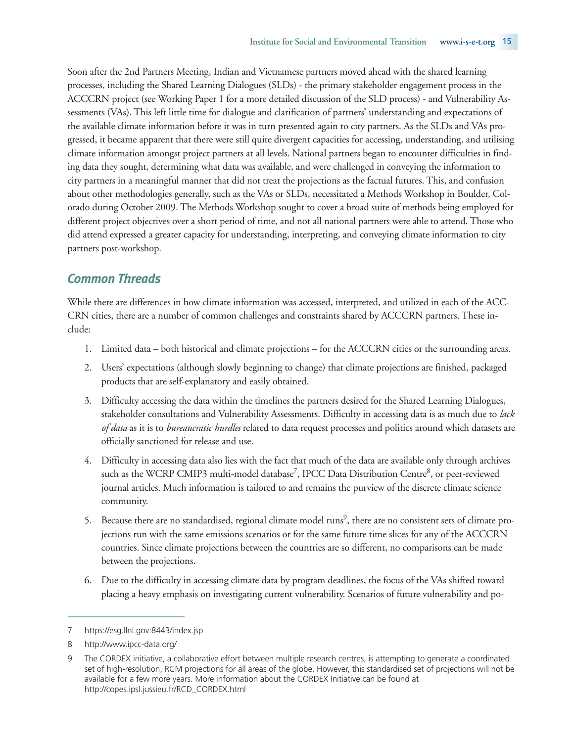Soon after the 2nd Partners Meeting, Indian and Vietnamese partners moved ahead with the shared learning processes, including the Shared Learning Dialogues (SLDs) - the primary stakeholder engagement process in the ACCCRN project (see Working Paper 1 for a more detailed discussion of the SLD process) - and Vulnerability Assessments (VAs). This left little time for dialogue and clarification of partners' understanding and expectations of the available climate information before it was in turn presented again to city partners. As the SLDs and VAs progressed, it became apparent that there were still quite divergent capacities for accessing, understanding, and utilising climate information amongst project partners at all levels. National partners began to encounter difficulties in finding data they sought, determining what data was available, and were challenged in conveying the information to city partners in a meaningful manner that did not treat the projections as the factual futures. This, and confusion about other methodologies generally, such as the VAs or SLDs, necessitated a Methods Workshop in Boulder, Colorado during October 2009. The Methods Workshop sought to cover a broad suite of methods being employed for different project objectives over a short period of time, and not all national partners were able to attend. Those who did attend expressed a greater capacity for understanding, interpreting, and conveying climate information to city partners post-workshop.

## *Common Threads*

While there are differences in how climate information was accessed, interpreted, and utilized in each of the ACCCRN cities, there are a number of common challenges and constraints shared by ACCCRN partners. These include:

1. Limited data – both historical and climate projections – for the ACCCRN cities or the surrounding areas.
2. Users' expectations (although slowly beginning to change) that climate projections are finished, packaged products that are self-explanatory and easily obtained.
3. Difficulty accessing the data within the timelines the partners desired for the Shared Learning Dialogues, stakeholder consultations and Vulnerability Assessments. Difficulty in accessing data is as much due to *lack of data* as it is to *bureaucratic hurdles* related to data request processes and politics around which datasets are officially sanctioned for release and use.
4. Difficulty in accessing data also lies with the fact that much of the data are available only through archives such as the WCRP CMIP3 multi-model database[7], IPCC Data Distribution Centre[8], or peer-reviewed journal articles. Much information is tailored to and remains the purview of the discrete climate science community.
5. Because there are no standardised, regional climate model runs[9], there are no consistent sets of climate projections run with the same emissions scenarios or for the same future time slices for any of the ACCCRN countries. Since climate projections between the countries are so different, no comparisons can be made between the projections.
6. Due to the difficulty in accessing climate data by program deadlines, the focus of the VAs shifted toward placing a heavy emphasis on investigating current vulnerability. Scenarios of future vulnerability and po-

---

7 https://esg.llnl.gov:8443/index.jsp

8 http://www.ipcc-data.org/

9 The CORDEX initiative, a collaborative effort between multiple research centres, is attempting to generate a coordinated set of high-resolution, RCM projections for all areas of the globe. However, this standardised set of projections will not be available for a few more years. More information about the CORDEX Initiative can be found at http://copes.ipsl.jussieu.fr/RCD_CORDEX.html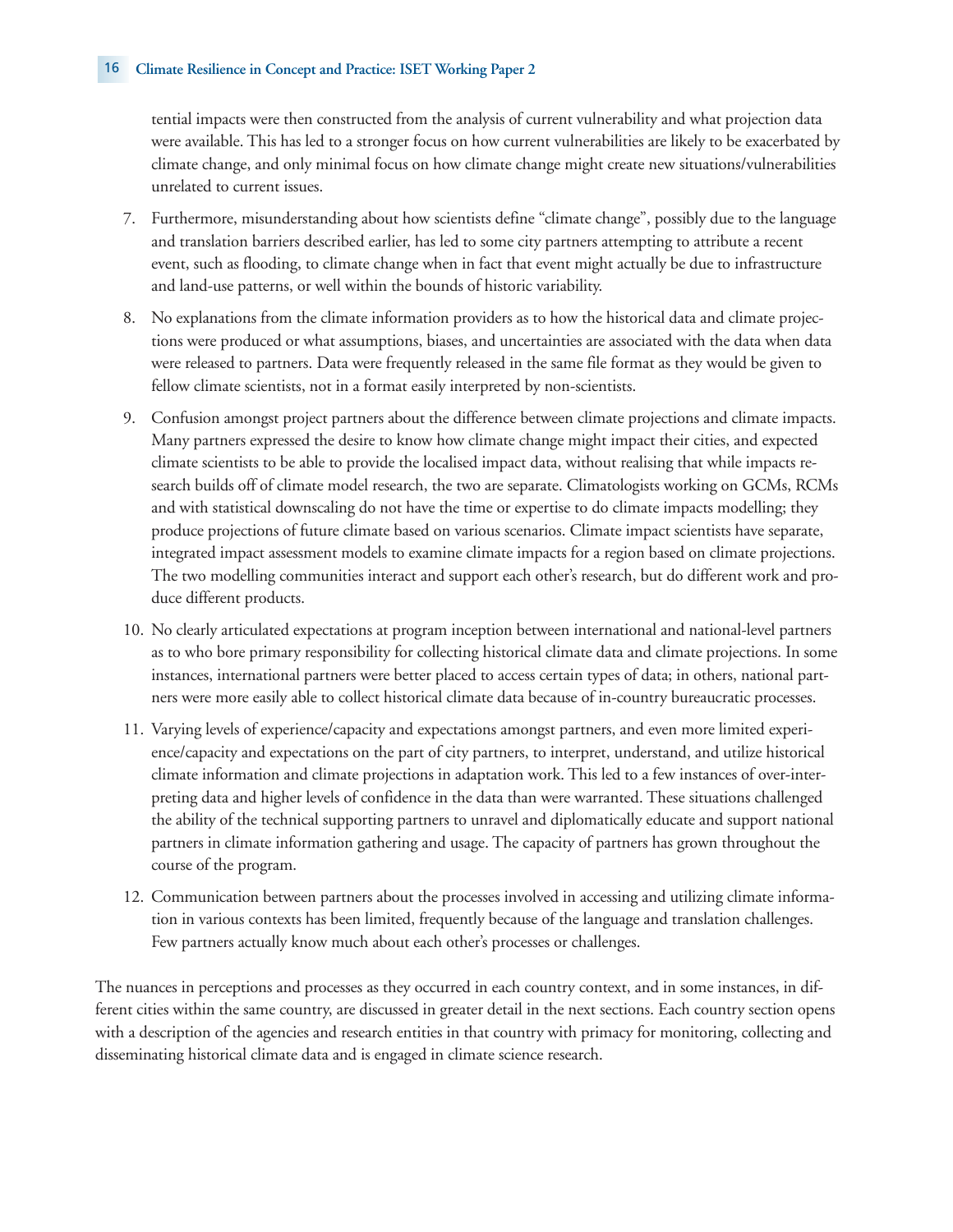tential impacts were then constructed from the analysis of current vulnerability and what projection data were available. This has led to a stronger focus on how current vulnerabilities are likely to be exacerbated by climate change, and only minimal focus on how climate change might create new situations/vulnerabilities unrelated to current issues.

7. Furthermore, misunderstanding about how scientists define "climate change", possibly due to the language and translation barriers described earlier, has led to some city partners attempting to attribute a recent event, such as flooding, to climate change when in fact that event might actually be due to infrastructure and land-use patterns, or well within the bounds of historic variability.

8. No explanations from the climate information providers as to how the historical data and climate projections were produced or what assumptions, biases, and uncertainties are associated with the data when data were released to partners. Data were frequently released in the same file format as they would be given to fellow climate scientists, not in a format easily interpreted by non-scientists.

9. Confusion amongst project partners about the difference between climate projections and climate impacts. Many partners expressed the desire to know how climate change might impact their cities, and expected climate scientists to be able to provide the localised impact data, without realising that while impacts research builds off of climate model research, the two are separate. Climatologists working on GCMs, RCMs and with statistical downscaling do not have the time or expertise to do climate impacts modelling; they produce projections of future climate based on various scenarios. Climate impact scientists have separate, integrated impact assessment models to examine climate impacts for a region based on climate projections. The two modelling communities interact and support each other's research, but do different work and produce different products.

10. No clearly articulated expectations at program inception between international and national-level partners as to who bore primary responsibility for collecting historical climate data and climate projections. In some instances, international partners were better placed to access certain types of data; in others, national partners were more easily able to collect historical climate data because of in-country bureaucratic processes.

11. Varying levels of experience/capacity and expectations amongst partners, and even more limited experience/capacity and expectations on the part of city partners, to interpret, understand, and utilize historical climate information and climate projections in adaptation work. This led to a few instances of over-interpreting data and higher levels of confidence in the data than were warranted. These situations challenged the ability of the technical supporting partners to unravel and diplomatically educate and support national partners in climate information gathering and usage. The capacity of partners has grown throughout the course of the program.

12. Communication between partners about the processes involved in accessing and utilizing climate information in various contexts has been limited, frequently because of the language and translation challenges. Few partners actually know much about each other's processes or challenges.

The nuances in perceptions and processes as they occurred in each country context, and in some instances, in different cities within the same country, are discussed in greater detail in the next sections. Each country section opens with a description of the agencies and research entities in that country with primacy for monitoring, collecting and disseminating historical climate data and is engaged in climate science research.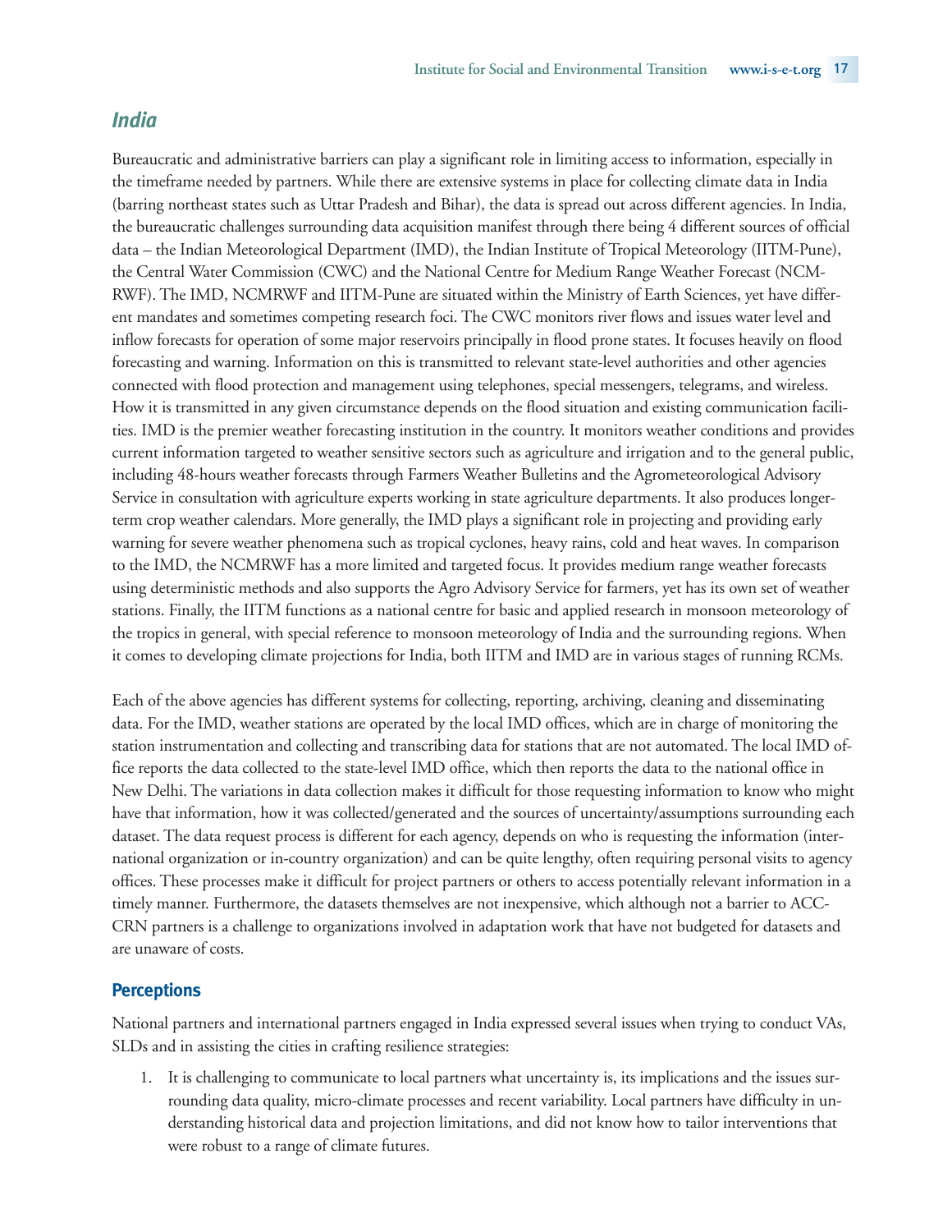## *India*

Bureaucratic and administrative barriers can play a significant role in limiting access to information, especially in the timeframe needed by partners. While there are extensive systems in place for collecting climate data in India (barring northeast states such as Uttar Pradesh and Bihar), the data is spread out across different agencies. In India, the bureaucratic challenges surrounding data acquisition manifest through there being 4 different sources of official data – the Indian Meteorological Department (IMD), the Indian Institute of Tropical Meteorology (IITM-Pune), the Central Water Commission (CWC) and the National Centre for Medium Range Weather Forecast (NCMRWF). The IMD, NCMRWF and IITM-Pune are situated within the Ministry of Earth Sciences, yet have different mandates and sometimes competing research foci. The CWC monitors river flows and issues water level and inflow forecasts for operation of some major reservoirs principally in flood prone states. It focuses heavily on flood forecasting and warning. Information on this is transmitted to relevant state-level authorities and other agencies connected with flood protection and management using telephones, special messengers, telegrams, and wireless. How it is transmitted in any given circumstance depends on the flood situation and existing communication facilities. IMD is the premier weather forecasting institution in the country. It monitors weather conditions and provides current information targeted to weather sensitive sectors such as agriculture and irrigation and to the general public, including 48-hours weather forecasts through Farmers Weather Bulletins and the Agrometeorological Advisory Service in consultation with agriculture experts working in state agriculture departments. It also produces longer-term crop weather calendars. More generally, the IMD plays a significant role in projecting and providing early warning for severe weather phenomena such as tropical cyclones, heavy rains, cold and heat waves. In comparison to the IMD, the NCMRWF has a more limited and targeted focus. It provides medium range weather forecasts using deterministic methods and also supports the Agro Advisory Service for farmers, yet has its own set of weather stations. Finally, the IITM functions as a national centre for basic and applied research in monsoon meteorology of the tropics in general, with special reference to monsoon meteorology of India and the surrounding regions. When it comes to developing climate projections for India, both IITM and IMD are in various stages of running RCMs.

Each of the above agencies has different systems for collecting, reporting, archiving, cleaning and disseminating data. For the IMD, weather stations are operated by the local IMD offices, which are in charge of monitoring the station instrumentation and collecting and transcribing data for stations that are not automated. The local IMD office reports the data collected to the state-level IMD office, which then reports the data to the national office in New Delhi. The variations in data collection makes it difficult for those requesting information to know who might have that information, how it was collected/generated and the sources of uncertainty/assumptions surrounding each dataset. The data request process is different for each agency, depends on who is requesting the information (international organization or in-country organization) and can be quite lengthy, often requiring personal visits to agency offices. These processes make it difficult for project partners or others to access potentially relevant information in a timely manner. Furthermore, the datasets themselves are not inexpensive, which although not a barrier to ACCCRN partners is a challenge to organizations involved in adaptation work that have not budgeted for datasets and are unaware of costs.

### Perceptions

National partners and international partners engaged in India expressed several issues when trying to conduct VAs, SLDs and in assisting the cities in crafting resilience strategies:

1. It is challenging to communicate to local partners what uncertainty is, its implications and the issues surrounding data quality, micro-climate processes and recent variability. Local partners have difficulty in understanding historical data and projection limitations, and did not know how to tailor interventions that were robust to a range of climate futures.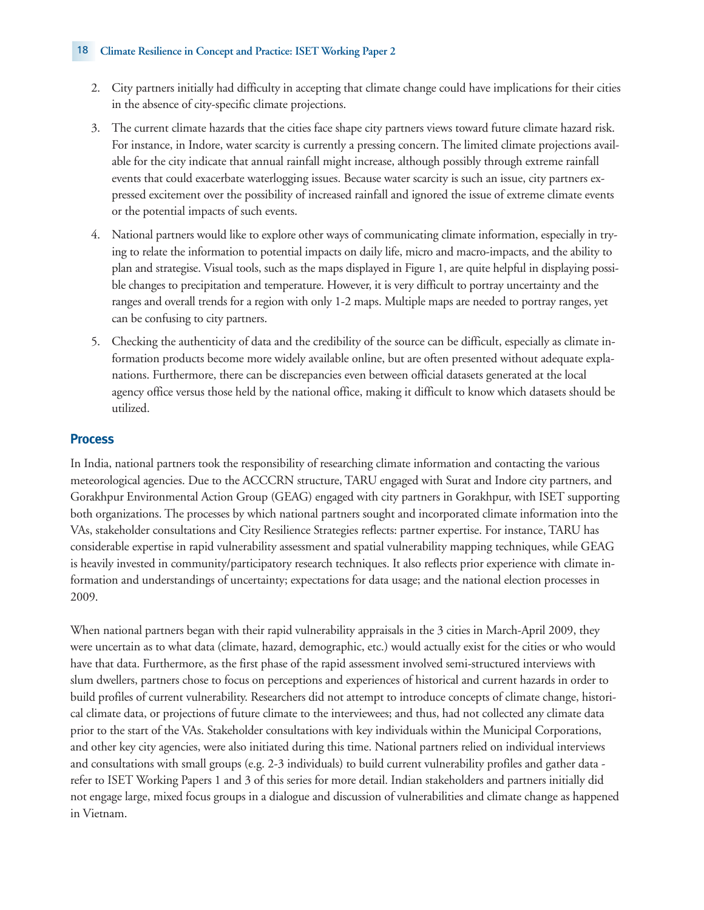2. City partners initially had difficulty in accepting that climate change could have implications for their cities in the absence of city-specific climate projections.

3. The current climate hazards that the cities face shape city partners views toward future climate hazard risk. For instance, in Indore, water scarcity is currently a pressing concern. The limited climate projections available for the city indicate that annual rainfall might increase, although possibly through extreme rainfall events that could exacerbate waterlogging issues. Because water scarcity is such an issue, city partners expressed excitement over the possibility of increased rainfall and ignored the issue of extreme climate events or the potential impacts of such events.

4. National partners would like to explore other ways of communicating climate information, especially in trying to relate the information to potential impacts on daily life, micro and macro-impacts, and the ability to plan and strategise. Visual tools, such as the maps displayed in Figure 1, are quite helpful in displaying possible changes to precipitation and temperature. However, it is very difficult to portray uncertainty and the ranges and overall trends for a region with only 1-2 maps. Multiple maps are needed to portray ranges, yet can be confusing to city partners.

5. Checking the authenticity of data and the credibility of the source can be difficult, especially as climate information products become more widely available online, but are often presented without adequate explanations. Furthermore, there can be discrepancies even between official datasets generated at the local agency office versus those held by the national office, making it difficult to know which datasets should be utilized.

## Process

In India, national partners took the responsibility of researching climate information and contacting the various meteorological agencies. Due to the ACCCRN structure, TARU engaged with Surat and Indore city partners, and Gorakhpur Environmental Action Group (GEAG) engaged with city partners in Gorakhpur, with ISET supporting both organizations. The processes by which national partners sought and incorporated climate information into the VAs, stakeholder consultations and City Resilience Strategies reflects: partner expertise. For instance, TARU has considerable expertise in rapid vulnerability assessment and spatial vulnerability mapping techniques, while GEAG is heavily invested in community/participatory research techniques. It also reflects prior experience with climate information and understandings of uncertainty; expectations for data usage; and the national election processes in 2009.

When national partners began with their rapid vulnerability appraisals in the 3 cities in March-April 2009, they were uncertain as to what data (climate, hazard, demographic, etc.) would actually exist for the cities or who would have that data. Furthermore, as the first phase of the rapid assessment involved semi-structured interviews with slum dwellers, partners chose to focus on perceptions and experiences of historical and current hazards in order to build profiles of current vulnerability. Researchers did not attempt to introduce concepts of climate change, historical climate data, or projections of future climate to the interviewees; and thus, had not collected any climate data prior to the start of the VAs. Stakeholder consultations with key individuals within the Municipal Corporations, and other key city agencies, were also initiated during this time. National partners relied on individual interviews and consultations with small groups (e.g. 2-3 individuals) to build current vulnerability profiles and gather data - refer to ISET Working Papers 1 and 3 of this series for more detail. Indian stakeholders and partners initially did not engage large, mixed focus groups in a dialogue and discussion of vulnerabilities and climate change as happened in Vietnam.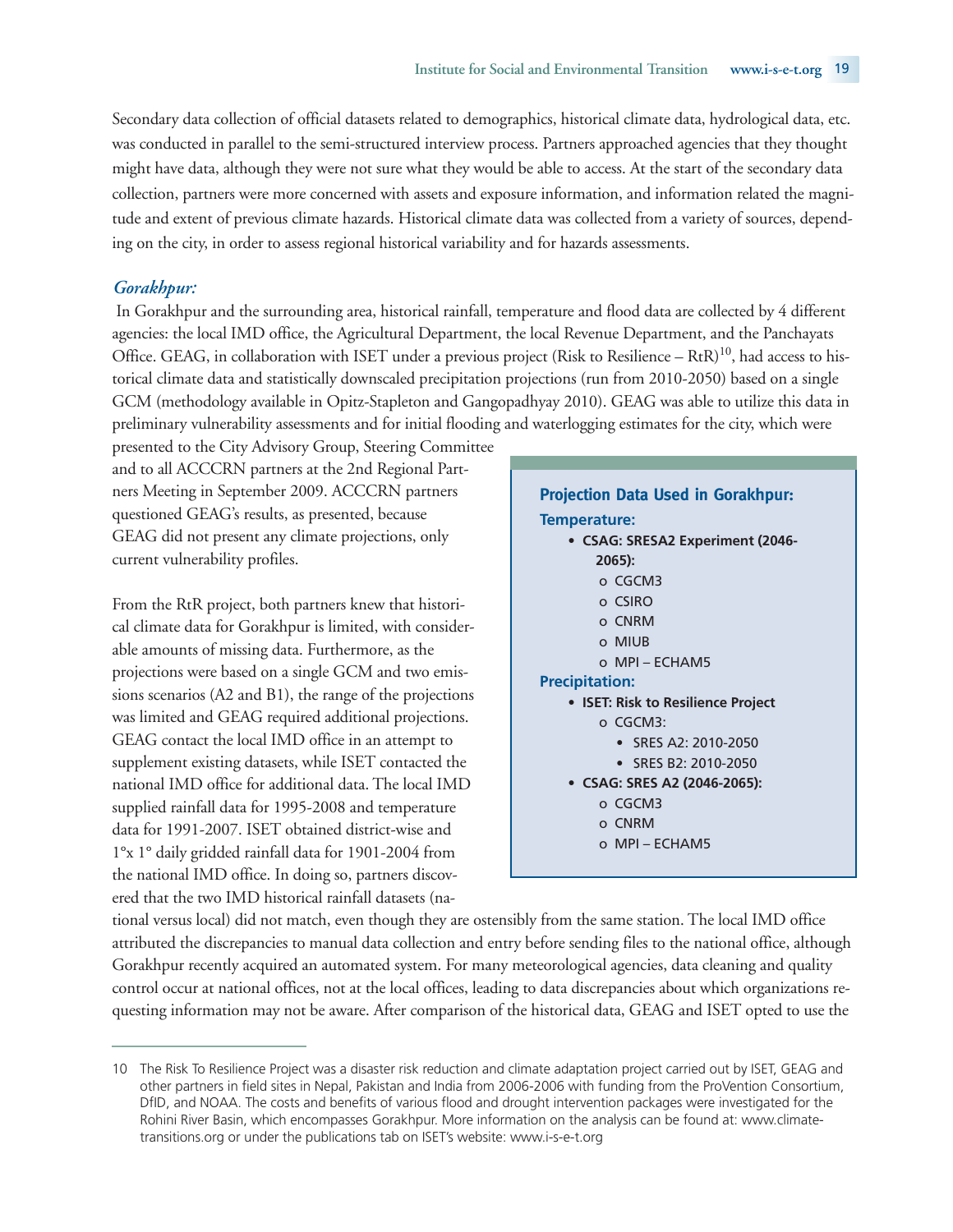Secondary data collection of official datasets related to demographics, historical climate data, hydrological data, etc. was conducted in parallel to the semi-structured interview process. Partners approached agencies that they thought might have data, although they were not sure what they would be able to access. At the start of the secondary data collection, partners were more concerned with assets and exposure information, and information related the magnitude and extent of previous climate hazards. Historical climate data was collected from a variety of sources, depending on the city, in order to assess regional historical variability and for hazards assessments.

### *Gorakhpur:*

In Gorakhpur and the surrounding area, historical rainfall, temperature and flood data are collected by 4 different agencies: the local IMD office, the Agricultural Department, the local Revenue Department, and the Panchayats Office. GEAG, in collaboration with ISET under a previous project (Risk to Resilience – RtR)[10], had access to historical climate data and statistically downscaled precipitation projections (run from 2010-2050) based on a single GCM (methodology available in Opitz-Stapleton and Gangopadhyay 2010). GEAG was able to utilize this data in preliminary vulnerability assessments and for initial flooding and waterlogging estimates for the city, which were presented to the City Advisory Group, Steering Committee and to all ACCCRN partners at the 2nd Regional Partners Meeting in September 2009. ACCCRN partners questioned GEAG's results, as presented, because GEAG did not present any climate projections, only current vulnerability profiles.

From the RtR project, both partners knew that historical climate data for Gorakhpur is limited, with considerable amounts of missing data. Furthermore, as the projections were based on a single GCM and two emissions scenarios (A2 and B1), the range of the projections was limited and GEAG required additional projections. GEAG contact the local IMD office in an attempt to supplement existing datasets, while ISET contacted the national IMD office for additional data. The local IMD supplied rainfall data for 1995-2008 and temperature data for 1991-2007. ISET obtained district-wise and 1°x 1° daily gridded rainfall data for 1901-2004 from the national IMD office. In doing so, partners discovered that the two IMD historical rainfall datasets (national versus local) did not match, even though they are ostensibly from the same station. The local IMD office attributed the discrepancies to manual data collection and entry before sending files to the national office, although Gorakhpur recently acquired an automated system. For many meteorological agencies, data cleaning and quality control occur at national offices, not at the local offices, leading to data discrepancies about which organizations requesting information may not be aware. After comparison of the historical data, GEAG and ISET opted to use the

> **Projection Data Used in Gorakhpur:**
>
> **Temperature:**
> - **CSAG: SRESA2 Experiment (2046-2065):**
>   - CGCM3
>   - CSIRO
>   - CNRM
>   - MIUB
>   - MPI – ECHAM5
>
> **Precipitation:**
> - **ISET: Risk to Resilience Project**
>   - CGCM3:
>     - SRES A2: 2010-2050
>     - SRES B2: 2010-2050
> - **CSAG: SRES A2 (2046-2065):**
>   - CGCM3
>   - CNRM
>   - MPI – ECHAM5

---

10 The Risk To Resilience Project was a disaster risk reduction and climate adaptation project carried out by ISET, GEAG and other partners in field sites in Nepal, Pakistan and India from 2006-2006 with funding from the ProVention Consortium, DfID, and NOAA. The costs and benefits of various flood and drought intervention packages were investigated for the Rohini River Basin, which encompasses Gorakhpur. More information on the analysis can be found at: www.climate-transitions.org or under the publications tab on ISET's website: www.i-s-e-t.org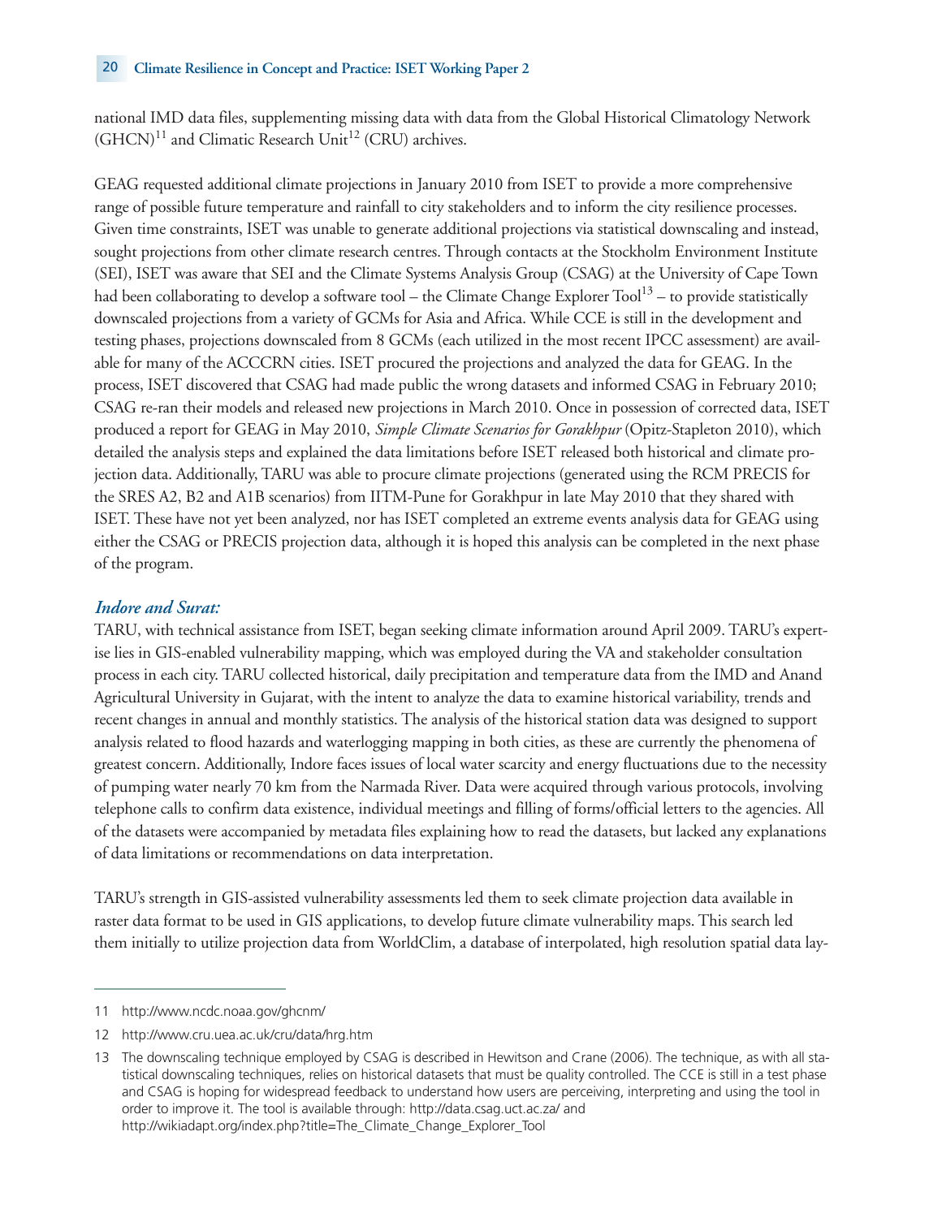national IMD data files, supplementing missing data with data from the Global Historical Climatology Network (GHCN)[11] and Climatic Research Unit[12] (CRU) archives.

GEAG requested additional climate projections in January 2010 from ISET to provide a more comprehensive range of possible future temperature and rainfall to city stakeholders and to inform the city resilience processes. Given time constraints, ISET was unable to generate additional projections via statistical downscaling and instead, sought projections from other climate research centres. Through contacts at the Stockholm Environment Institute (SEI), ISET was aware that SEI and the Climate Systems Analysis Group (CSAG) at the University of Cape Town had been collaborating to develop a software tool – the Climate Change Explorer Tool[13] – to provide statistically downscaled projections from a variety of GCMs for Asia and Africa. While CCE is still in the development and testing phases, projections downscaled from 8 GCMs (each utilized in the most recent IPCC assessment) are available for many of the ACCCRN cities. ISET procured the projections and analyzed the data for GEAG. In the process, ISET discovered that CSAG had made public the wrong datasets and informed CSAG in February 2010; CSAG re-ran their models and released new projections in March 2010. Once in possession of corrected data, ISET produced a report for GEAG in May 2010, *Simple Climate Scenarios for Gorakhpur* (Opitz-Stapleton 2010), which detailed the analysis steps and explained the data limitations before ISET released both historical and climate projection data. Additionally, TARU was able to procure climate projections (generated using the RCM PRECIS for the SRES A2, B2 and A1B scenarios) from IITM-Pune for Gorakhpur in late May 2010 that they shared with ISET. These have not yet been analyzed, nor has ISET completed an extreme events analysis data for GEAG using either the CSAG or PRECIS projection data, although it is hoped this analysis can be completed in the next phase of the program.

### *Indore and Surat:*

TARU, with technical assistance from ISET, began seeking climate information around April 2009. TARU's expertise lies in GIS-enabled vulnerability mapping, which was employed during the VA and stakeholder consultation process in each city. TARU collected historical, daily precipitation and temperature data from the IMD and Anand Agricultural University in Gujarat, with the intent to analyze the data to examine historical variability, trends and recent changes in annual and monthly statistics. The analysis of the historical station data was designed to support analysis related to flood hazards and waterlogging mapping in both cities, as these are currently the phenomena of greatest concern. Additionally, Indore faces issues of local water scarcity and energy fluctuations due to the necessity of pumping water nearly 70 km from the Narmada River. Data were acquired through various protocols, involving telephone calls to confirm data existence, individual meetings and filling of forms/official letters to the agencies. All of the datasets were accompanied by metadata files explaining how to read the datasets, but lacked any explanations of data limitations or recommendations on data interpretation.

TARU's strength in GIS-assisted vulnerability assessments led them to seek climate projection data available in raster data format to be used in GIS applications, to develop future climate vulnerability maps. This search led them initially to utilize projection data from WorldClim, a database of interpolated, high resolution spatial data lay-

---

11 http://www.ncdc.noaa.gov/ghcnm/

12 http://www.cru.uea.ac.uk/cru/data/hrg.htm

13 The downscaling technique employed by CSAG is described in Hewitson and Crane (2006). The technique, as with all statistical downscaling techniques, relies on historical datasets that must be quality controlled. The CCE is still in a test phase and CSAG is hoping for widespread feedback to understand how users are perceiving, interpreting and using the tool in order to improve it. The tool is available through: http://data.csag.uct.ac.za/ and http://wikiadapt.org/index.php?title=The_Climate_Change_Explorer_Tool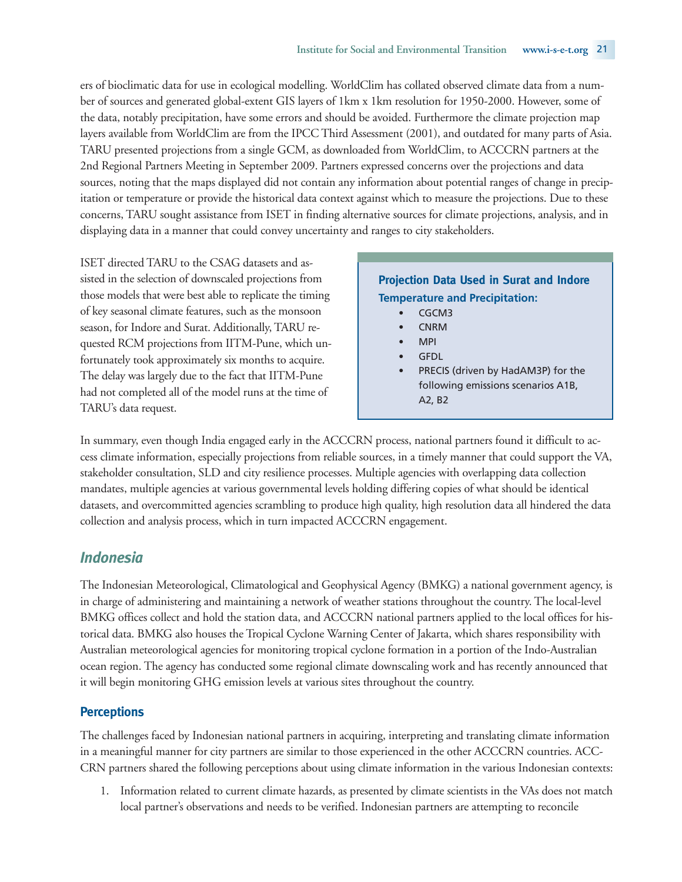ers of bioclimatic data for use in ecological modelling. WorldClim has collated observed climate data from a number of sources and generated global-extent GIS layers of 1km x 1km resolution for 1950-2000. However, some of the data, notably precipitation, have some errors and should be avoided. Furthermore the climate projection map layers available from WorldClim are from the IPCC Third Assessment (2001), and outdated for many parts of Asia. TARU presented projections from a single GCM, as downloaded from WorldClim, to ACCCRN partners at the 2nd Regional Partners Meeting in September 2009. Partners expressed concerns over the projections and data sources, noting that the maps displayed did not contain any information about potential ranges of change in precipitation or temperature or provide the historical data context against which to measure the projections. Due to these concerns, TARU sought assistance from ISET in finding alternative sources for climate projections, analysis, and in displaying data in a manner that could convey uncertainty and ranges to city stakeholders.

ISET directed TARU to the CSAG datasets and assisted in the selection of downscaled projections from those models that were best able to replicate the timing of key seasonal climate features, such as the monsoon season, for Indore and Surat. Additionally, TARU requested RCM projections from IITM-Pune, which unfortunately took approximately six months to acquire. The delay was largely due to the fact that IITM-Pune had not completed all of the model runs at the time of TARU's data request.

**Projection Data Used in Surat and Indore**

**Temperature and Precipitation:**

- CGCM3
- CNRM
- MPI
- GFDL
- PRECIS (driven by HadAM3P) for the following emissions scenarios A1B, A2, B2

In summary, even though India engaged early in the ACCCRN process, national partners found it difficult to access climate information, especially projections from reliable sources, in a timely manner that could support the VA, stakeholder consultation, SLD and city resilience processes. Multiple agencies with overlapping data collection mandates, multiple agencies at various governmental levels holding differing copies of what should be identical datasets, and overcommitted agencies scrambling to produce high quality, high resolution data all hindered the data collection and analysis process, which in turn impacted ACCCRN engagement.

## *Indonesia*

The Indonesian Meteorological, Climatological and Geophysical Agency (BMKG) a national government agency, is in charge of administering and maintaining a network of weather stations throughout the country. The local-level BMKG offices collect and hold the station data, and ACCCRN national partners applied to the local offices for historical data. BMKG also houses the Tropical Cyclone Warning Center of Jakarta, which shares responsibility with Australian meteorological agencies for monitoring tropical cyclone formation in a portion of the Indo-Australian ocean region. The agency has conducted some regional climate downscaling work and has recently announced that it will begin monitoring GHG emission levels at various sites throughout the country.

### Perceptions

The challenges faced by Indonesian national partners in acquiring, interpreting and translating climate information in a meaningful manner for city partners are similar to those experienced in the other ACCCRN countries. ACCCRN partners shared the following perceptions about using climate information in the various Indonesian contexts:

1. Information related to current climate hazards, as presented by climate scientists in the VAs does not match local partner's observations and needs to be verified. Indonesian partners are attempting to reconcile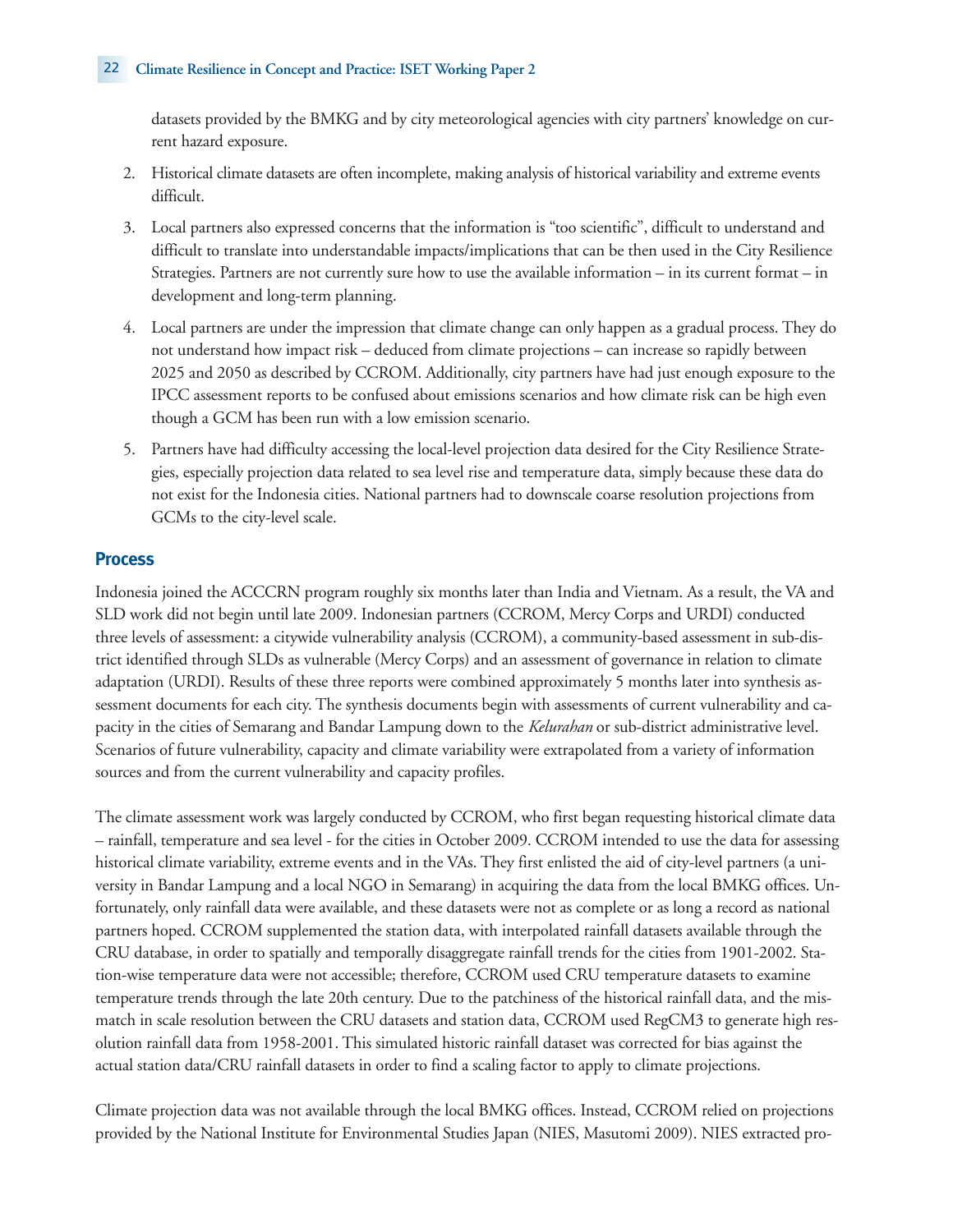datasets provided by the BMKG and by city meteorological agencies with city partners' knowledge on current hazard exposure.

2. Historical climate datasets are often incomplete, making analysis of historical variability and extreme events difficult.

3. Local partners also expressed concerns that the information is "too scientific", difficult to understand and difficult to translate into understandable impacts/implications that can be then used in the City Resilience Strategies. Partners are not currently sure how to use the available information – in its current format – in development and long-term planning.

4. Local partners are under the impression that climate change can only happen as a gradual process. They do not understand how impact risk – deduced from climate projections – can increase so rapidly between 2025 and 2050 as described by CCROM. Additionally, city partners have had just enough exposure to the IPCC assessment reports to be confused about emissions scenarios and how climate risk can be high even though a GCM has been run with a low emission scenario.

5. Partners have had difficulty accessing the local-level projection data desired for the City Resilience Strategies, especially projection data related to sea level rise and temperature data, simply because these data do not exist for the Indonesia cities. National partners had to downscale coarse resolution projections from GCMs to the city-level scale.

## Process

Indonesia joined the ACCCRN program roughly six months later than India and Vietnam. As a result, the VA and SLD work did not begin until late 2009. Indonesian partners (CCROM, Mercy Corps and URDI) conducted three levels of assessment: a citywide vulnerability analysis (CCROM), a community-based assessment in sub-district identified through SLDs as vulnerable (Mercy Corps) and an assessment of governance in relation to climate adaptation (URDI). Results of these three reports were combined approximately 5 months later into synthesis assessment documents for each city. The synthesis documents begin with assessments of current vulnerability and capacity in the cities of Semarang and Bandar Lampung down to the *Kelurahan* or sub-district administrative level. Scenarios of future vulnerability, capacity and climate variability were extrapolated from a variety of information sources and from the current vulnerability and capacity profiles.

The climate assessment work was largely conducted by CCROM, who first began requesting historical climate data – rainfall, temperature and sea level - for the cities in October 2009. CCROM intended to use the data for assessing historical climate variability, extreme events and in the VAs. They first enlisted the aid of city-level partners (a university in Bandar Lampung and a local NGO in Semarang) in acquiring the data from the local BMKG offices. Unfortunately, only rainfall data were available, and these datasets were not as complete or as long a record as national partners hoped. CCROM supplemented the station data, with interpolated rainfall datasets available through the CRU database, in order to spatially and temporally disaggregate rainfall trends for the cities from 1901-2002. Station-wise temperature data were not accessible; therefore, CCROM used CRU temperature datasets to examine temperature trends through the late 20th century. Due to the patchiness of the historical rainfall data, and the mismatch in scale resolution between the CRU datasets and station data, CCROM used RegCM3 to generate high resolution rainfall data from 1958-2001. This simulated historic rainfall dataset was corrected for bias against the actual station data/CRU rainfall datasets in order to find a scaling factor to apply to climate projections.

Climate projection data was not available through the local BMKG offices. Instead, CCROM relied on projections provided by the National Institute for Environmental Studies Japan (NIES, Masutomi 2009). NIES extracted pro-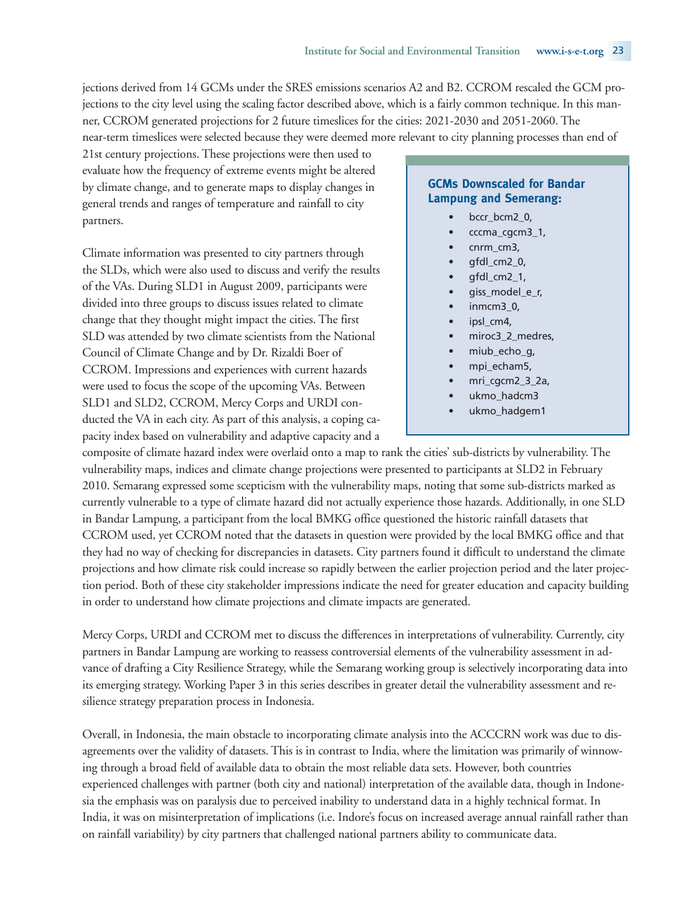jections derived from 14 GCMs under the SRES emissions scenarios A2 and B2. CCROM rescaled the GCM projections to the city level using the scaling factor described above, which is a fairly common technique. In this manner, CCROM generated projections for 2 future timeslices for the cities: 2021-2030 and 2051-2060. The near-term timeslices were selected because they were deemed more relevant to city planning processes than end of 21st century projections. These projections were then used to evaluate how the frequency of extreme events might be altered by climate change, and to generate maps to display changes in general trends and ranges of temperature and rainfall to city partners.

> **GCMs Downscaled for Bandar Lampung and Semerang:**
>
> - bccr_bcm2_0,
> - cccma_cgcm3_1,
> - cnrm_cm3,
> - gfdl_cm2_0,
> - gfdl_cm2_1,
> - giss_model_e_r,
> - inmcm3_0,
> - ipsl_cm4,
> - miroc3_2_medres,
> - miub_echo_g,
> - mpi_echam5,
> - mri_cgcm2_3_2a,
> - ukmo_hadcm3
> - ukmo_hadgem1

Climate information was presented to city partners through the SLDs, which were also used to discuss and verify the results of the VAs. During SLD1 in August 2009, participants were divided into three groups to discuss issues related to climate change that they thought might impact the cities. The first SLD was attended by two climate scientists from the National Council of Climate Change and by Dr. Rizaldi Boer of CCROM. Impressions and experiences with current hazards were used to focus the scope of the upcoming VAs. Between SLD1 and SLD2, CCROM, Mercy Corps and URDI conducted the VA in each city. As part of this analysis, a coping capacity index based on vulnerability and adaptive capacity and a composite of climate hazard index were overlaid onto a map to rank the cities' sub-districts by vulnerability. The vulnerability maps, indices and climate change projections were presented to participants at SLD2 in February 2010. Semarang expressed some scepticism with the vulnerability maps, noting that some sub-districts marked as currently vulnerable to a type of climate hazard did not actually experience those hazards. Additionally, in one SLD in Bandar Lampung, a participant from the local BMKG office questioned the historic rainfall datasets that CCROM used, yet CCROM noted that the datasets in question were provided by the local BMKG office and that they had no way of checking for discrepancies in datasets. City partners found it difficult to understand the climate projections and how climate risk could increase so rapidly between the earlier projection period and the later projection period. Both of these city stakeholder impressions indicate the need for greater education and capacity building in order to understand how climate projections and climate impacts are generated.

Mercy Corps, URDI and CCROM met to discuss the differences in interpretations of vulnerability. Currently, city partners in Bandar Lampung are working to reassess controversial elements of the vulnerability assessment in advance of drafting a City Resilience Strategy, while the Semarang working group is selectively incorporating data into its emerging strategy. Working Paper 3 in this series describes in greater detail the vulnerability assessment and resilience strategy preparation process in Indonesia.

Overall, in Indonesia, the main obstacle to incorporating climate analysis into the ACCCRN work was due to disagreements over the validity of datasets. This is in contrast to India, where the limitation was primarily of winnowing through a broad field of available data to obtain the most reliable data sets. However, both countries experienced challenges with partner (both city and national) interpretation of the available data, though in Indonesia the emphasis was on paralysis due to perceived inability to understand data in a highly technical format. In India, it was on misinterpretation of implications (i.e. Indore's focus on increased average annual rainfall rather than on rainfall variability) by city partners that challenged national partners ability to communicate data.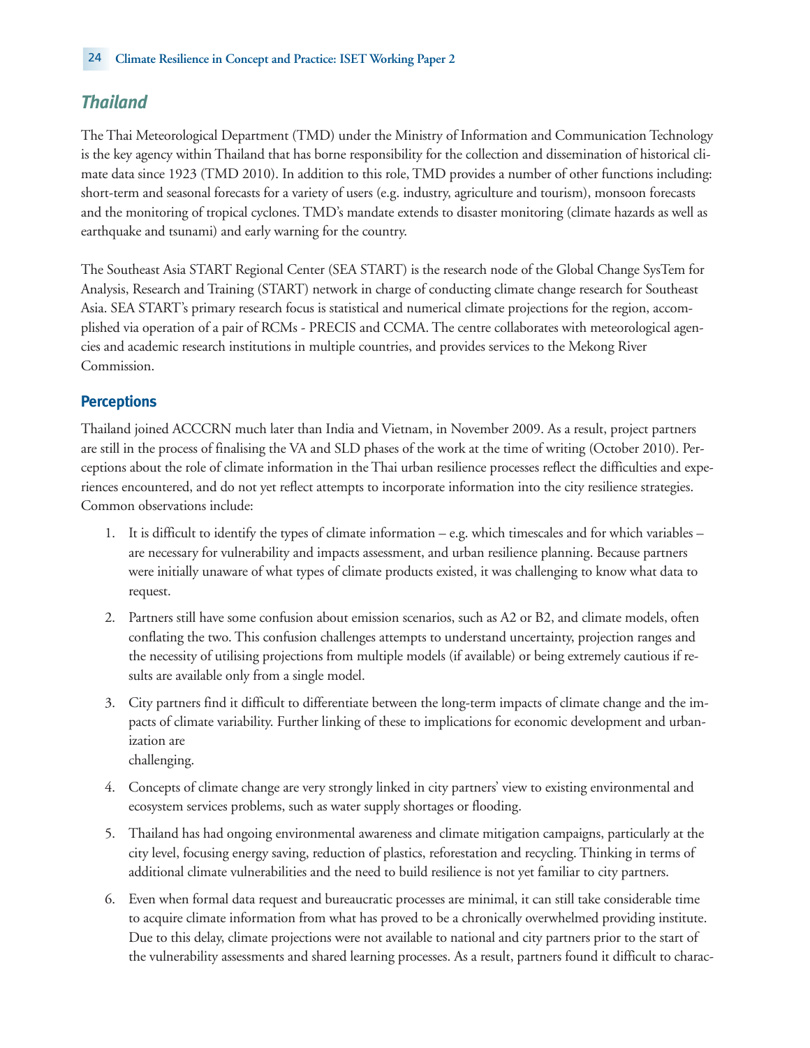## Thailand

The Thai Meteorological Department (TMD) under the Ministry of Information and Communication Technology is the key agency within Thailand that has borne responsibility for the collection and dissemination of historical climate data since 1923 (TMD 2010). In addition to this role, TMD provides a number of other functions including: short-term and seasonal forecasts for a variety of users (e.g. industry, agriculture and tourism), monsoon forecasts and the monitoring of tropical cyclones. TMD's mandate extends to disaster monitoring (climate hazards as well as earthquake and tsunami) and early warning for the country.

The Southeast Asia START Regional Center (SEA START) is the research node of the Global Change SysTem for Analysis, Research and Training (START) network in charge of conducting climate change research for Southeast Asia. SEA START's primary research focus is statistical and numerical climate projections for the region, accomplished via operation of a pair of RCMs - PRECIS and CCMA. The centre collaborates with meteorological agencies and academic research institutions in multiple countries, and provides services to the Mekong River Commission.

### Perceptions

Thailand joined ACCCRN much later than India and Vietnam, in November 2009. As a result, project partners are still in the process of finalising the VA and SLD phases of the work at the time of writing (October 2010). Perceptions about the role of climate information in the Thai urban resilience processes reflect the difficulties and experiences encountered, and do not yet reflect attempts to incorporate information into the city resilience strategies. Common observations include:

1. It is difficult to identify the types of climate information – e.g. which timescales and for which variables – are necessary for vulnerability and impacts assessment, and urban resilience planning. Because partners were initially unaware of what types of climate products existed, it was challenging to know what data to request.
2. Partners still have some confusion about emission scenarios, such as A2 or B2, and climate models, often conflating the two. This confusion challenges attempts to understand uncertainty, projection ranges and the necessity of utilising projections from multiple models (if available) or being extremely cautious if results are available only from a single model.
3. City partners find it difficult to differentiate between the long-term impacts of climate change and the impacts of climate variability. Further linking of these to implications for economic development and urbanization are challenging.
4. Concepts of climate change are very strongly linked in city partners' view to existing environmental and ecosystem services problems, such as water supply shortages or flooding.
5. Thailand has had ongoing environmental awareness and climate mitigation campaigns, particularly at the city level, focusing energy saving, reduction of plastics, reforestation and recycling. Thinking in terms of additional climate vulnerabilities and the need to build resilience is not yet familiar to city partners.
6. Even when formal data request and bureaucratic processes are minimal, it can still take considerable time to acquire climate information from what has proved to be a chronically overwhelmed providing institute. Due to this delay, climate projections were not available to national and city partners prior to the start of the vulnerability assessments and shared learning processes. As a result, partners found it difficult to charac-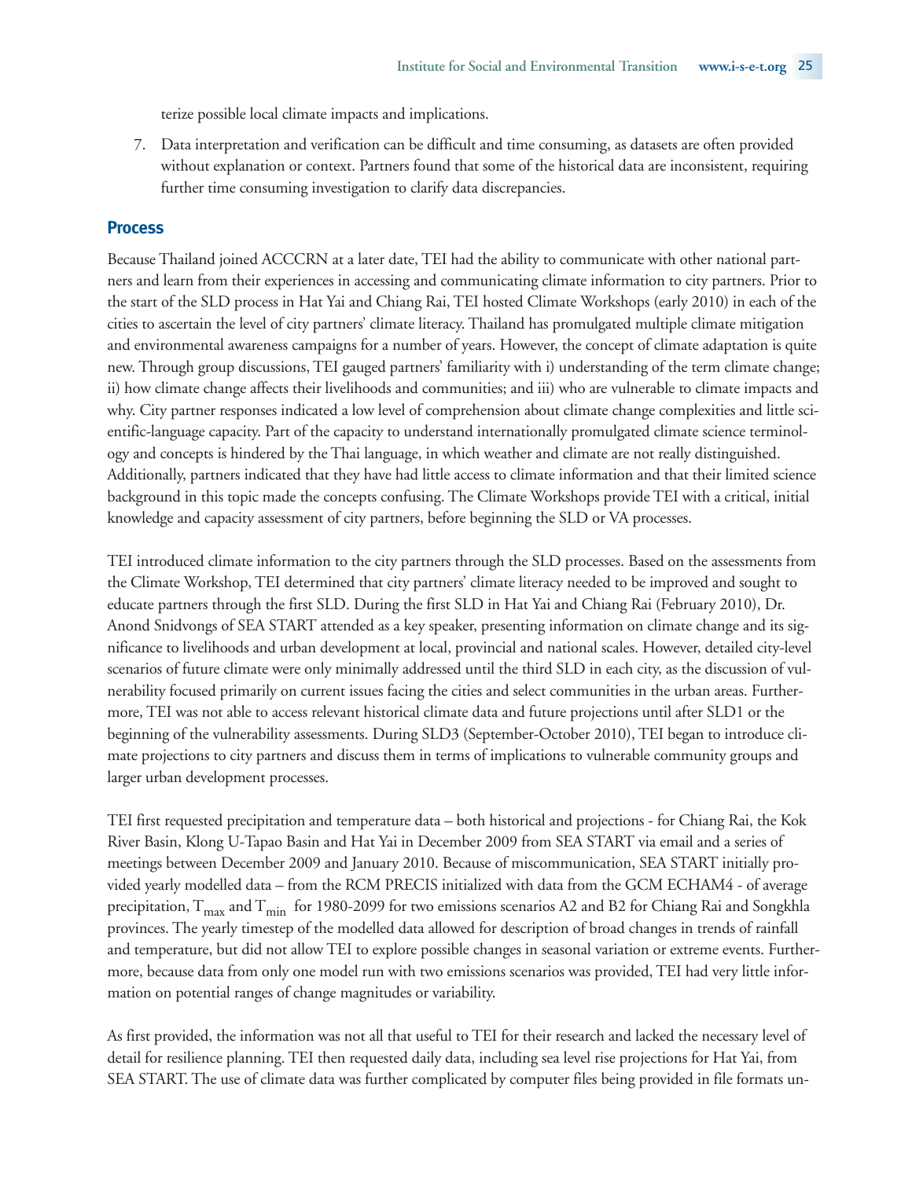terize possible local climate impacts and implications.

7. Data interpretation and verification can be difficult and time consuming, as datasets are often provided without explanation or context. Partners found that some of the historical data are inconsistent, requiring further time consuming investigation to clarify data discrepancies.

## Process

Because Thailand joined ACCCRN at a later date, TEI had the ability to communicate with other national partners and learn from their experiences in accessing and communicating climate information to city partners. Prior to the start of the SLD process in Hat Yai and Chiang Rai, TEI hosted Climate Workshops (early 2010) in each of the cities to ascertain the level of city partners' climate literacy. Thailand has promulgated multiple climate mitigation and environmental awareness campaigns for a number of years. However, the concept of climate adaptation is quite new. Through group discussions, TEI gauged partners' familiarity with i) understanding of the term climate change; ii) how climate change affects their livelihoods and communities; and iii) who are vulnerable to climate impacts and why. City partner responses indicated a low level of comprehension about climate change complexities and little scientific-language capacity. Part of the capacity to understand internationally promulgated climate science terminology and concepts is hindered by the Thai language, in which weather and climate are not really distinguished. Additionally, partners indicated that they have had little access to climate information and that their limited science background in this topic made the concepts confusing. The Climate Workshops provide TEI with a critical, initial knowledge and capacity assessment of city partners, before beginning the SLD or VA processes.

TEI introduced climate information to the city partners through the SLD processes. Based on the assessments from the Climate Workshop, TEI determined that city partners' climate literacy needed to be improved and sought to educate partners through the first SLD. During the first SLD in Hat Yai and Chiang Rai (February 2010), Dr. Anond Snidvongs of SEA START attended as a key speaker, presenting information on climate change and its significance to livelihoods and urban development at local, provincial and national scales. However, detailed city-level scenarios of future climate were only minimally addressed until the third SLD in each city, as the discussion of vulnerability focused primarily on current issues facing the cities and select communities in the urban areas. Furthermore, TEI was not able to access relevant historical climate data and future projections until after SLD1 or the beginning of the vulnerability assessments. During SLD3 (September-October 2010), TEI began to introduce climate projections to city partners and discuss them in terms of implications to vulnerable community groups and larger urban development processes.

TEI first requested precipitation and temperature data – both historical and projections - for Chiang Rai, the Kok River Basin, Klong U-Tapao Basin and Hat Yai in December 2009 from SEA START via email and a series of meetings between December 2009 and January 2010. Because of miscommunication, SEA START initially provided yearly modelled data – from the RCM PRECIS initialized with data from the GCM ECHAM4 - of average precipitation, $T_{max}$ and $T_{min}$ for 1980-2099 for two emissions scenarios A2 and B2 for Chiang Rai and Songkhla provinces. The yearly timestep of the modelled data allowed for description of broad changes in trends of rainfall and temperature, but did not allow TEI to explore possible changes in seasonal variation or extreme events. Furthermore, because data from only one model run with two emissions scenarios was provided, TEI had very little information on potential ranges of change magnitudes or variability.

As first provided, the information was not all that useful to TEI for their research and lacked the necessary level of detail for resilience planning. TEI then requested daily data, including sea level rise projections for Hat Yai, from SEA START. The use of climate data was further complicated by computer files being provided in file formats un-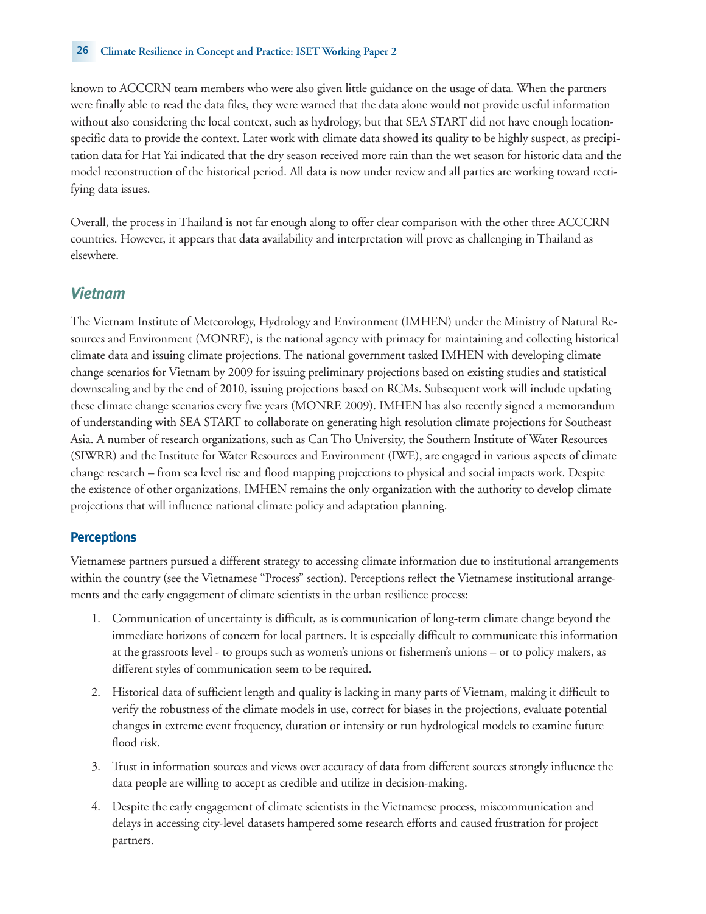known to ACCCRN team members who were also given little guidance on the usage of data. When the partners were finally able to read the data files, they were warned that the data alone would not provide useful information without also considering the local context, such as hydrology, but that SEA START did not have enough location-specific data to provide the context. Later work with climate data showed its quality to be highly suspect, as precipitation data for Hat Yai indicated that the dry season received more rain than the wet season for historic data and the model reconstruction of the historical period. All data is now under review and all parties are working toward rectifying data issues.

Overall, the process in Thailand is not far enough along to offer clear comparison with the other three ACCCRN countries. However, it appears that data availability and interpretation will prove as challenging in Thailand as elsewhere.

## *Vietnam*

The Vietnam Institute of Meteorology, Hydrology and Environment (IMHEN) under the Ministry of Natural Resources and Environment (MONRE), is the national agency with primacy for maintaining and collecting historical climate data and issuing climate projections. The national government tasked IMHEN with developing climate change scenarios for Vietnam by 2009 for issuing preliminary projections based on existing studies and statistical downscaling and by the end of 2010, issuing projections based on RCMs. Subsequent work will include updating these climate change scenarios every five years (MONRE 2009). IMHEN has also recently signed a memorandum of understanding with SEA START to collaborate on generating high resolution climate projections for Southeast Asia. A number of research organizations, such as Can Tho University, the Southern Institute of Water Resources (SIWRR) and the Institute for Water Resources and Environment (IWE), are engaged in various aspects of climate change research – from sea level rise and flood mapping projections to physical and social impacts work. Despite the existence of other organizations, IMHEN remains the only organization with the authority to develop climate projections that will influence national climate policy and adaptation planning.

### Perceptions

Vietnamese partners pursued a different strategy to accessing climate information due to institutional arrangements within the country (see the Vietnamese "Process" section). Perceptions reflect the Vietnamese institutional arrangements and the early engagement of climate scientists in the urban resilience process:

1. Communication of uncertainty is difficult, as is communication of long-term climate change beyond the immediate horizons of concern for local partners. It is especially difficult to communicate this information at the grassroots level - to groups such as women's unions or fishermen's unions – or to policy makers, as different styles of communication seem to be required.

2. Historical data of sufficient length and quality is lacking in many parts of Vietnam, making it difficult to verify the robustness of the climate models in use, correct for biases in the projections, evaluate potential changes in extreme event frequency, duration or intensity or run hydrological models to examine future flood risk.

3. Trust in information sources and views over accuracy of data from different sources strongly influence the data people are willing to accept as credible and utilize in decision-making.

4. Despite the early engagement of climate scientists in the Vietnamese process, miscommunication and delays in accessing city-level datasets hampered some research efforts and caused frustration for project partners.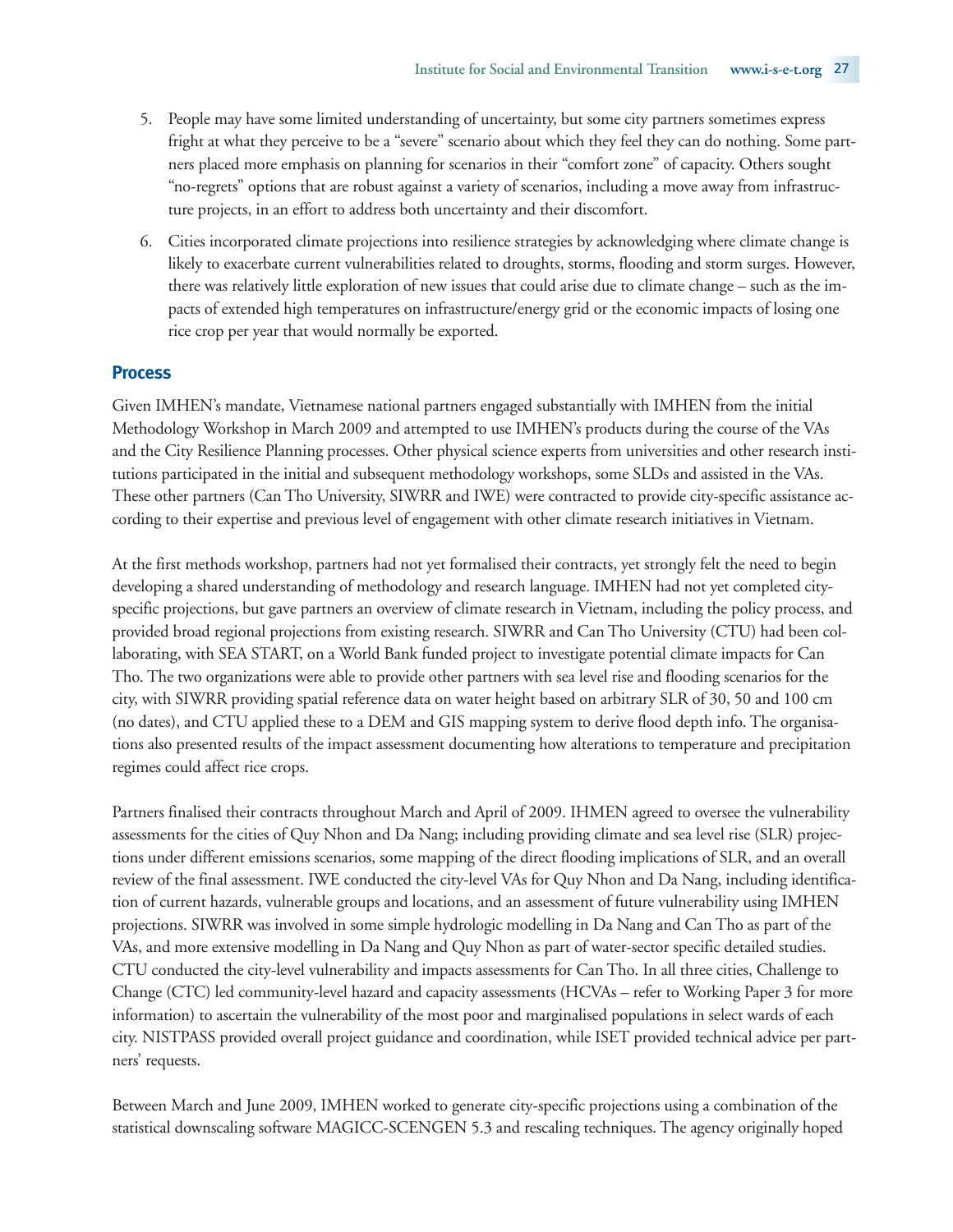5. People may have some limited understanding of uncertainty, but some city partners sometimes express fright at what they perceive to be a "severe" scenario about which they feel they can do nothing. Some partners placed more emphasis on planning for scenarios in their "comfort zone" of capacity. Others sought "no-regrets" options that are robust against a variety of scenarios, including a move away from infrastructure projects, in an effort to address both uncertainty and their discomfort.

6. Cities incorporated climate projections into resilience strategies by acknowledging where climate change is likely to exacerbate current vulnerabilities related to droughts, storms, flooding and storm surges. However, there was relatively little exploration of new issues that could arise due to climate change – such as the impacts of extended high temperatures on infrastructure/energy grid or the economic impacts of losing one rice crop per year that would normally be exported.

## Process

Given IMHEN's mandate, Vietnamese national partners engaged substantially with IMHEN from the initial Methodology Workshop in March 2009 and attempted to use IMHEN's products during the course of the VAs and the City Resilience Planning processes. Other physical science experts from universities and other research institutions participated in the initial and subsequent methodology workshops, some SLDs and assisted in the VAs. These other partners (Can Tho University, SIWRR and IWE) were contracted to provide city-specific assistance according to their expertise and previous level of engagement with other climate research initiatives in Vietnam.

At the first methods workshop, partners had not yet formalised their contracts, yet strongly felt the need to begin developing a shared understanding of methodology and research language. IMHEN had not yet completed city-specific projections, but gave partners an overview of climate research in Vietnam, including the policy process, and provided broad regional projections from existing research. SIWRR and Can Tho University (CTU) had been collaborating, with SEA START, on a World Bank funded project to investigate potential climate impacts for Can Tho. The two organizations were able to provide other partners with sea level rise and flooding scenarios for the city, with SIWRR providing spatial reference data on water height based on arbitrary SLR of 30, 50 and 100 cm (no dates), and CTU applied these to a DEM and GIS mapping system to derive flood depth info. The organisations also presented results of the impact assessment documenting how alterations to temperature and precipitation regimes could affect rice crops.

Partners finalised their contracts throughout March and April of 2009. IHMEN agreed to oversee the vulnerability assessments for the cities of Quy Nhon and Da Nang; including providing climate and sea level rise (SLR) projections under different emissions scenarios, some mapping of the direct flooding implications of SLR, and an overall review of the final assessment. IWE conducted the city-level VAs for Quy Nhon and Da Nang, including identification of current hazards, vulnerable groups and locations, and an assessment of future vulnerability using IMHEN projections. SIWRR was involved in some simple hydrologic modelling in Da Nang and Can Tho as part of the VAs, and more extensive modelling in Da Nang and Quy Nhon as part of water-sector specific detailed studies. CTU conducted the city-level vulnerability and impacts assessments for Can Tho. In all three cities, Challenge to Change (CTC) led community-level hazard and capacity assessments (HCVAs – refer to Working Paper 3 for more information) to ascertain the vulnerability of the most poor and marginalised populations in select wards of each city. NISTPASS provided overall project guidance and coordination, while ISET provided technical advice per partners' requests.

Between March and June 2009, IMHEN worked to generate city-specific projections using a combination of the statistical downscaling software MAGICC-SCENGEN 5.3 and rescaling techniques. The agency originally hoped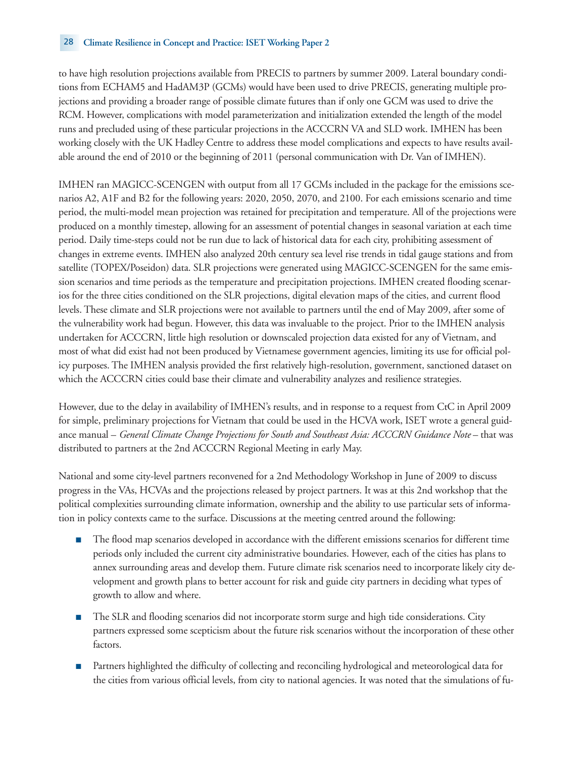to have high resolution projections available from PRECIS to partners by summer 2009. Lateral boundary conditions from ECHAM5 and HadAM3P (GCMs) would have been used to drive PRECIS, generating multiple projections and providing a broader range of possible climate futures than if only one GCM was used to drive the RCM. However, complications with model parameterization and initialization extended the length of the model runs and precluded using of these particular projections in the ACCCRN VA and SLD work. IMHEN has been working closely with the UK Hadley Centre to address these model complications and expects to have results available around the end of 2010 or the beginning of 2011 (personal communication with Dr. Van of IMHEN).

IMHEN ran MAGICC-SCENGEN with output from all 17 GCMs included in the package for the emissions scenarios A2, A1F and B2 for the following years: 2020, 2050, 2070, and 2100. For each emissions scenario and time period, the multi-model mean projection was retained for precipitation and temperature. All of the projections were produced on a monthly timestep, allowing for an assessment of potential changes in seasonal variation at each time period. Daily time-steps could not be run due to lack of historical data for each city, prohibiting assessment of changes in extreme events. IMHEN also analyzed 20th century sea level rise trends in tidal gauge stations and from satellite (TOPEX/Poseidon) data. SLR projections were generated using MAGICC-SCENGEN for the same emission scenarios and time periods as the temperature and precipitation projections. IMHEN created flooding scenarios for the three cities conditioned on the SLR projections, digital elevation maps of the cities, and current flood levels. These climate and SLR projections were not available to partners until the end of May 2009, after some of the vulnerability work had begun. However, this data was invaluable to the project. Prior to the IMHEN analysis undertaken for ACCCRN, little high resolution or downscaled projection data existed for any of Vietnam, and most of what did exist had not been produced by Vietnamese government agencies, limiting its use for official policy purposes. The IMHEN analysis provided the first relatively high-resolution, government, sanctioned dataset on which the ACCCRN cities could base their climate and vulnerability analyzes and resilience strategies.

However, due to the delay in availability of IMHEN's results, and in response to a request from CtC in April 2009 for simple, preliminary projections for Vietnam that could be used in the HCVA work, ISET wrote a general guidance manual – *General Climate Change Projections for South and Southeast Asia: ACCCRN Guidance Note* – that was distributed to partners at the 2nd ACCCRN Regional Meeting in early May.

National and some city-level partners reconvened for a 2nd Methodology Workshop in June of 2009 to discuss progress in the VAs, HCVAs and the projections released by project partners. It was at this 2nd workshop that the political complexities surrounding climate information, ownership and the ability to use particular sets of information in policy contexts came to the surface. Discussions at the meeting centred around the following:

- The flood map scenarios developed in accordance with the different emissions scenarios for different time periods only included the current city administrative boundaries. However, each of the cities has plans to annex surrounding areas and develop them. Future climate risk scenarios need to incorporate likely city development and growth plans to better account for risk and guide city partners in deciding what types of growth to allow and where.

- The SLR and flooding scenarios did not incorporate storm surge and high tide considerations. City partners expressed some scepticism about the future risk scenarios without the incorporation of these other factors.

- Partners highlighted the difficulty of collecting and reconciling hydrological and meteorological data for the cities from various official levels, from city to national agencies. It was noted that the simulations of fu-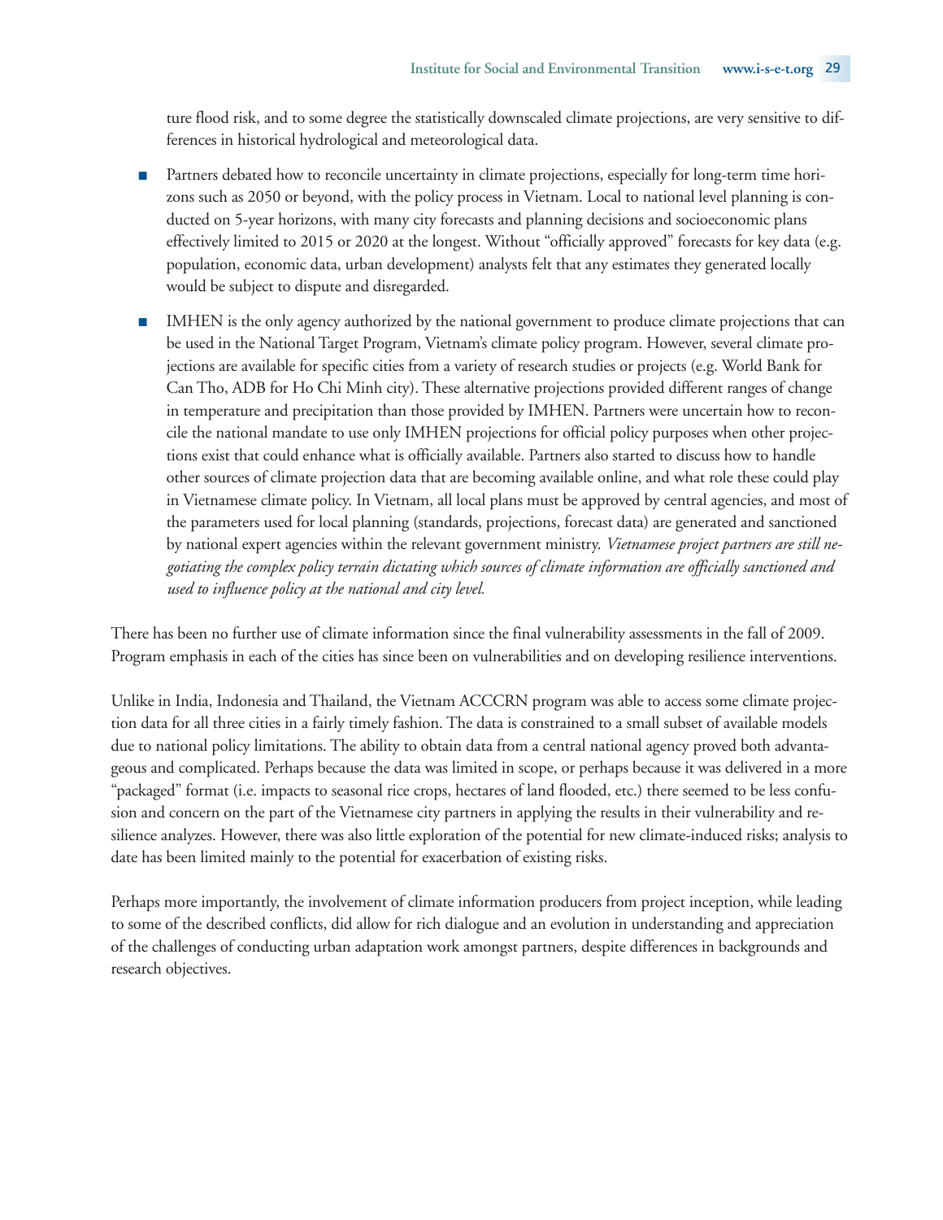ture flood risk, and to some degree the statistically downscaled climate projections, are very sensitive to differences in historical hydrological and meteorological data.

- Partners debated how to reconcile uncertainty in climate projections, especially for long-term time horizons such as 2050 or beyond, with the policy process in Vietnam. Local to national level planning is conducted on 5-year horizons, with many city forecasts and planning decisions and socioeconomic plans effectively limited to 2015 or 2020 at the longest. Without "officially approved" forecasts for key data (e.g. population, economic data, urban development) analysts felt that any estimates they generated locally would be subject to dispute and disregarded.

- IMHEN is the only agency authorized by the national government to produce climate projections that can be used in the National Target Program, Vietnam's climate policy program. However, several climate projections are available for specific cities from a variety of research studies or projects (e.g. World Bank for Can Tho, ADB for Ho Chi Minh city). These alternative projections provided different ranges of change in temperature and precipitation than those provided by IMHEN. Partners were uncertain how to reconcile the national mandate to use only IMHEN projections for official policy purposes when other projections exist that could enhance what is officially available. Partners also started to discuss how to handle other sources of climate projection data that are becoming available online, and what role these could play in Vietnamese climate policy. In Vietnam, all local plans must be approved by central agencies, and most of the parameters used for local planning (standards, projections, forecast data) are generated and sanctioned by national expert agencies within the relevant government ministry. *Vietnamese project partners are still negotiating the complex policy terrain dictating which sources of climate information are officially sanctioned and used to influence policy at the national and city level.*

There has been no further use of climate information since the final vulnerability assessments in the fall of 2009. Program emphasis in each of the cities has since been on vulnerabilities and on developing resilience interventions.

Unlike in India, Indonesia and Thailand, the Vietnam ACCCRN program was able to access some climate projection data for all three cities in a fairly timely fashion. The data is constrained to a small subset of available models due to national policy limitations. The ability to obtain data from a central national agency proved both advantageous and complicated. Perhaps because the data was limited in scope, or perhaps because it was delivered in a more "packaged" format (i.e. impacts to seasonal rice crops, hectares of land flooded, etc.) there seemed to be less confusion and concern on the part of the Vietnamese city partners in applying the results in their vulnerability and resilience analyzes. However, there was also little exploration of the potential for new climate-induced risks; analysis to date has been limited mainly to the potential for exacerbation of existing risks.

Perhaps more importantly, the involvement of climate information producers from project inception, while leading to some of the described conflicts, did allow for rich dialogue and an evolution in understanding and appreciation of the challenges of conducting urban adaptation work amongst partners, despite differences in backgrounds and research objectives.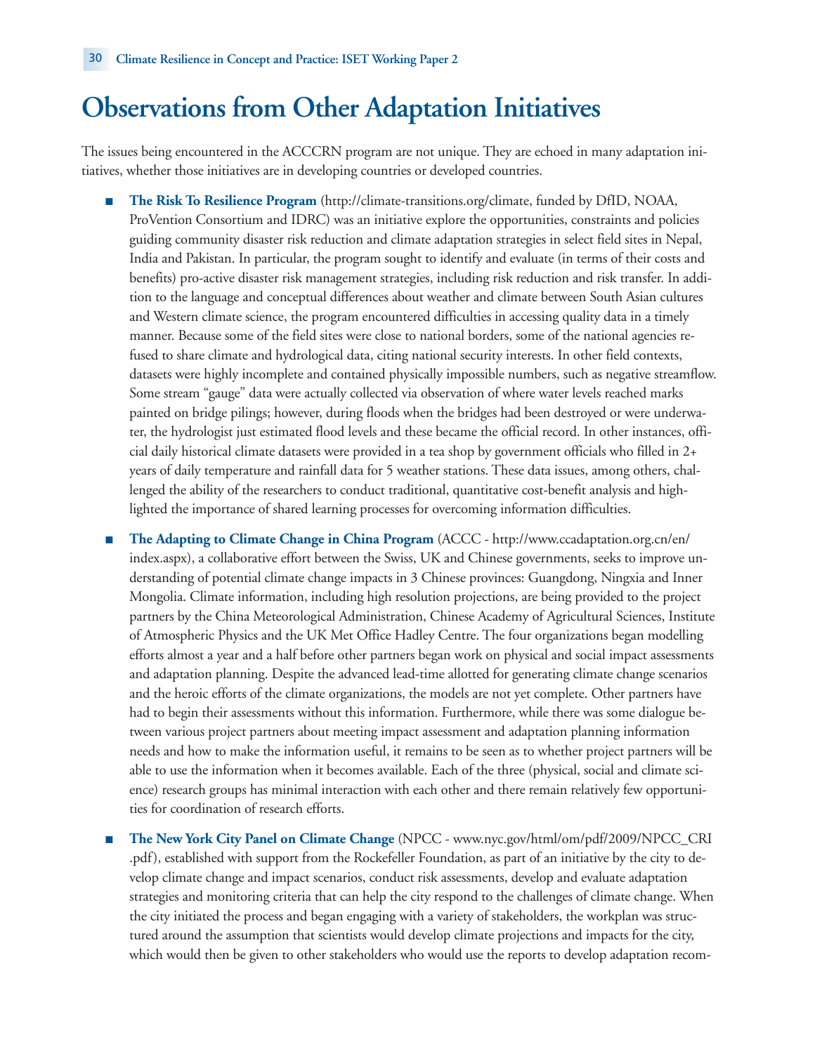# Observations from Other Adaptation Initiatives

The issues being encountered in the ACCCRN program are not unique. They are echoed in many adaptation initiatives, whether those initiatives are in developing countries or developed countries.

- **The Risk To Resilience Program** (http://climate-transitions.org/climate, funded by DfID, NOAA, ProVention Consortium and IDRC) was an initiative explore the opportunities, constraints and policies guiding community disaster risk reduction and climate adaptation strategies in select field sites in Nepal, India and Pakistan. In particular, the program sought to identify and evaluate (in terms of their costs and benefits) pro-active disaster risk management strategies, including risk reduction and risk transfer. In addition to the language and conceptual differences about weather and climate between South Asian cultures and Western climate science, the program encountered difficulties in accessing quality data in a timely manner. Because some of the field sites were close to national borders, some of the national agencies refused to share climate and hydrological data, citing national security interests. In other field contexts, datasets were highly incomplete and contained physically impossible numbers, such as negative streamflow. Some stream "gauge" data were actually collected via observation of where water levels reached marks painted on bridge pilings; however, during floods when the bridges had been destroyed or were underwater, the hydrologist just estimated flood levels and these became the official record. In other instances, official daily historical climate datasets were provided in a tea shop by government officials who filled in 2+ years of daily temperature and rainfall data for 5 weather stations. These data issues, among others, challenged the ability of the researchers to conduct traditional, quantitative cost-benefit analysis and highlighted the importance of shared learning processes for overcoming information difficulties.

- **The Adapting to Climate Change in China Program** (ACCC - http://www.ccadaptation.org.cn/en/index.aspx), a collaborative effort between the Swiss, UK and Chinese governments, seeks to improve understanding of potential climate change impacts in 3 Chinese provinces: Guangdong, Ningxia and Inner Mongolia. Climate information, including high resolution projections, are being provided to the project partners by the China Meteorological Administration, Chinese Academy of Agricultural Sciences, Institute of Atmospheric Physics and the UK Met Office Hadley Centre. The four organizations began modelling efforts almost a year and a half before other partners began work on physical and social impact assessments and adaptation planning. Despite the advanced lead-time allotted for generating climate change scenarios and the heroic efforts of the climate organizations, the models are not yet complete. Other partners have had to begin their assessments without this information. Furthermore, while there was some dialogue between various project partners about meeting impact assessment and adaptation planning information needs and how to make the information useful, it remains to be seen as to whether project partners will be able to use the information when it becomes available. Each of the three (physical, social and climate science) research groups has minimal interaction with each other and there remain relatively few opportunities for coordination of research efforts.

- **The New York City Panel on Climate Change** (NPCC - www.nyc.gov/html/om/pdf/2009/NPCC_CRI.pdf), established with support from the Rockefeller Foundation, as part of an initiative by the city to develop climate change and impact scenarios, conduct risk assessments, develop and evaluate adaptation strategies and monitoring criteria that can help the city respond to the challenges of climate change. When the city initiated the process and began engaging with a variety of stakeholders, the workplan was structured around the assumption that scientists would develop climate projections and impacts for the city, which would then be given to other stakeholders who would use the reports to develop adaptation recom-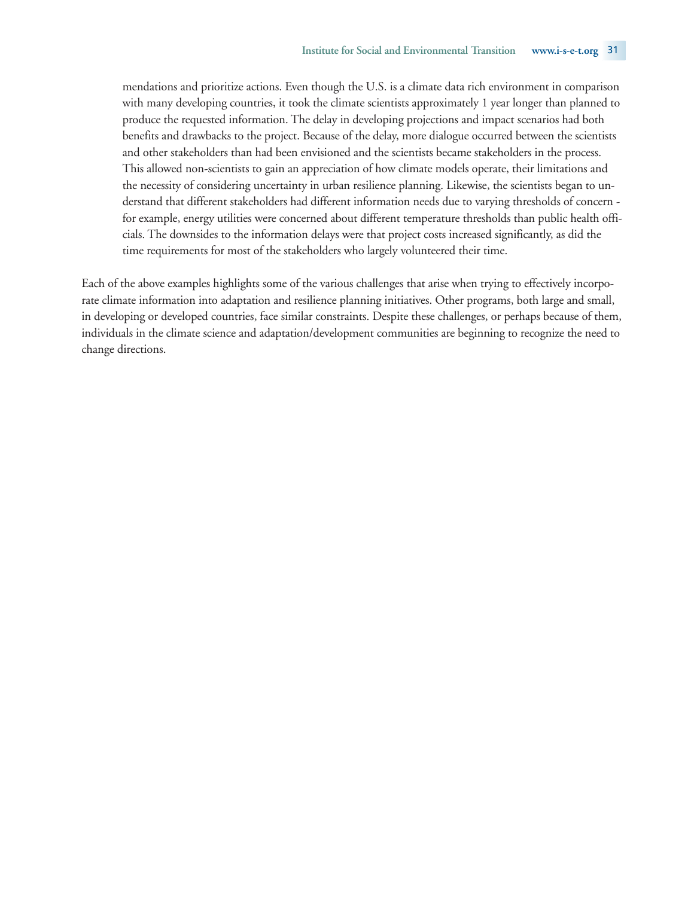mendations and prioritize actions. Even though the U.S. is a climate data rich environment in comparison with many developing countries, it took the climate scientists approximately 1 year longer than planned to produce the requested information. The delay in developing projections and impact scenarios had both benefits and drawbacks to the project. Because of the delay, more dialogue occurred between the scientists and other stakeholders than had been envisioned and the scientists became stakeholders in the process. This allowed non-scientists to gain an appreciation of how climate models operate, their limitations and the necessity of considering uncertainty in urban resilience planning. Likewise, the scientists began to understand that different stakeholders had different information needs due to varying thresholds of concern - for example, energy utilities were concerned about different temperature thresholds than public health officials. The downsides to the information delays were that project costs increased significantly, as did the time requirements for most of the stakeholders who largely volunteered their time.

Each of the above examples highlights some of the various challenges that arise when trying to effectively incorporate climate information into adaptation and resilience planning initiatives. Other programs, both large and small, in developing or developed countries, face similar constraints. Despite these challenges, or perhaps because of them, individuals in the climate science and adaptation/development communities are beginning to recognize the need to change directions.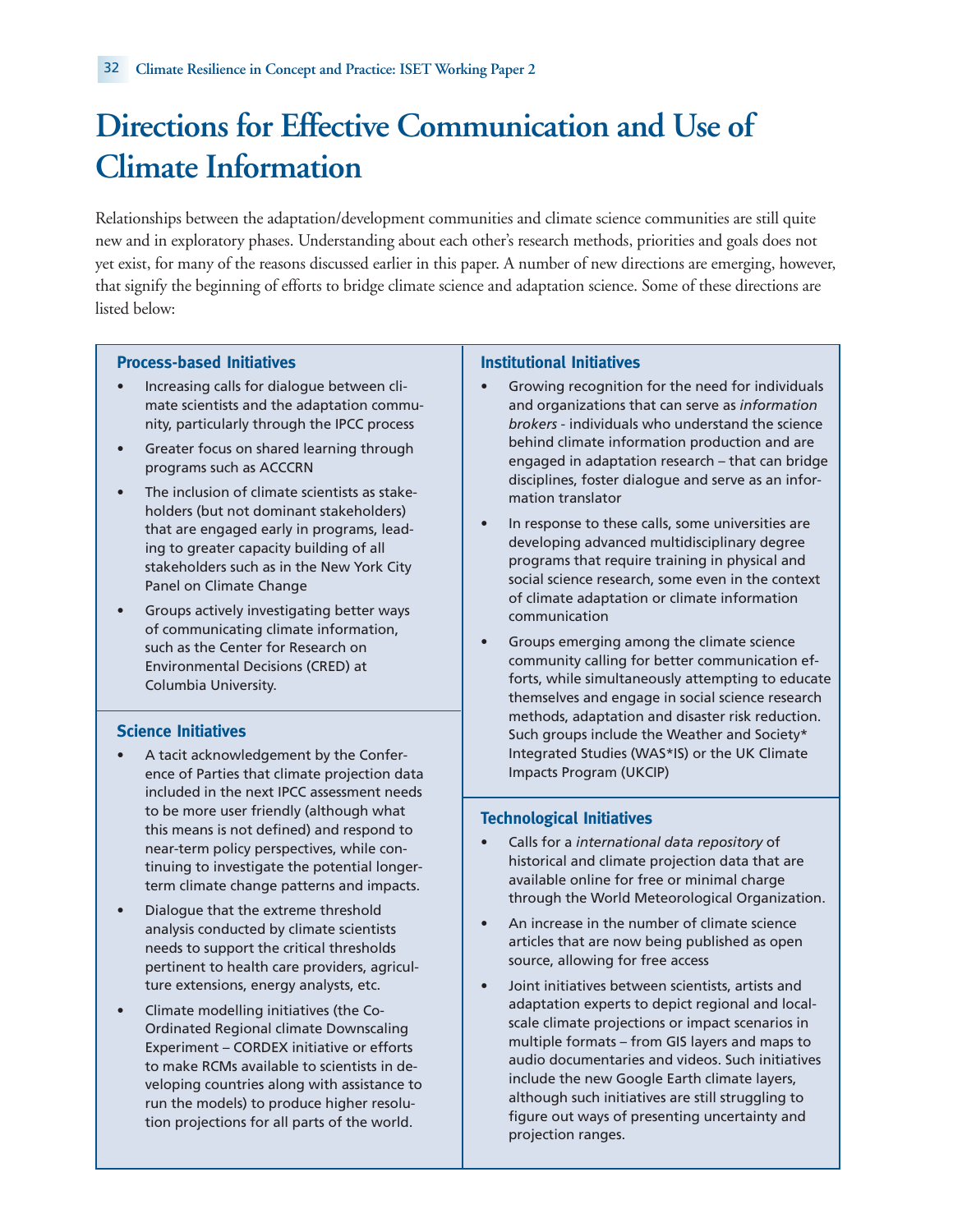# Directions for Effective Communication and Use of Climate Information

Relationships between the adaptation/development communities and climate science communities are still quite new and in exploratory phases. Understanding about each other's research methods, priorities and goals does not yet exist, for many of the reasons discussed earlier in this paper. A number of new directions are emerging, however, that signify the beginning of efforts to bridge climate science and adaptation science. Some of these directions are listed below:

### Process-based Initiatives

- Increasing calls for dialogue between climate scientists and the adaptation community, particularly through the IPCC process
- Greater focus on shared learning through programs such as ACCCRN
- The inclusion of climate scientists as stakeholders (but not dominant stakeholders) that are engaged early in programs, leading to greater capacity building of all stakeholders such as in the New York City Panel on Climate Change
- Groups actively investigating better ways of communicating climate information, such as the Center for Research on Environmental Decisions (CRED) at Columbia University.

### Science Initiatives

- A tacit acknowledgement by the Conference of Parties that climate projection data included in the next IPCC assessment needs to be more user friendly (although what this means is not defined) and respond to near-term policy perspectives, while continuing to investigate the potential longer-term climate change patterns and impacts.
- Dialogue that the extreme threshold analysis conducted by climate scientists needs to support the critical thresholds pertinent to health care providers, agriculture extensions, energy analysts, etc.
- Climate modelling initiatives (the Co-Ordinated Regional climate Downscaling Experiment – CORDEX initiative or efforts to make RCMs available to scientists in developing countries along with assistance to run the models) to produce higher resolution projections for all parts of the world.

### Institutional Initiatives

- Growing recognition for the need for individuals and organizations that can serve as *information brokers* - individuals who understand the science behind climate information production and are engaged in adaptation research – that can bridge disciplines, foster dialogue and serve as an information translator
- In response to these calls, some universities are developing advanced multidisciplinary degree programs that require training in physical and social science research, some even in the context of climate adaptation or climate information communication
- Groups emerging among the climate science community calling for better communication efforts, while simultaneously attempting to educate themselves and engage in social science research methods, adaptation and disaster risk reduction. Such groups include the Weather and Society* Integrated Studies (WAS*IS) or the UK Climate Impacts Program (UKCIP)

### Technological Initiatives

- Calls for a *international data repository* of historical and climate projection data that are available online for free or minimal charge through the World Meteorological Organization.
- An increase in the number of climate science articles that are now being published as open source, allowing for free access
- Joint initiatives between scientists, artists and adaptation experts to depict regional and local-scale climate projections or impact scenarios in multiple formats – from GIS layers and maps to audio documentaries and videos. Such initiatives include the new Google Earth climate layers, although such initiatives are still struggling to figure out ways of presenting uncertainty and projection ranges.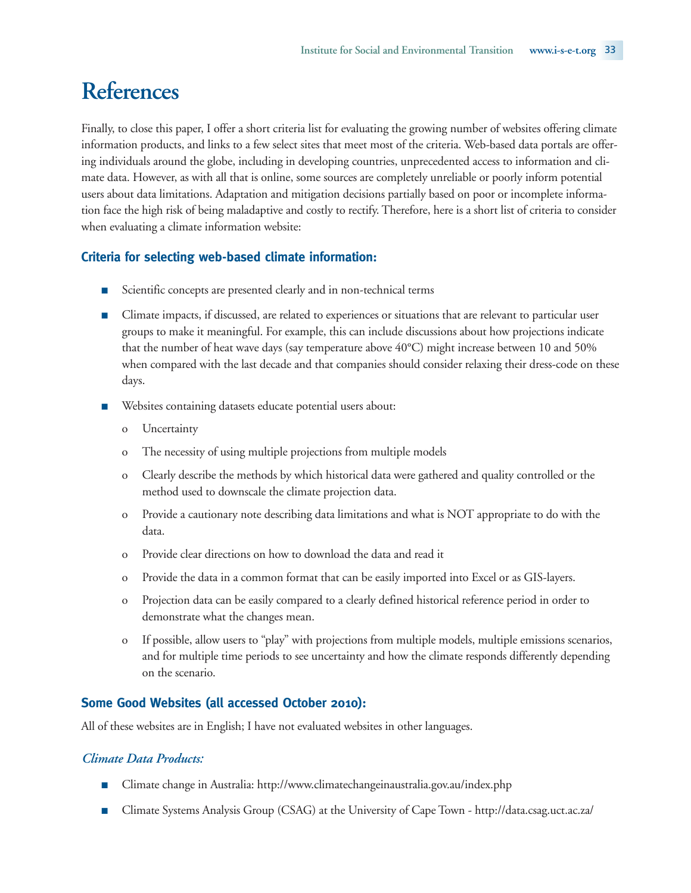# References

Finally, to close this paper, I offer a short criteria list for evaluating the growing number of websites offering climate information products, and links to a few select sites that meet most of the criteria. Web-based data portals are offering individuals around the globe, including in developing countries, unprecedented access to information and climate data. However, as with all that is online, some sources are completely unreliable or poorly inform potential users about data limitations. Adaptation and mitigation decisions partially based on poor or incomplete information face the high risk of being maladaptive and costly to rectify. Therefore, here is a short list of criteria to consider when evaluating a climate information website:

### Criteria for selecting web-based climate information:

- Scientific concepts are presented clearly and in non-technical terms
- Climate impacts, if discussed, are related to experiences or situations that are relevant to particular user groups to make it meaningful. For example, this can include discussions about how projections indicate that the number of heat wave days (say temperature above 40°C) might increase between 10 and 50% when compared with the last decade and that companies should consider relaxing their dress-code on these days.
- Websites containing datasets educate potential users about:
  - Uncertainty
  - The necessity of using multiple projections from multiple models
  - Clearly describe the methods by which historical data were gathered and quality controlled or the method used to downscale the climate projection data.
  - Provide a cautionary note describing data limitations and what is NOT appropriate to do with the data.
  - Provide clear directions on how to download the data and read it
  - Provide the data in a common format that can be easily imported into Excel or as GIS-layers.
  - Projection data can be easily compared to a clearly defined historical reference period in order to demonstrate what the changes mean.
  - If possible, allow users to "play" with projections from multiple models, multiple emissions scenarios, and for multiple time periods to see uncertainty and how the climate responds differently depending on the scenario.

### Some Good Websites (all accessed October 2010):

All of these websites are in English; I have not evaluated websites in other languages.

#### *Climate Data Products:*

- Climate change in Australia: http://www.climatechangeinaustralia.gov.au/index.php
- Climate Systems Analysis Group (CSAG) at the University of Cape Town - http://data.csag.uct.ac.za/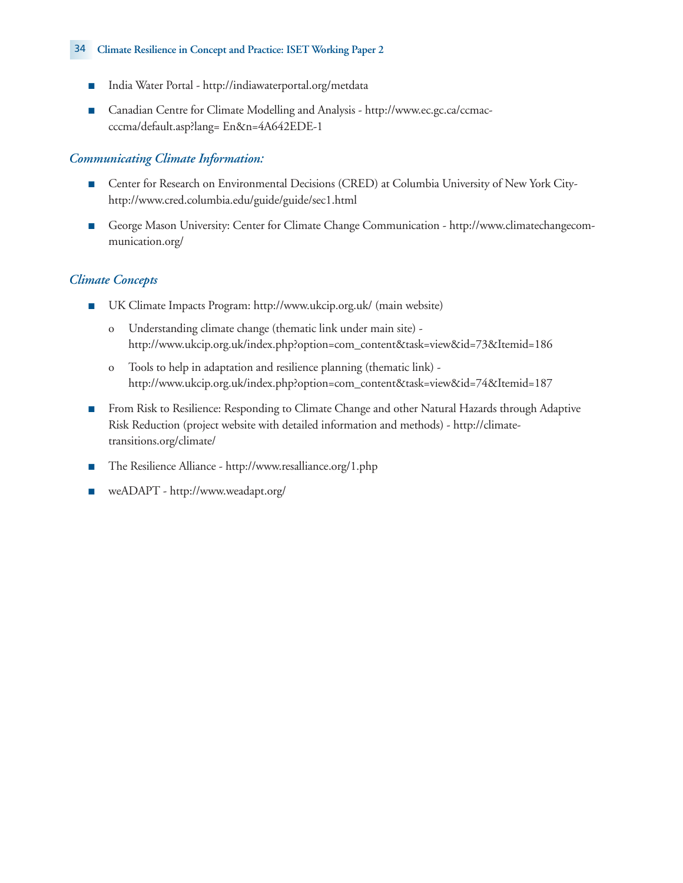- India Water Portal - http://indiawaterportal.org/metdata
- Canadian Centre for Climate Modelling and Analysis - http://www.ec.gc.ca/ccmac-cccma/default.asp?lang= En&n=4A642EDE-1

### *Communicating Climate Information:*

- Center for Research on Environmental Decisions (CRED) at Columbia University of New York City- http://www.cred.columbia.edu/guide/guide/sec1.html
- George Mason University: Center for Climate Change Communication - http://www.climatechangecommunication.org/

### *Climate Concepts*

- UK Climate Impacts Program: http://www.ukcip.org.uk/ (main website)
  - Understanding climate change (thematic link under main site) - http://www.ukcip.org.uk/index.php?option=com_content&task=view&id=73&Itemid=186
  - Tools to help in adaptation and resilience planning (thematic link) - http://www.ukcip.org.uk/index.php?option=com_content&task=view&id=74&Itemid=187
- From Risk to Resilience: Responding to Climate Change and other Natural Hazards through Adaptive Risk Reduction (project website with detailed information and methods) - http://climate-transitions.org/climate/
- The Resilience Alliance - http://www.resalliance.org/1.php
- weADAPT - http://www.weadapt.org/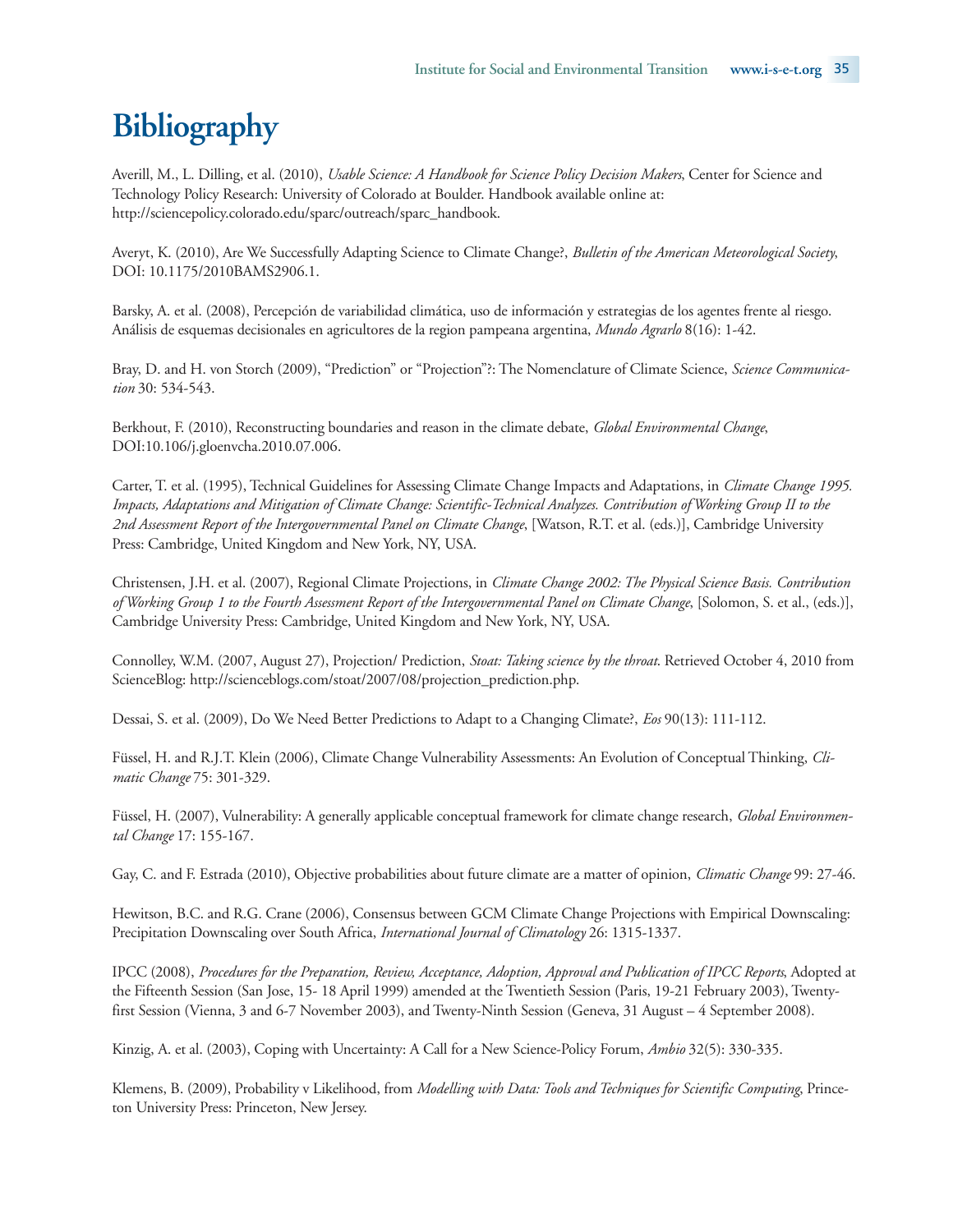# Bibliography

Averill, M., L. Dilling, et al. (2010), *Usable Science: A Handbook for Science Policy Decision Makers*, Center for Science and Technology Policy Research: University of Colorado at Boulder. Handbook available online at: http://sciencepolicy.colorado.edu/sparc/outreach/sparc_handbook.

Averyt, K. (2010), Are We Successfully Adapting Science to Climate Change?, *Bulletin of the American Meteorological Society*, DOI: 10.1175/2010BAMS2906.1.

Barsky, A. et al. (2008), Percepción de variabilidad climática, uso de información y estrategias de los agentes frente al riesgo. Análisis de esquemas decisionales en agricultores de la region pampeana argentina, *Mundo Agrarlo* 8(16): 1-42.

Bray, D. and H. von Storch (2009), "Prediction" or "Projection"?: The Nomenclature of Climate Science, *Science Communication* 30: 534-543.

Berkhout, F. (2010), Reconstructing boundaries and reason in the climate debate, *Global Environmental Change*, DOI:10.106/j.gloenvcha.2010.07.006.

Carter, T. et al. (1995), Technical Guidelines for Assessing Climate Change Impacts and Adaptations, in *Climate Change 1995. Impacts, Adaptations and Mitigation of Climate Change: Scientific-Technical Analyzes. Contribution of Working Group II to the 2nd Assessment Report of the Intergovernmental Panel on Climate Change*, [Watson, R.T. et al. (eds.)], Cambridge University Press: Cambridge, United Kingdom and New York, NY, USA.

Christensen, J.H. et al. (2007), Regional Climate Projections, in *Climate Change 2002: The Physical Science Basis. Contribution of Working Group 1 to the Fourth Assessment Report of the Intergovernmental Panel on Climate Change*, [Solomon, S. et al., (eds.)], Cambridge University Press: Cambridge, United Kingdom and New York, NY, USA.

Connolley, W.M. (2007, August 27), Projection/ Prediction, *Stoat: Taking science by the throat*. Retrieved October 4, 2010 from ScienceBlog: http://scienceblogs.com/stoat/2007/08/projection_prediction.php.

Dessai, S. et al. (2009), Do We Need Better Predictions to Adapt to a Changing Climate?, *Eos* 90(13): 111-112.

Füssel, H. and R.J.T. Klein (2006), Climate Change Vulnerability Assessments: An Evolution of Conceptual Thinking, *Climatic Change* 75: 301-329.

Füssel, H. (2007), Vulnerability: A generally applicable conceptual framework for climate change research, *Global Environmental Change* 17: 155-167.

Gay, C. and F. Estrada (2010), Objective probabilities about future climate are a matter of opinion, *Climatic Change* 99: 27-46.

Hewitson, B.C. and R.G. Crane (2006), Consensus between GCM Climate Change Projections with Empirical Downscaling: Precipitation Downscaling over South Africa, *International Journal of Climatology* 26: 1315-1337.

IPCC (2008), *Procedures for the Preparation, Review, Acceptance, Adoption, Approval and Publication of IPCC Reports*, Adopted at the Fifteenth Session (San Jose, 15- 18 April 1999) amended at the Twentieth Session (Paris, 19-21 February 2003), Twenty-first Session (Vienna, 3 and 6-7 November 2003), and Twenty-Ninth Session (Geneva, 31 August – 4 September 2008).

Kinzig, A. et al. (2003), Coping with Uncertainty: A Call for a New Science-Policy Forum, *Ambio* 32(5): 330-335.

Klemens, B. (2009), Probability v Likelihood, from *Modelling with Data: Tools and Techniques for Scientific Computing*, Princeton University Press: Princeton, New Jersey.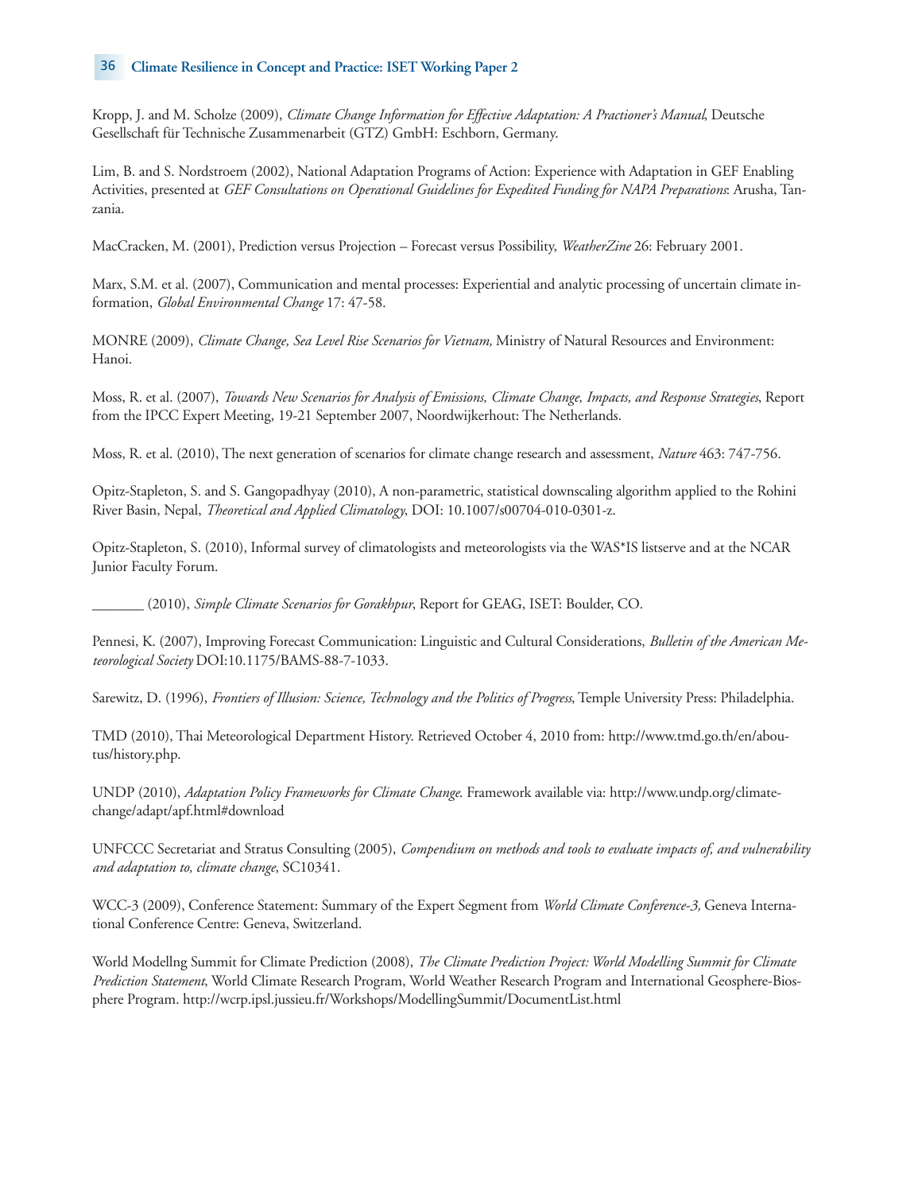Kropp, J. and M. Scholze (2009), *Climate Change Information for Effective Adaptation: A Practioner's Manual*, Deutsche Gesellschaft für Technische Zusammenarbeit (GTZ) GmbH: Eschborn, Germany.

Lim, B. and S. Nordstroem (2002), National Adaptation Programs of Action: Experience with Adaptation in GEF Enabling Activities, presented at *GEF Consultations on Operational Guidelines for Expedited Funding for NAPA Preparations*: Arusha, Tanzania.

MacCracken, M. (2001), Prediction versus Projection – Forecast versus Possibility, *WeatherZine* 26: February 2001.

Marx, S.M. et al. (2007), Communication and mental processes: Experiential and analytic processing of uncertain climate information, *Global Environmental Change* 17: 47-58.

MONRE (2009), *Climate Change, Sea Level Rise Scenarios for Vietnam,* Ministry of Natural Resources and Environment: Hanoi.

Moss, R. et al. (2007), *Towards New Scenarios for Analysis of Emissions, Climate Change, Impacts, and Response Strategies*, Report from the IPCC Expert Meeting, 19-21 September 2007, Noordwijkerhout: The Netherlands.

Moss, R. et al. (2010), The next generation of scenarios for climate change research and assessment, *Nature* 463: 747-756.

Opitz-Stapleton, S. and S. Gangopadhyay (2010), A non-parametric, statistical downscaling algorithm applied to the Rohini River Basin, Nepal, *Theoretical and Applied Climatology*, DOI: 10.1007/s00704-010-0301-z.

Opitz-Stapleton, S. (2010), Informal survey of climatologists and meteorologists via the WAS*IS listserve and at the NCAR Junior Faculty Forum.

_______ (2010), *Simple Climate Scenarios for Gorakhpur*, Report for GEAG, ISET: Boulder, CO.

Pennesi, K. (2007), Improving Forecast Communication: Linguistic and Cultural Considerations, *Bulletin of the American Meteorological Society* DOI:10.1175/BAMS-88-7-1033.

Sarewitz, D. (1996), *Frontiers of Illusion: Science, Technology and the Politics of Progress*, Temple University Press: Philadelphia.

TMD (2010), Thai Meteorological Department History. Retrieved October 4, 2010 from: http://www.tmd.go.th/en/aboutus/history.php.

UNDP (2010), *Adaptation Policy Frameworks for Climate Change*. Framework available via: http://www.undp.org/climatechange/adapt/apf.html#download

UNFCCC Secretariat and Stratus Consulting (2005), *Compendium on methods and tools to evaluate impacts of, and vulnerability and adaptation to, climate change*, SC10341.

WCC-3 (2009), Conference Statement: Summary of the Expert Segment from *World Climate Conference-3,* Geneva International Conference Centre: Geneva, Switzerland.

World Modellng Summit for Climate Prediction (2008), *The Climate Prediction Project: World Modelling Summit for Climate Prediction Statement*, World Climate Research Program, World Weather Research Program and International Geosphere-Biosphere Program. http://wcrp.ipsl.jussieu.fr/Workshops/ModellingSummit/DocumentList.html